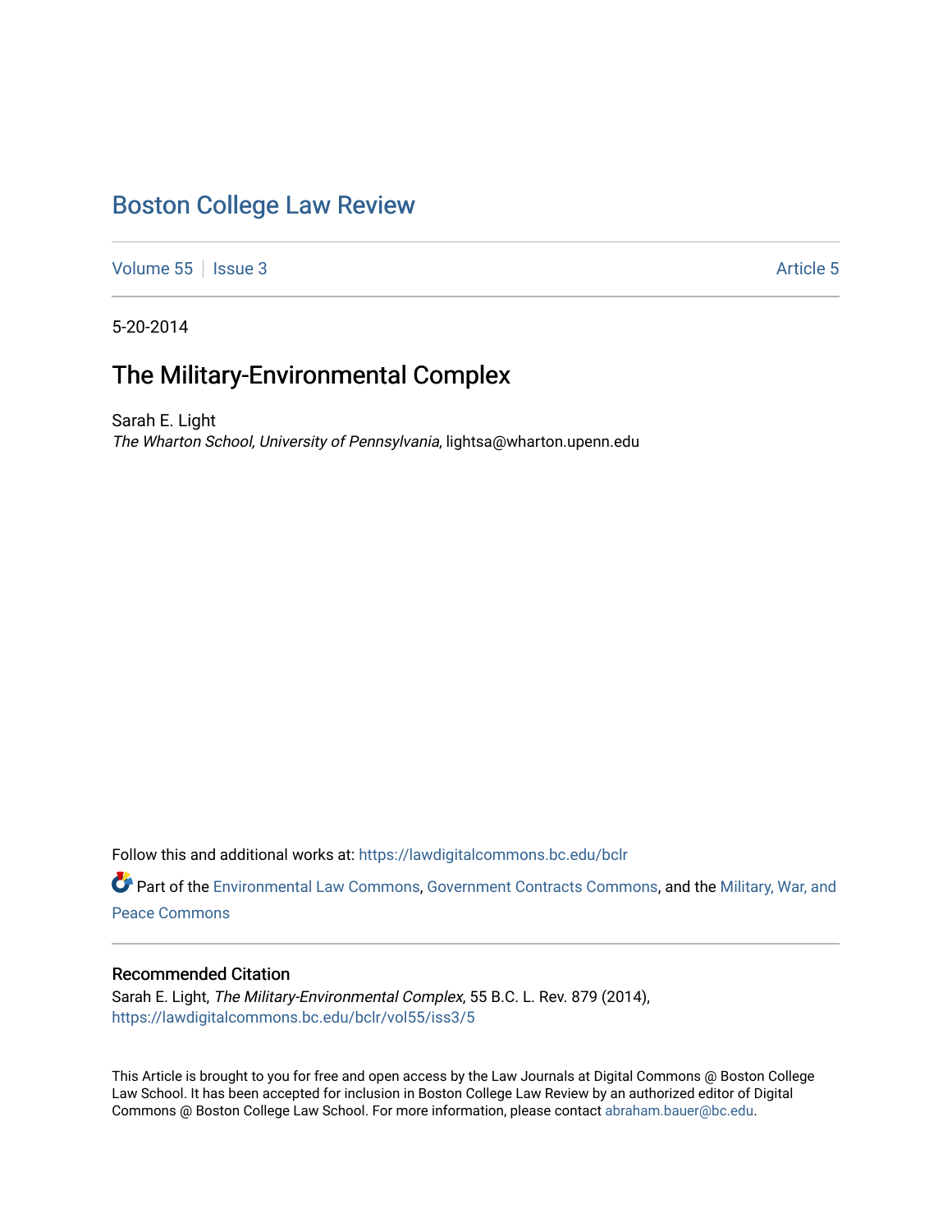# Boston College Law Review

Volume 55 | Issue 3 | Article 5

5-20-2014

## The Military-Environmental Complex

Sarah E. Light
*The Wharton School, University of Pennsylvania*, lightsa@wharton.upenn.edu

Follow this and additional works at: https://lawdigitalcommons.bc.edu/bclr

Part of the Environmental Law Commons, Government Contracts Commons, and the Military, War, and Peace Commons

### Recommended Citation

Sarah E. Light, *The Military-Environmental Complex*, 55 B.C. L. Rev. 879 (2014), https://lawdigitalcommons.bc.edu/bclr/vol55/iss3/5

This Article is brought to you for free and open access by the Law Journals at Digital Commons @ Boston College Law School. It has been accepted for inclusion in Boston College Law Review by an authorized editor of Digital Commons @ Boston College Law School. For more information, please contact abraham.bauer@bc.edu.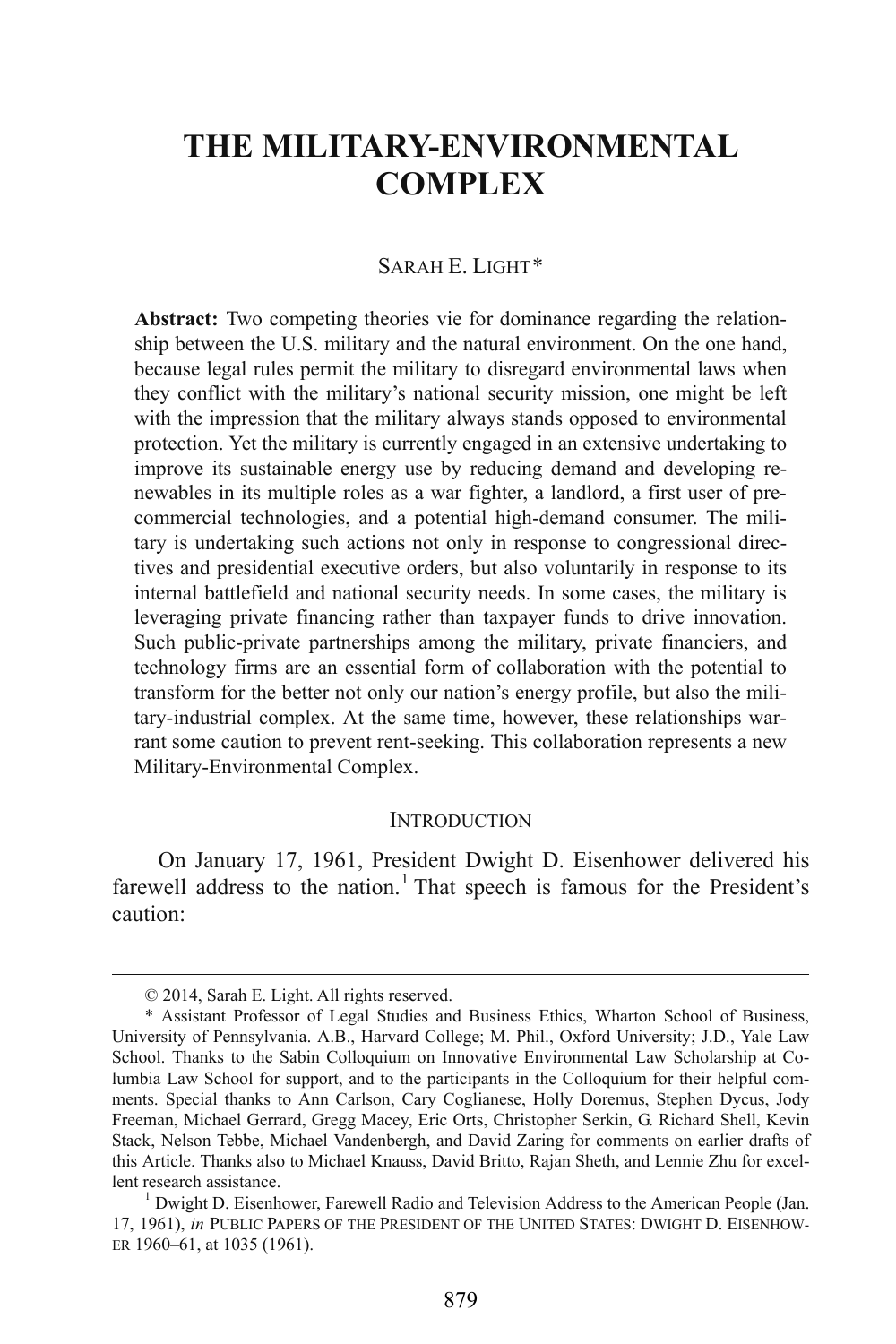# THE MILITARY-ENVIRONMENTAL COMPLEX

SARAH E. LIGHT*

**Abstract:** Two competing theories vie for dominance regarding the relationship between the U.S. military and the natural environment. On the one hand, because legal rules permit the military to disregard environmental laws when they conflict with the military's national security mission, one might be left with the impression that the military always stands opposed to environmental protection. Yet the military is currently engaged in an extensive undertaking to improve its sustainable energy use by reducing demand and developing renewables in its multiple roles as a war fighter, a landlord, a first user of pre-commercial technologies, and a potential high-demand consumer. The military is undertaking such actions not only in response to congressional directives and presidential executive orders, but also voluntarily in response to its internal battlefield and national security needs. In some cases, the military is leveraging private financing rather than taxpayer funds to drive innovation. Such public-private partnerships among the military, private financiers, and technology firms are an essential form of collaboration with the potential to transform for the better not only our nation's energy profile, but also the military-industrial complex. At the same time, however, these relationships warrant some caution to prevent rent-seeking. This collaboration represents a new Military-Environmental Complex.

## INTRODUCTION

On January 17, 1961, President Dwight D. Eisenhower delivered his farewell address to the nation.[1] That speech is famous for the President's caution:

---

© 2014, Sarah E. Light. All rights reserved.

\* Assistant Professor of Legal Studies and Business Ethics, Wharton School of Business, University of Pennsylvania. A.B., Harvard College; M. Phil., Oxford University; J.D., Yale Law School. Thanks to the Sabin Colloquium on Innovative Environmental Law Scholarship at Columbia Law School for support, and to the participants in the Colloquium for their helpful comments. Special thanks to Ann Carlson, Cary Coglianese, Holly Doremus, Stephen Dycus, Jody Freeman, Michael Gerrard, Gregg Macey, Eric Orts, Christopher Serkin, G. Richard Shell, Kevin Stack, Nelson Tebbe, Michael Vandenbergh, and David Zaring for comments on earlier drafts of this Article. Thanks also to Michael Knauss, David Britto, Rajan Sheth, and Lennie Zhu for excellent research assistance.

[1] Dwight D. Eisenhower, Farewell Radio and Television Address to the American People (Jan. 17, 1961), *in* PUBLIC PAPERS OF THE PRESIDENT OF THE UNITED STATES: DWIGHT D. EISENHOWER 1960–61, at 1035 (1961).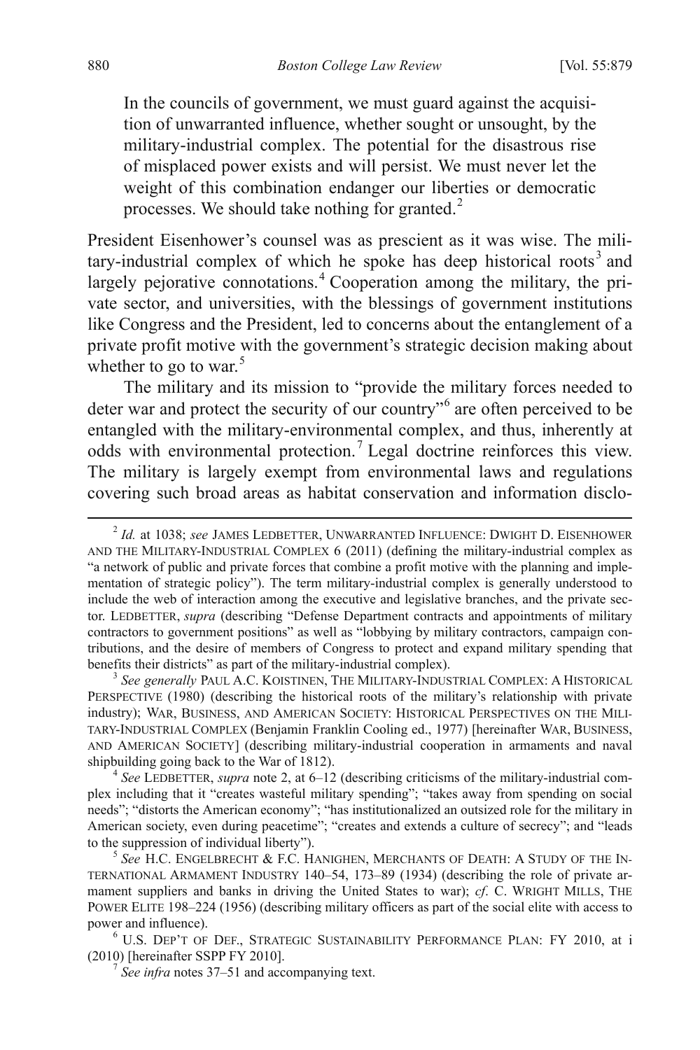> In the councils of government, we must guard against the acquisition of unwarranted influence, whether sought or unsought, by the military-industrial complex. The potential for the disastrous rise of misplaced power exists and will persist. We must never let the weight of this combination endanger our liberties or democratic processes. We should take nothing for granted.[2]

President Eisenhower's counsel was as prescient as it was wise. The military-industrial complex of which he spoke has deep historical roots[3] and largely pejorative connotations.[4] Cooperation among the military, the private sector, and universities, with the blessings of government institutions like Congress and the President, led to concerns about the entanglement of a private profit motive with the government's strategic decision making about whether to go to war.[5]

The military and its mission to "provide the military forces needed to deter war and protect the security of our country"[6] are often perceived to be entangled with the military-environmental complex, and thus, inherently at odds with environmental protection.[7] Legal doctrine reinforces this view. The military is largely exempt from environmental laws and regulations covering such broad areas as habitat conservation and information disclo-

---

[2] *Id.* at 1038; *see* JAMES LEDBETTER, UNWARRANTED INFLUENCE: DWIGHT D. EISENHOWER AND THE MILITARY-INDUSTRIAL COMPLEX 6 (2011) (defining the military-industrial complex as "a network of public and private forces that combine a profit motive with the planning and implementation of strategic policy"). The term military-industrial complex is generally understood to include the web of interaction among the executive and legislative branches, and the private sector. LEDBETTER, *supra* (describing "Defense Department contracts and appointments of military contractors to government positions" as well as "lobbying by military contractors, campaign contributions, and the desire of members of Congress to protect and expand military spending that benefits their districts" as part of the military-industrial complex).

[3] *See generally* PAUL A.C. KOISTINEN, THE MILITARY-INDUSTRIAL COMPLEX: A HISTORICAL PERSPECTIVE (1980) (describing the historical roots of the military's relationship with private industry); WAR, BUSINESS, AND AMERICAN SOCIETY: HISTORICAL PERSPECTIVES ON THE MILITARY-INDUSTRIAL COMPLEX (Benjamin Franklin Cooling ed., 1977) [hereinafter WAR, BUSINESS, AND AMERICAN SOCIETY] (describing military-industrial cooperation in armaments and naval shipbuilding going back to the War of 1812).

[4] *See* LEDBETTER, *supra* note 2, at 6–12 (describing criticisms of the military-industrial complex including that it "creates wasteful military spending"; "takes away from spending on social needs"; "distorts the American economy"; "has institutionalized an outsized role for the military in American society, even during peacetime"; "creates and extends a culture of secrecy"; and "leads to the suppression of individual liberty").

[5] *See* H.C. ENGELBRECHT & F.C. HANIGHEN, MERCHANTS OF DEATH: A STUDY OF THE INTERNATIONAL ARMAMENT INDUSTRY 140–54, 173–89 (1934) (describing the role of private armament suppliers and banks in driving the United States to war); *cf*. C. WRIGHT MILLS, THE POWER ELITE 198–224 (1956) (describing military officers as part of the social elite with access to power and influence).

[6] U.S. DEP'T OF DEF., STRATEGIC SUSTAINABILITY PERFORMANCE PLAN: FY 2010, at i (2010) [hereinafter SSPP FY 2010].

[7] *See infra* notes 37–51 and accompanying text.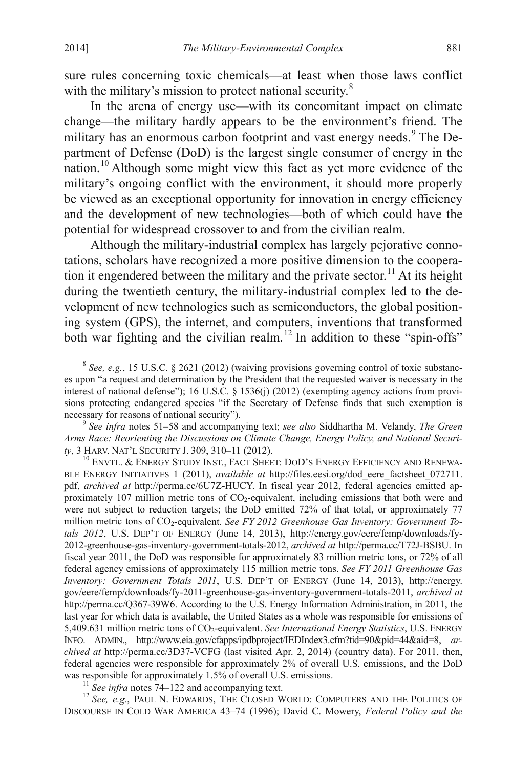sure rules concerning toxic chemicals—at least when those laws conflict with the military's mission to protect national security.[8]

In the arena of energy use—with its concomitant impact on climate change—the military hardly appears to be the environment's friend. The military has an enormous carbon footprint and vast energy needs.[9] The Department of Defense (DoD) is the largest single consumer of energy in the nation.[10] Although some might view this fact as yet more evidence of the military's ongoing conflict with the environment, it should more properly be viewed as an exceptional opportunity for innovation in energy efficiency and the development of new technologies—both of which could have the potential for widespread crossover to and from the civilian realm.

Although the military-industrial complex has largely pejorative connotations, scholars have recognized a more positive dimension to the cooperation it engendered between the military and the private sector.[11] At its height during the twentieth century, the military-industrial complex led to the development of new technologies such as semiconductors, the global positioning system (GPS), the internet, and computers, inventions that transformed both war fighting and the civilian realm.[12] In addition to these "spin-offs"

---

[8] *See, e.g.*, 15 U.S.C. § 2621 (2012) (waiving provisions governing control of toxic substances upon "a request and determination by the President that the requested waiver is necessary in the interest of national defense"); 16 U.S.C. § 1536(j) (2012) (exempting agency actions from provisions protecting endangered species "if the Secretary of Defense finds that such exemption is necessary for reasons of national security").

[9] *See infra* notes 51–58 and accompanying text; *see also* Siddhartha M. Velandy, *The Green Arms Race: Reorienting the Discussions on Climate Change, Energy Policy, and National Security*, 3 HARV. NAT'L SECURITY J. 309, 310–11 (2012).

[10] ENVTL. & ENERGY STUDY INST., FACT SHEET: DOD'S ENERGY EFFICIENCY AND RENEWABLE ENERGY INITIATIVES 1 (2011), *available at* http://files.eesi.org/dod_eere_factsheet_072711.pdf, *archived at* http://perma.cc/6U7Z-HUCY. In fiscal year 2012, federal agencies emitted approximately 107 million metric tons of $CO_2$-equivalent, including emissions that both were and were not subject to reduction targets; the DoD emitted 72% of that total, or approximately 77 million metric tons of $CO_2$-equivalent. *See FY 2012 Greenhouse Gas Inventory: Government Totals 2012*, U.S. DEP'T OF ENERGY (June 14, 2013), http://energy.gov/eere/femp/downloads/fy-2012-greenhouse-gas-inventory-government-totals-2012, *archived at* http://perma.cc/T72J-BSBU. In fiscal year 2011, the DoD was responsible for approximately 83 million metric tons, or 72% of all federal agency emissions of approximately 115 million metric tons. *See FY 2011 Greenhouse Gas Inventory: Government Totals 2011*, U.S. DEP'T OF ENERGY (June 14, 2013), http://energy.gov/eere/femp/downloads/fy-2011-greenhouse-gas-inventory-government-totals-2011, *archived at* http://perma.cc/Q367-39W6. According to the U.S. Energy Information Administration, in 2011, the last year for which data is available, the United States as a whole was responsible for emissions of 5,409.631 million metric tons of $CO_2$-equivalent. *See International Energy Statistics*, U.S. ENERGY INFO. ADMIN., http://www.eia.gov/cfapps/ipdbproject/IEDIndex3.cfm?tid=90&pid=44&aid=8, *archived at* http://perma.cc/3D37-VCFG (last visited Apr. 2, 2014) (country data). For 2011, then, federal agencies were responsible for approximately 2% of overall U.S. emissions, and the DoD was responsible for approximately 1.5% of overall U.S. emissions.

[11] *See infra* notes 74–122 and accompanying text.

[12] *See, e.g.*, PAUL N. EDWARDS, THE CLOSED WORLD: COMPUTERS AND THE POLITICS OF DISCOURSE IN COLD WAR AMERICA 43–74 (1996); David C. Mowery, *Federal Policy and the*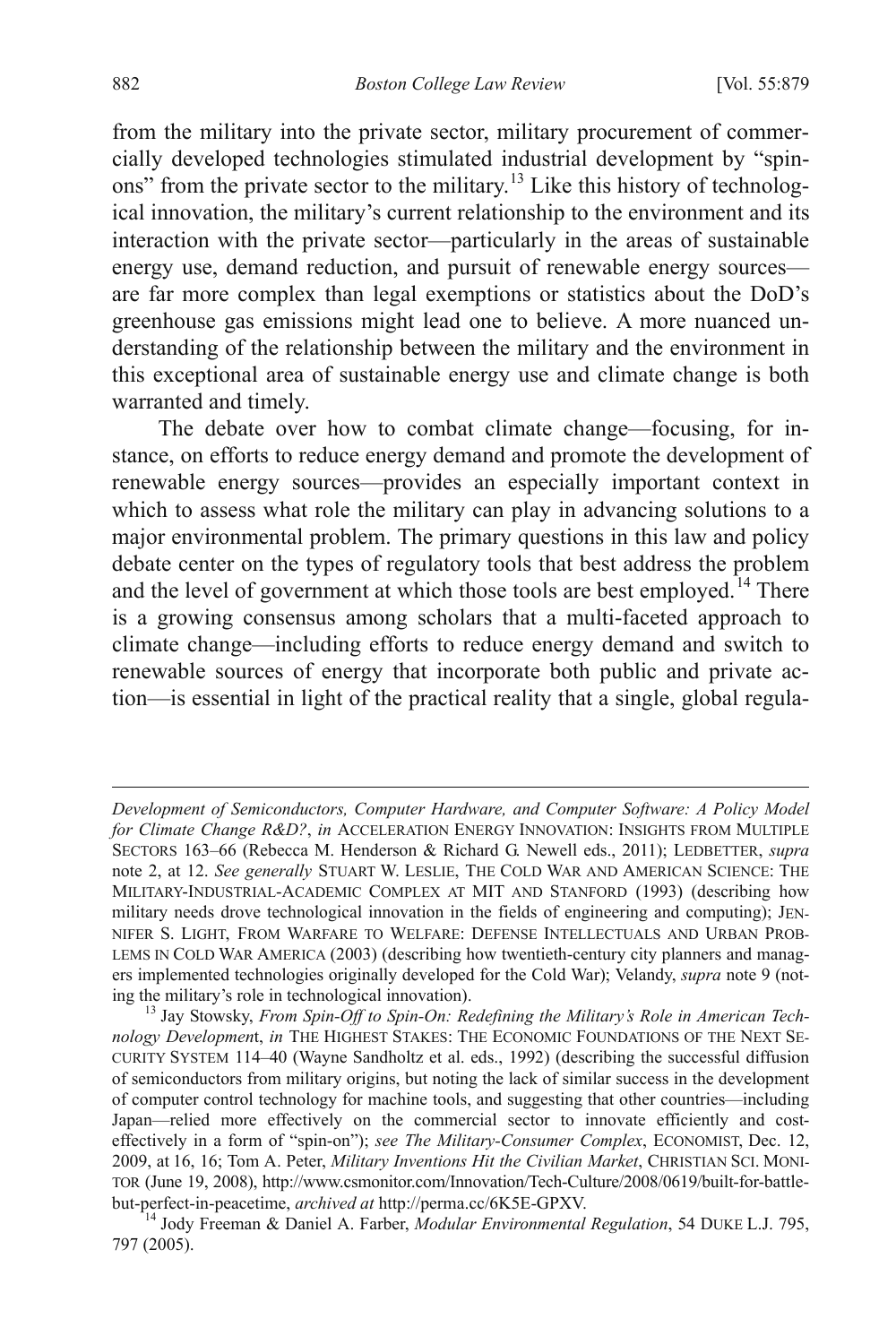from the military into the private sector, military procurement of commercially developed technologies stimulated industrial development by "spin-ons" from the private sector to the military.[13] Like this history of technological innovation, the military's current relationship to the environment and its interaction with the private sector—particularly in the areas of sustainable energy use, demand reduction, and pursuit of renewable energy sources—are far more complex than legal exemptions or statistics about the DoD's greenhouse gas emissions might lead one to believe. A more nuanced understanding of the relationship between the military and the environment in this exceptional area of sustainable energy use and climate change is both warranted and timely.

The debate over how to combat climate change—focusing, for instance, on efforts to reduce energy demand and promote the development of renewable energy sources—provides an especially important context in which to assess what role the military can play in advancing solutions to a major environmental problem. The primary questions in this law and policy debate center on the types of regulatory tools that best address the problem and the level of government at which those tools are best employed.[14] There is a growing consensus among scholars that a multi-faceted approach to climate change—including efforts to reduce energy demand and switch to renewable sources of energy that incorporate both public and private action—is essential in light of the practical reality that a single, global regula-

---

*Development of Semiconductors, Computer Hardware, and Computer Software: A Policy Model for Climate Change R&D?*, *in* ACCELERATION ENERGY INNOVATION: INSIGHTS FROM MULTIPLE SECTORS 163–66 (Rebecca M. Henderson & Richard G. Newell eds., 2011); LEDBETTER, *supra* note 2, at 12. *See generally* STUART W. LESLIE, THE COLD WAR AND AMERICAN SCIENCE: THE MILITARY-INDUSTRIAL-ACADEMIC COMPLEX AT MIT AND STANFORD (1993) (describing how military needs drove technological innovation in the fields of engineering and computing); JENNIFER S. LIGHT, FROM WARFARE TO WELFARE: DEFENSE INTELLECTUALS AND URBAN PROBLEMS IN COLD WAR AMERICA (2003) (describing how twentieth-century city planners and managers implemented technologies originally developed for the Cold War); Velandy, *supra* note 9 (noting the military's role in technological innovation).

[13] Jay Stowsky, *From Spin-Off to Spin-On: Redefining the Military's Role in American Technology Development*, *in* THE HIGHEST STAKES: THE ECONOMIC FOUNDATIONS OF THE NEXT SECURITY SYSTEM 114–40 (Wayne Sandholtz et al. eds., 1992) (describing the successful diffusion of semiconductors from military origins, but noting the lack of similar success in the development of computer control technology for machine tools, and suggesting that other countries—including Japan—relied more effectively on the commercial sector to innovate efficiently and cost-effectively in a form of "spin-on"); *see The Military-Consumer Complex*, ECONOMIST, Dec. 12, 2009, at 16, 16; Tom A. Peter, *Military Inventions Hit the Civilian Market*, CHRISTIAN SCI. MONITOR (June 19, 2008), http://www.csmonitor.com/Innovation/Tech-Culture/2008/0619/built-for-battle-but-perfect-in-peacetime, *archived at* http://perma.cc/6K5E-GPXV.

[14] Jody Freeman & Daniel A. Farber, *Modular Environmental Regulation*, 54 DUKE L.J. 795, 797 (2005).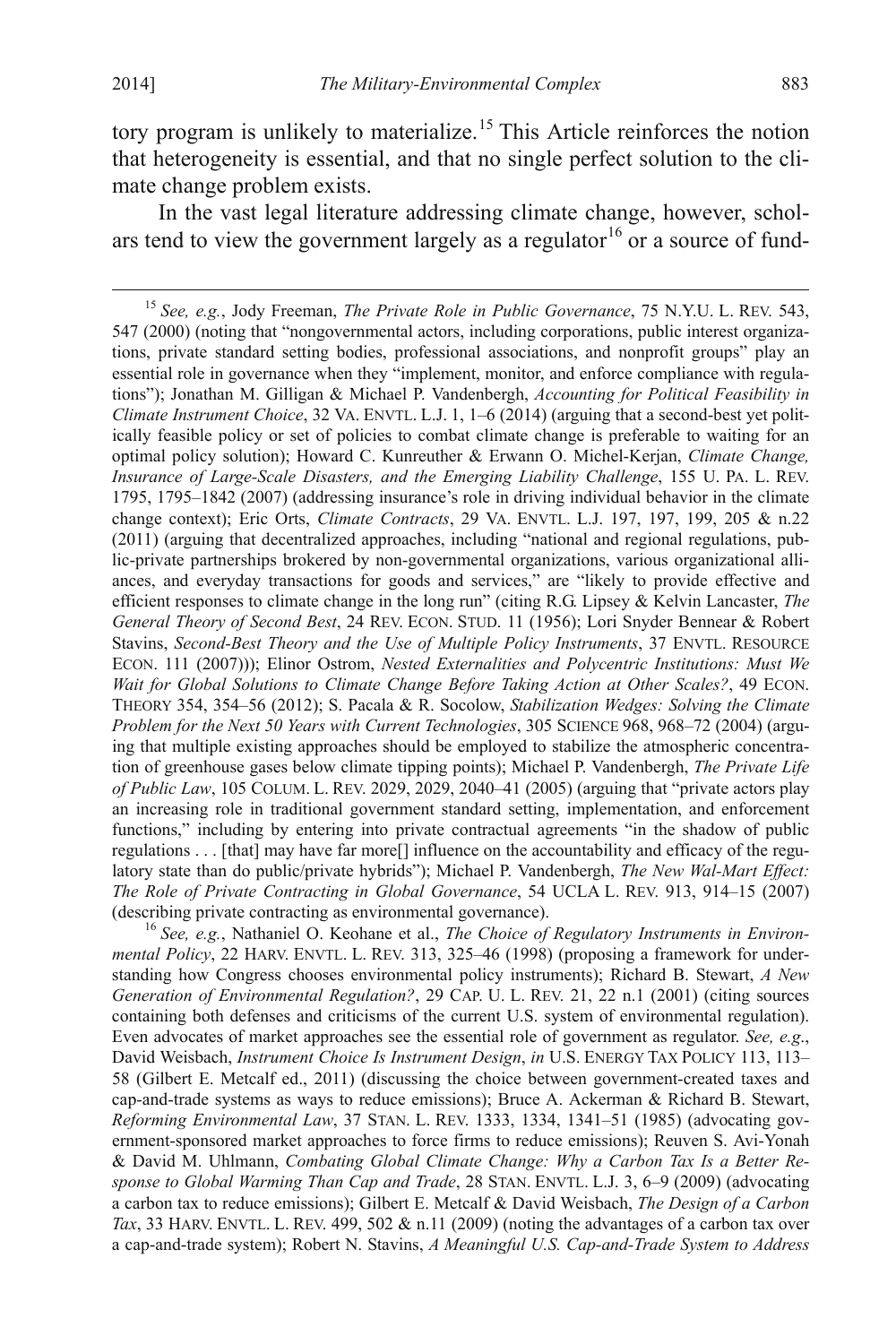tory program is unlikely to materialize.[15] This Article reinforces the notion that heterogeneity is essential, and that no single perfect solution to the climate change problem exists.

In the vast legal literature addressing climate change, however, scholars tend to view the government largely as a regulator[16] or a source of fund-

---

[15] *See, e.g.*, Jody Freeman, *The Private Role in Public Governance*, 75 N.Y.U. L. REV. 543, 547 (2000) (noting that "nongovernmental actors, including corporations, public interest organizations, private standard setting bodies, professional associations, and nonprofit groups" play an essential role in governance when they "implement, monitor, and enforce compliance with regulations"); Jonathan M. Gilligan & Michael P. Vandenbergh, *Accounting for Political Feasibility in Climate Instrument Choice*, 32 VA. ENVTL. L.J. 1, 1–6 (2014) (arguing that a second-best yet politically feasible policy or set of policies to combat climate change is preferable to waiting for an optimal policy solution); Howard C. Kunreuther & Erwann O. Michel-Kerjan, *Climate Change, Insurance of Large-Scale Disasters, and the Emerging Liability Challenge*, 155 U. PA. L. REV. 1795, 1795–1842 (2007) (addressing insurance's role in driving individual behavior in the climate change context); Eric Orts, *Climate Contracts*, 29 VA. ENVTL. L.J. 197, 197, 199, 205 & n.22 (2011) (arguing that decentralized approaches, including "national and regional regulations, public-private partnerships brokered by non-governmental organizations, various organizational alliances, and everyday transactions for goods and services," are "likely to provide effective and efficient responses to climate change in the long run" (citing R.G. Lipsey & Kelvin Lancaster, *The General Theory of Second Best*, 24 REV. ECON. STUD. 11 (1956); Lori Snyder Bennear & Robert Stavins, *Second-Best Theory and the Use of Multiple Policy Instruments*, 37 ENVTL. RESOURCE ECON. 111 (2007))); Elinor Ostrom, *Nested Externalities and Polycentric Institutions: Must We Wait for Global Solutions to Climate Change Before Taking Action at Other Scales?*, 49 ECON. THEORY 354, 354–56 (2012); S. Pacala & R. Socolow, *Stabilization Wedges: Solving the Climate Problem for the Next 50 Years with Current Technologies*, 305 SCIENCE 968, 968–72 (2004) (arguing that multiple existing approaches should be employed to stabilize the atmospheric concentration of greenhouse gases below climate tipping points); Michael P. Vandenbergh, *The Private Life of Public Law*, 105 COLUM. L. REV. 2029, 2029, 2040–41 (2005) (arguing that "private actors play an increasing role in traditional government standard setting, implementation, and enforcement functions," including by entering into private contractual agreements "in the shadow of public regulations . . . [that] may have far more[] influence on the accountability and efficacy of the regulatory state than do public/private hybrids"); Michael P. Vandenbergh, *The New Wal-Mart Effect: The Role of Private Contracting in Global Governance*, 54 UCLA L. REV. 913, 914–15 (2007) (describing private contracting as environmental governance).

[16] *See, e.g.*, Nathaniel O. Keohane et al., *The Choice of Regulatory Instruments in Environmental Policy*, 22 HARV. ENVTL. L. REV. 313, 325–46 (1998) (proposing a framework for understanding how Congress chooses environmental policy instruments); Richard B. Stewart, *A New Generation of Environmental Regulation?*, 29 CAP. U. L. REV. 21, 22 n.1 (2001) (citing sources containing both defenses and criticisms of the current U.S. system of environmental regulation). Even advocates of market approaches see the essential role of government as regulator. *See, e.g.*, David Weisbach, *Instrument Choice Is Instrument Design*, *in* U.S. ENERGY TAX POLICY 113, 113–58 (Gilbert E. Metcalf ed., 2011) (discussing the choice between government-created taxes and cap-and-trade systems as ways to reduce emissions); Bruce A. Ackerman & Richard B. Stewart, *Reforming Environmental Law*, 37 STAN. L. REV. 1333, 1334, 1341–51 (1985) (advocating government-sponsored market approaches to force firms to reduce emissions); Reuven S. Avi-Yonah & David M. Uhlmann, *Combating Global Climate Change: Why a Carbon Tax Is a Better Response to Global Warming Than Cap and Trade*, 28 STAN. ENVTL. L.J. 3, 6–9 (2009) (advocating a carbon tax to reduce emissions); Gilbert E. Metcalf & David Weisbach, *The Design of a Carbon Tax*, 33 HARV. ENVTL. L. REV. 499, 502 & n.11 (2009) (noting the advantages of a carbon tax over a cap-and-trade system); Robert N. Stavins, *A Meaningful U.S. Cap-and-Trade System to Address*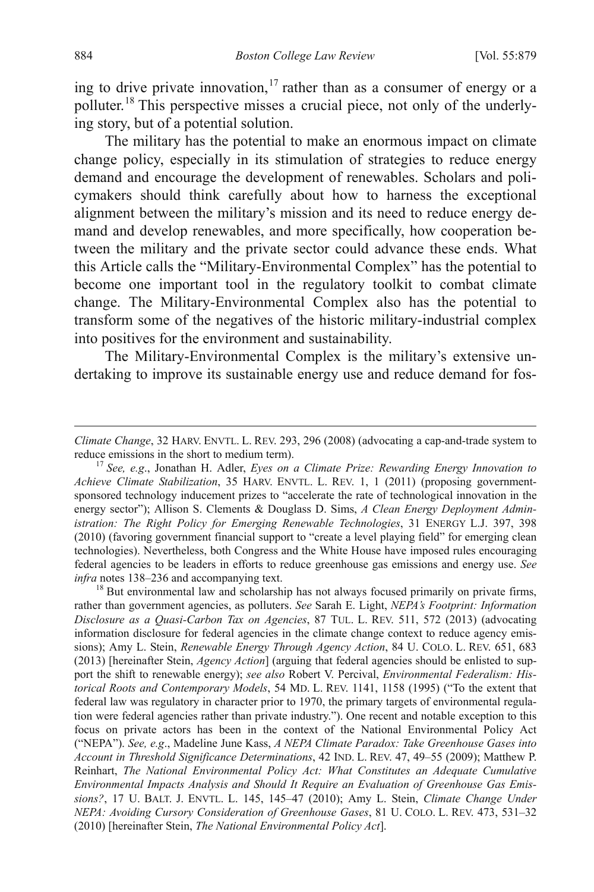ing to drive private innovation,[17] rather than as a consumer of energy or a polluter.[18] This perspective misses a crucial piece, not only of the underlying story, but of a potential solution.

The military has the potential to make an enormous impact on climate change policy, especially in its stimulation of strategies to reduce energy demand and encourage the development of renewables. Scholars and policymakers should think carefully about how to harness the exceptional alignment between the military's mission and its need to reduce energy demand and develop renewables, and more specifically, how cooperation between the military and the private sector could advance these ends. What this Article calls the "Military-Environmental Complex" has the potential to become one important tool in the regulatory toolkit to combat climate change. The Military-Environmental Complex also has the potential to transform some of the negatives of the historic military-industrial complex into positives for the environment and sustainability.

The Military-Environmental Complex is the military's extensive undertaking to improve its sustainable energy use and reduce demand for fos-

---

*Climate Change*, 32 HARV. ENVTL. L. REV. 293, 296 (2008) (advocating a cap-and-trade system to reduce emissions in the short to medium term).

[17] *See, e.g*., Jonathan H. Adler, *Eyes on a Climate Prize: Rewarding Energy Innovation to Achieve Climate Stabilization*, 35 HARV. ENVTL. L. REV. 1, 1 (2011) (proposing government-sponsored technology inducement prizes to "accelerate the rate of technological innovation in the energy sector"); Allison S. Clements & Douglass D. Sims, *A Clean Energy Deployment Administration: The Right Policy for Emerging Renewable Technologies*, 31 ENERGY L.J. 397, 398 (2010) (favoring government financial support to "create a level playing field" for emerging clean technologies). Nevertheless, both Congress and the White House have imposed rules encouraging federal agencies to be leaders in efforts to reduce greenhouse gas emissions and energy use. *See infra* notes 138–236 and accompanying text.

[18] But environmental law and scholarship has not always focused primarily on private firms, rather than government agencies, as polluters. *See* Sarah E. Light, *NEPA's Footprint: Information Disclosure as a Quasi-Carbon Tax on Agencies*, 87 TUL. L. REV. 511, 572 (2013) (advocating information disclosure for federal agencies in the climate change context to reduce agency emissions); Amy L. Stein, *Renewable Energy Through Agency Action*, 84 U. COLO. L. REV. 651, 683 (2013) [hereinafter Stein, *Agency Action*] (arguing that federal agencies should be enlisted to support the shift to renewable energy); *see also* Robert V. Percival, *Environmental Federalism: Historical Roots and Contemporary Models*, 54 MD. L. REV. 1141, 1158 (1995) ("To the extent that federal law was regulatory in character prior to 1970, the primary targets of environmental regulation were federal agencies rather than private industry."). One recent and notable exception to this focus on private actors has been in the context of the National Environmental Policy Act ("NEPA"). *See, e.g*., Madeline June Kass, *A NEPA Climate Paradox: Take Greenhouse Gases into Account in Threshold Significance Determinations*, 42 IND. L. REV. 47, 49–55 (2009); Matthew P. Reinhart, *The National Environmental Policy Act: What Constitutes an Adequate Cumulative Environmental Impacts Analysis and Should It Require an Evaluation of Greenhouse Gas Emissions?*, 17 U. BALT. J. ENVTL. L. 145, 145–47 (2010); Amy L. Stein, *Climate Change Under NEPA: Avoiding Cursory Consideration of Greenhouse Gases*, 81 U. COLO. L. REV. 473, 531–32 (2010) [hereinafter Stein, *The National Environmental Policy Act*].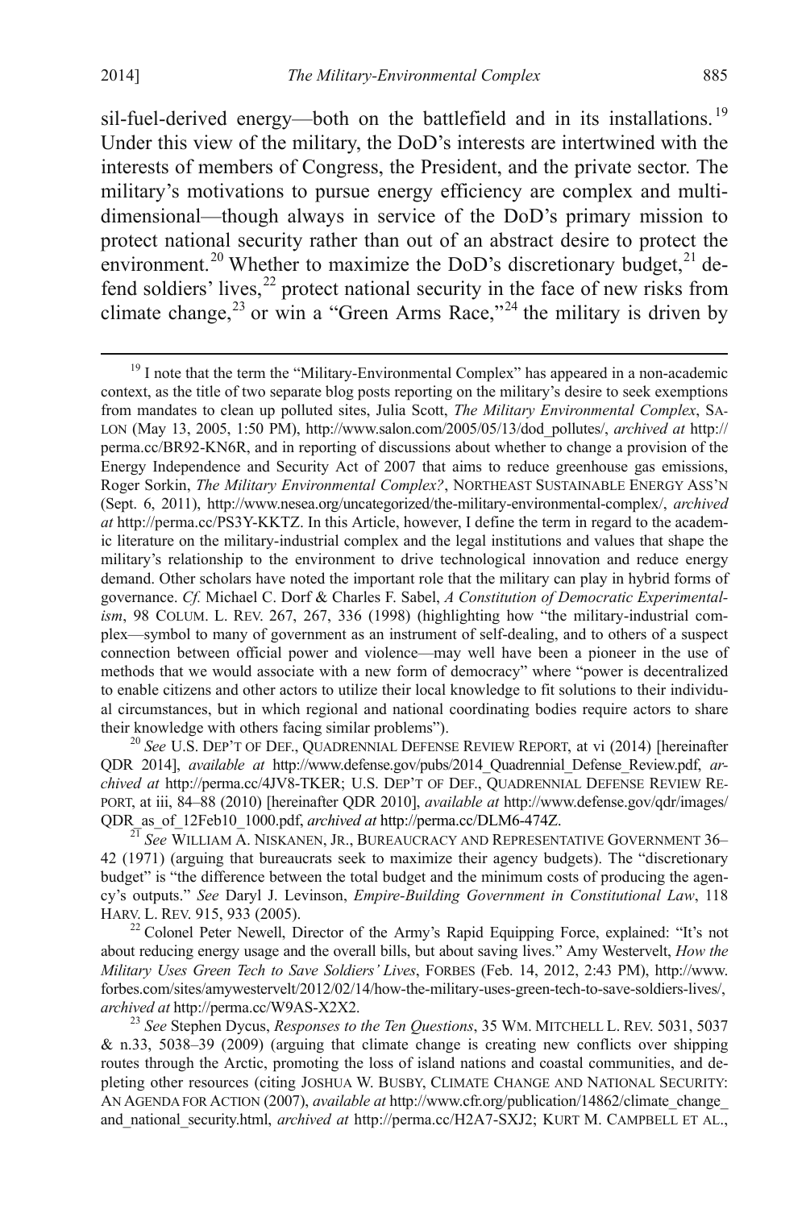sil-fuel-derived energy—both on the battlefield and in its installations.[19] Under this view of the military, the DoD's interests are intertwined with the interests of members of Congress, the President, and the private sector. The military's motivations to pursue energy efficiency are complex and multi-dimensional—though always in service of the DoD's primary mission to protect national security rather than out of an abstract desire to protect the environment.[20] Whether to maximize the DoD's discretionary budget,[21] defend soldiers' lives,[22] protect national security in the face of new risks from climate change,[23] or win a "Green Arms Race,"[24] the military is driven by

---

[19] I note that the term the "Military-Environmental Complex" has appeared in a non-academic context, as the title of two separate blog posts reporting on the military's desire to seek exemptions from mandates to clean up polluted sites, Julia Scott, *The Military Environmental Complex*, SALON (May 13, 2005, 1:50 PM), http://www.salon.com/2005/05/13/dod_pollutes/, *archived at* http://perma.cc/BR92-KN6R, and in reporting of discussions about whether to change a provision of the Energy Independence and Security Act of 2007 that aims to reduce greenhouse gas emissions, Roger Sorkin, *The Military Environmental Complex?*, NORTHEAST SUSTAINABLE ENERGY ASS'N (Sept. 6, 2011), http://www.nesea.org/uncategorized/the-military-environmental-complex/, *archived at* http://perma.cc/PS3Y-KKTZ. In this Article, however, I define the term in regard to the academic literature on the military-industrial complex and the legal institutions and values that shape the military's relationship to the environment to drive technological innovation and reduce energy demand. Other scholars have noted the important role that the military can play in hybrid forms of governance. *Cf.* Michael C. Dorf & Charles F. Sabel, *A Constitution of Democratic Experimentalism*, 98 COLUM. L. REV. 267, 267, 336 (1998) (highlighting how "the military-industrial complex—symbol to many of government as an instrument of self-dealing, and to others of a suspect connection between official power and violence—may well have been a pioneer in the use of methods that we would associate with a new form of democracy" where "power is decentralized to enable citizens and other actors to utilize their local knowledge to fit solutions to their individual circumstances, but in which regional and national coordinating bodies require actors to share their knowledge with others facing similar problems").

[20] *See* U.S. DEP'T OF DEF., QUADRENNIAL DEFENSE REVIEW REPORT, at vi (2014) [hereinafter QDR 2014], *available at* http://www.defense.gov/pubs/2014_Quadrennial_Defense_Review.pdf, *archived at* http://perma.cc/4JV8-TKER; U.S. DEP'T OF DEF., QUADRENNIAL DEFENSE REVIEW REPORT, at iii, 84–88 (2010) [hereinafter QDR 2010], *available at* http://www.defense.gov/qdr/images/QDR_as_of_12Feb10_1000.pdf, *archived at* http://perma.cc/DLM6-474Z.

[21] *See* WILLIAM A. NISKANEN, JR., BUREAUCRACY AND REPRESENTATIVE GOVERNMENT 36–42 (1971) (arguing that bureaucrats seek to maximize their agency budgets). The "discretionary budget" is "the difference between the total budget and the minimum costs of producing the agency's outputs." *See* Daryl J. Levinson, *Empire-Building Government in Constitutional Law*, 118 HARV. L. REV. 915, 933 (2005).

[22] Colonel Peter Newell, Director of the Army's Rapid Equipping Force, explained: "It's not about reducing energy usage and the overall bills, but about saving lives." Amy Westervelt, *How the Military Uses Green Tech to Save Soldiers' Lives*, FORBES (Feb. 14, 2012, 2:43 PM), http://www.forbes.com/sites/amywestervelt/2012/02/14/how-the-military-uses-green-tech-to-save-soldiers-lives/, *archived at* http://perma.cc/W9AS-X2X2.

[23] *See* Stephen Dycus, *Responses to the Ten Questions*, 35 WM. MITCHELL L. REV. 5031, 5037 & n.33, 5038–39 (2009) (arguing that climate change is creating new conflicts over shipping routes through the Arctic, promoting the loss of island nations and coastal communities, and depleting other resources (citing JOSHUA W. BUSBY, CLIMATE CHANGE AND NATIONAL SECURITY: AN AGENDA FOR ACTION (2007), *available at* http://www.cfr.org/publication/14862/climate_change_and_national_security.html, *archived at* http://perma.cc/H2A7-SXJ2; KURT M. CAMPBELL ET AL.,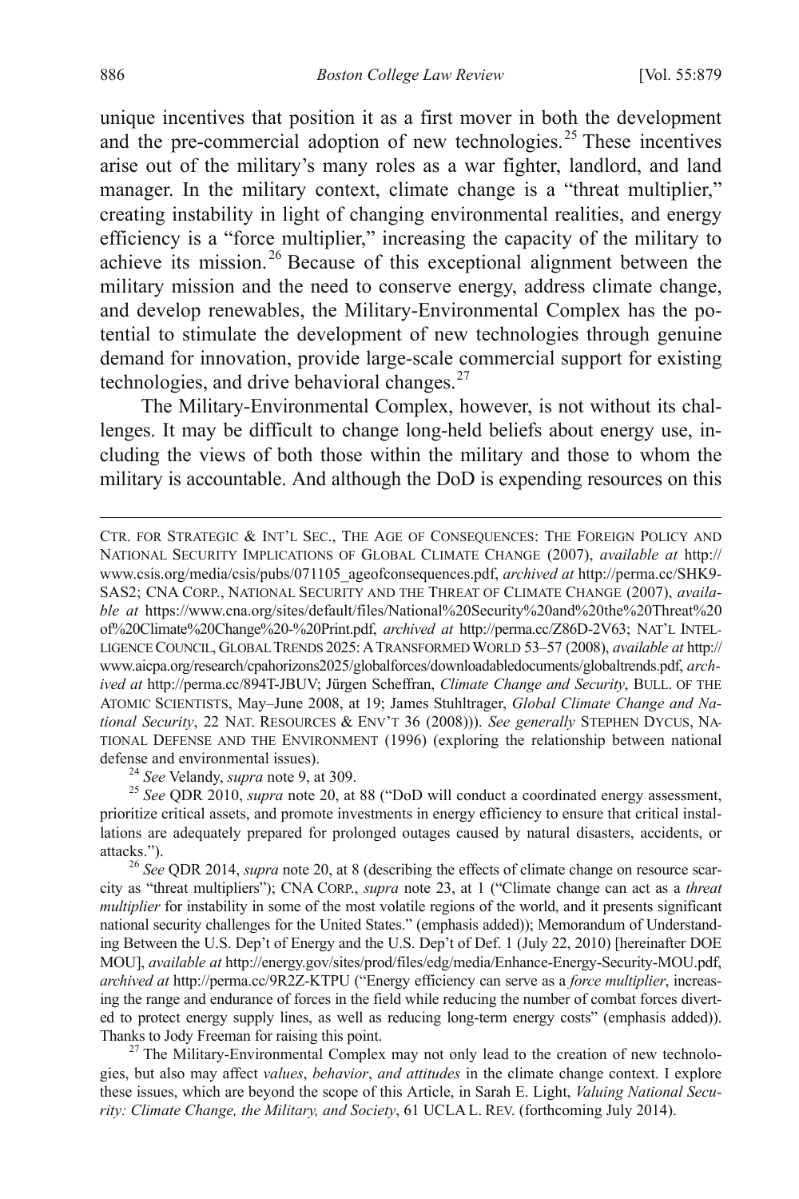unique incentives that position it as a first mover in both the development and the pre-commercial adoption of new technologies.[25] These incentives arise out of the military's many roles as a war fighter, landlord, and land manager. In the military context, climate change is a "threat multiplier," creating instability in light of changing environmental realities, and energy efficiency is a "force multiplier," increasing the capacity of the military to achieve its mission.[26] Because of this exceptional alignment between the military mission and the need to conserve energy, address climate change, and develop renewables, the Military-Environmental Complex has the potential to stimulate the development of new technologies through genuine demand for innovation, provide large-scale commercial support for existing technologies, and drive behavioral changes.[27]

The Military-Environmental Complex, however, is not without its challenges. It may be difficult to change long-held beliefs about energy use, including the views of both those within the military and those to whom the military is accountable. And although the DoD is expending resources on this

---

CTR. FOR STRATEGIC & INT'L SEC., THE AGE OF CONSEQUENCES: THE FOREIGN POLICY AND NATIONAL SECURITY IMPLICATIONS OF GLOBAL CLIMATE CHANGE (2007), *available at* http://www.csis.org/media/csis/pubs/071105_ageofconsequences.pdf, *archived at* http://perma.cc/SHK9-SAS2; CNA CORP., NATIONAL SECURITY AND THE THREAT OF CLIMATE CHANGE (2007), *available at* https://www.cna.org/sites/default/files/National%20Security%20and%20the%20Threat%20of%20Climate%20Change%20-%20Print.pdf, *archived at* http://perma.cc/Z86D-2V63; NAT'L INTELLIGENCE COUNCIL, GLOBAL TRENDS 2025: A TRANSFORMED WORLD 53–57 (2008), *available at* http://www.aicpa.org/research/cpahorizons2025/globalforces/downloadabledocuments/globaltrends.pdf, *archived at* http://perma.cc/894T-JBUV; Jürgen Scheffran, *Climate Change and Security*, BULL. OF THE ATOMIC SCIENTISTS, May–June 2008, at 19; James Stuhltrager, *Global Climate Change and National Security*, 22 NAT. RESOURCES & ENV'T 36 (2008))). *See generally* STEPHEN DYCUS, NATIONAL DEFENSE AND THE ENVIRONMENT (1996) (exploring the relationship between national defense and environmental issues).

[24] *See* Velandy, *supra* note 9, at 309.

[25] *See* QDR 2010, *supra* note 20, at 88 ("DoD will conduct a coordinated energy assessment, prioritize critical assets, and promote investments in energy efficiency to ensure that critical installations are adequately prepared for prolonged outages caused by natural disasters, accidents, or attacks.").

[26] *See* QDR 2014, *supra* note 20, at 8 (describing the effects of climate change on resource scarcity as "threat multipliers"); CNA CORP., *supra* note 23, at 1 ("Climate change can act as a *threat multiplier* for instability in some of the most volatile regions of the world, and it presents significant national security challenges for the United States." (emphasis added)); Memorandum of Understanding Between the U.S. Dep't of Energy and the U.S. Dep't of Def. 1 (July 22, 2010) [hereinafter DOE MOU], *available at* http://energy.gov/sites/prod/files/edg/media/Enhance-Energy-Security-MOU.pdf, *archived at* http://perma.cc/9R2Z-KTPU ("Energy efficiency can serve as a *force multiplier*, increasing the range and endurance of forces in the field while reducing the number of combat forces diverted to protect energy supply lines, as well as reducing long-term energy costs" (emphasis added)). Thanks to Jody Freeman for raising this point.

[27] The Military-Environmental Complex may not only lead to the creation of new technologies, but also may affect *values*, *behavior*, *and attitudes* in the climate change context. I explore these issues, which are beyond the scope of this Article, in Sarah E. Light, *Valuing National Security: Climate Change, the Military, and Society*, 61 UCLA L. REV. (forthcoming July 2014).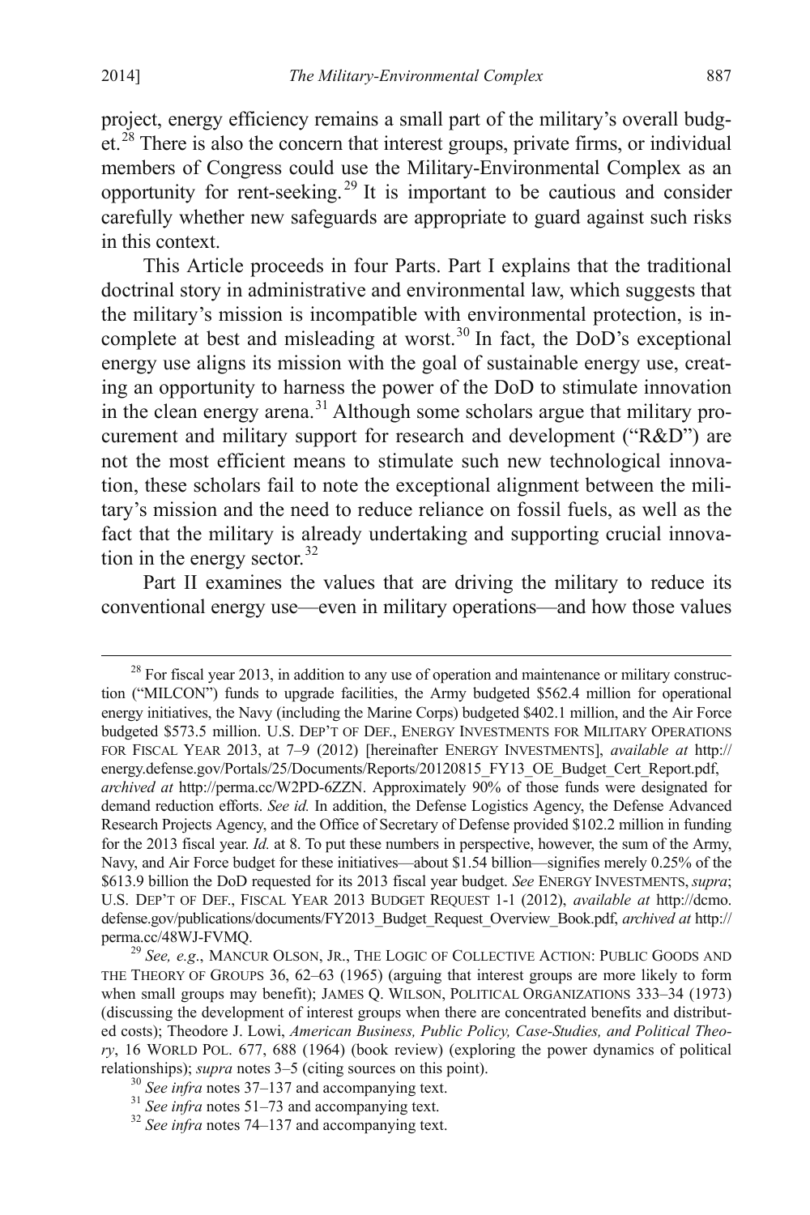project, energy efficiency remains a small part of the military's overall budget.[28] There is also the concern that interest groups, private firms, or individual members of Congress could use the Military-Environmental Complex as an opportunity for rent-seeking.[29] It is important to be cautious and consider carefully whether new safeguards are appropriate to guard against such risks in this context.

This Article proceeds in four Parts. Part I explains that the traditional doctrinal story in administrative and environmental law, which suggests that the military's mission is incompatible with environmental protection, is incomplete at best and misleading at worst.[30] In fact, the DoD's exceptional energy use aligns its mission with the goal of sustainable energy use, creating an opportunity to harness the power of the DoD to stimulate innovation in the clean energy arena.[31] Although some scholars argue that military procurement and military support for research and development ("R&D") are not the most efficient means to stimulate such new technological innovation, these scholars fail to note the exceptional alignment between the military's mission and the need to reduce reliance on fossil fuels, as well as the fact that the military is already undertaking and supporting crucial innovation in the energy sector.[32]

Part II examines the values that are driving the military to reduce its conventional energy use—even in military operations—and how those values

---

[28] For fiscal year 2013, in addition to any use of operation and maintenance or military construction ("MILCON") funds to upgrade facilities, the Army budgeted $562.4 million for operational energy initiatives, the Navy (including the Marine Corps) budgeted $402.1 million, and the Air Force budgeted $573.5 million. U.S. DEP'T OF DEF., ENERGY INVESTMENTS FOR MILITARY OPERATIONS FOR FISCAL YEAR 2013, at 7–9 (2012) [hereinafter ENERGY INVESTMENTS], *available at* http://energy.defense.gov/Portals/25/Documents/Reports/20120815_FY13_OE_Budget_Cert_Report.pdf, *archived at* http://perma.cc/W2PD-6ZZN. Approximately 90% of those funds were designated for demand reduction efforts. *See id.* In addition, the Defense Logistics Agency, the Defense Advanced Research Projects Agency, and the Office of Secretary of Defense provided $102.2 million in funding for the 2013 fiscal year. *Id.* at 8. To put these numbers in perspective, however, the sum of the Army, Navy, and Air Force budget for these initiatives—about $1.54 billion—signifies merely 0.25% of the $613.9 billion the DoD requested for its 2013 fiscal year budget. *See* ENERGY INVESTMENTS, *supra*; U.S. DEP'T OF DEF., FISCAL YEAR 2013 BUDGET REQUEST 1-1 (2012), *available at* http://dcmo.defense.gov/publications/documents/FY2013_Budget_Request_Overview_Book.pdf, *archived at* http://perma.cc/48WJ-FVMQ.

[29] *See, e.g.*, MANCUR OLSON, JR., THE LOGIC OF COLLECTIVE ACTION: PUBLIC GOODS AND THE THEORY OF GROUPS 36, 62–63 (1965) (arguing that interest groups are more likely to form when small groups may benefit); JAMES Q. WILSON, POLITICAL ORGANIZATIONS 333–34 (1973) (discussing the development of interest groups when there are concentrated benefits and distributed costs); Theodore J. Lowi, *American Business, Public Policy, Case-Studies, and Political Theory*, 16 WORLD POL. 677, 688 (1964) (book review) (exploring the power dynamics of political relationships); *supra* notes 3–5 (citing sources on this point).

[30] *See infra* notes 37–137 and accompanying text.

[31] *See infra* notes 51–73 and accompanying text.

[32] *See infra* notes 74–137 and accompanying text.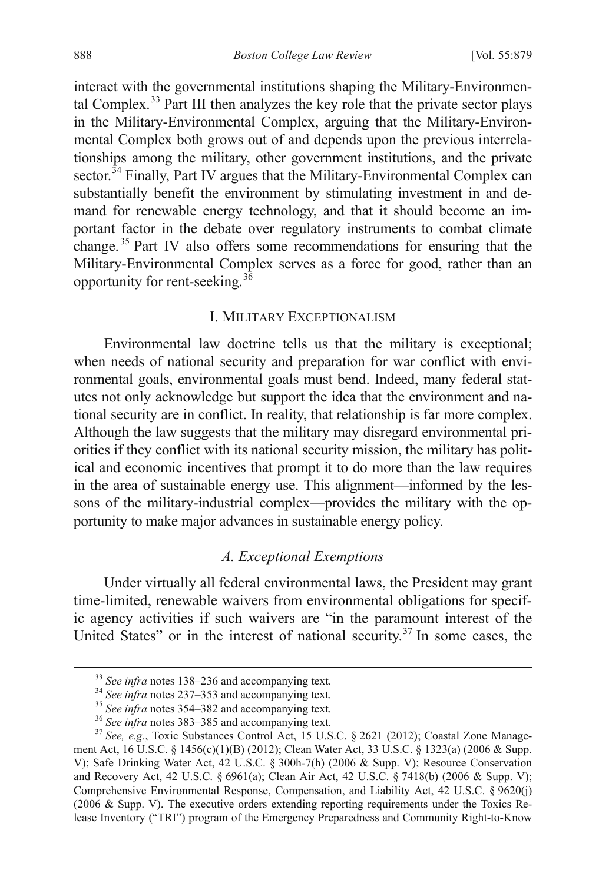interact with the governmental institutions shaping the Military-Environmental Complex.[33] Part III then analyzes the key role that the private sector plays in the Military-Environmental Complex, arguing that the Military-Environmental Complex both grows out of and depends upon the previous interrelationships among the military, other government institutions, and the private sector.[34] Finally, Part IV argues that the Military-Environmental Complex can substantially benefit the environment by stimulating investment in and demand for renewable energy technology, and that it should become an important factor in the debate over regulatory instruments to combat climate change.[35] Part IV also offers some recommendations for ensuring that the Military-Environmental Complex serves as a force for good, rather than an opportunity for rent-seeking.[36]

## I. MILITARY EXCEPTIONALISM

Environmental law doctrine tells us that the military is exceptional; when needs of national security and preparation for war conflict with environmental goals, environmental goals must bend. Indeed, many federal statutes not only acknowledge but support the idea that the environment and national security are in conflict. In reality, that relationship is far more complex. Although the law suggests that the military may disregard environmental priorities if they conflict with its national security mission, the military has political and economic incentives that prompt it to do more than the law requires in the area of sustainable energy use. This alignment—informed by the lessons of the military-industrial complex—provides the military with the opportunity to make major advances in sustainable energy policy.

### *A. Exceptional Exemptions*

Under virtually all federal environmental laws, the President may grant time-limited, renewable waivers from environmental obligations for specific agency activities if such waivers are "in the paramount interest of the United States" or in the interest of national security.[37] In some cases, the

---

[33] *See infra* notes 138–236 and accompanying text.

[34] *See infra* notes 237–353 and accompanying text.

[35] *See infra* notes 354–382 and accompanying text.

[36] *See infra* notes 383–385 and accompanying text.

[37] *See, e.g.*, Toxic Substances Control Act, 15 U.S.C. § 2621 (2012); Coastal Zone Management Act, 16 U.S.C. § 1456(c)(1)(B) (2012); Clean Water Act, 33 U.S.C. § 1323(a) (2006 & Supp. V); Safe Drinking Water Act, 42 U.S.C. § 300h-7(h) (2006 & Supp. V); Resource Conservation and Recovery Act, 42 U.S.C. § 6961(a); Clean Air Act, 42 U.S.C. § 7418(b) (2006 & Supp. V); Comprehensive Environmental Response, Compensation, and Liability Act, 42 U.S.C. § 9620(j) (2006 & Supp. V). The executive orders extending reporting requirements under the Toxics Release Inventory ("TRI") program of the Emergency Preparedness and Community Right-to-Know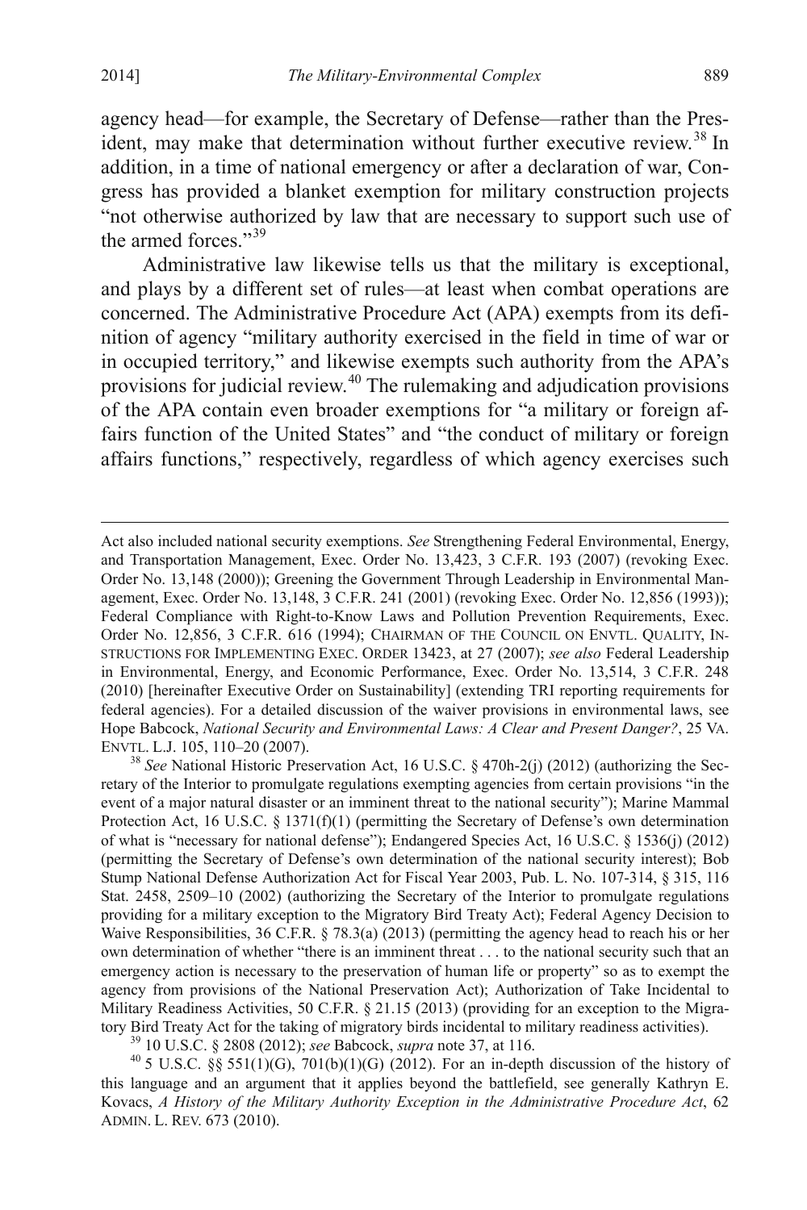agency head—for example, the Secretary of Defense—rather than the President, may make that determination without further executive review.[38] In addition, in a time of national emergency or after a declaration of war, Congress has provided a blanket exemption for military construction projects "not otherwise authorized by law that are necessary to support such use of the armed forces."[39]

Administrative law likewise tells us that the military is exceptional, and plays by a different set of rules—at least when combat operations are concerned. The Administrative Procedure Act (APA) exempts from its definition of agency "military authority exercised in the field in time of war or in occupied territory," and likewise exempts such authority from the APA's provisions for judicial review.[40] The rulemaking and adjudication provisions of the APA contain even broader exemptions for "a military or foreign affairs function of the United States" and "the conduct of military or foreign affairs functions," respectively, regardless of which agency exercises such

---

Act also included national security exemptions. *See* Strengthening Federal Environmental, Energy, and Transportation Management, Exec. Order No. 13,423, 3 C.F.R. 193 (2007) (revoking Exec. Order No. 13,148 (2000)); Greening the Government Through Leadership in Environmental Management, Exec. Order No. 13,148, 3 C.F.R. 241 (2001) (revoking Exec. Order No. 12,856 (1993)); Federal Compliance with Right-to-Know Laws and Pollution Prevention Requirements, Exec. Order No. 12,856, 3 C.F.R. 616 (1994); CHAIRMAN OF THE COUNCIL ON ENVTL. QUALITY, INSTRUCTIONS FOR IMPLEMENTING EXEC. ORDER 13423, at 27 (2007); *see also* Federal Leadership in Environmental, Energy, and Economic Performance, Exec. Order No. 13,514, 3 C.F.R. 248 (2010) [hereinafter Executive Order on Sustainability] (extending TRI reporting requirements for federal agencies). For a detailed discussion of the waiver provisions in environmental laws, see Hope Babcock, *National Security and Environmental Laws: A Clear and Present Danger?*, 25 VA. ENVTL. L.J. 105, 110–20 (2007).

[38] *See* National Historic Preservation Act, 16 U.S.C. § 470h-2(j) (2012) (authorizing the Secretary of the Interior to promulgate regulations exempting agencies from certain provisions "in the event of a major natural disaster or an imminent threat to the national security"); Marine Mammal Protection Act, 16 U.S.C. § 1371(f)(1) (permitting the Secretary of Defense's own determination of what is "necessary for national defense"); Endangered Species Act, 16 U.S.C. § 1536(j) (2012) (permitting the Secretary of Defense's own determination of the national security interest); Bob Stump National Defense Authorization Act for Fiscal Year 2003, Pub. L. No. 107-314, § 315, 116 Stat. 2458, 2509–10 (2002) (authorizing the Secretary of the Interior to promulgate regulations providing for a military exception to the Migratory Bird Treaty Act); Federal Agency Decision to Waive Responsibilities, 36 C.F.R. § 78.3(a) (2013) (permitting the agency head to reach his or her own determination of whether "there is an imminent threat . . . to the national security such that an emergency action is necessary to the preservation of human life or property" so as to exempt the agency from provisions of the National Preservation Act); Authorization of Take Incidental to Military Readiness Activities, 50 C.F.R. § 21.15 (2013) (providing for an exception to the Migratory Bird Treaty Act for the taking of migratory birds incidental to military readiness activities).

[39] 10 U.S.C. § 2808 (2012); *see* Babcock, *supra* note 37, at 116.

[40] 5 U.S.C. §§ 551(1)(G), 701(b)(1)(G) (2012). For an in-depth discussion of the history of this language and an argument that it applies beyond the battlefield, see generally Kathryn E. Kovacs, *A History of the Military Authority Exception in the Administrative Procedure Act*, 62 ADMIN. L. REV. 673 (2010).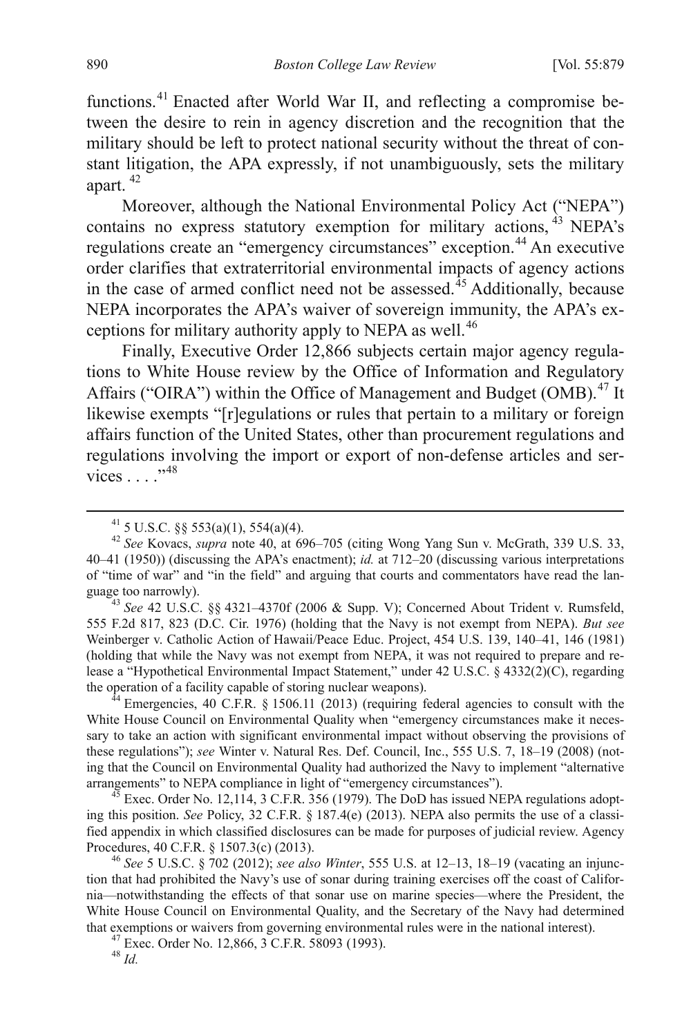functions.[41] Enacted after World War II, and reflecting a compromise between the desire to rein in agency discretion and the recognition that the military should be left to protect national security without the threat of constant litigation, the APA expressly, if not unambiguously, sets the military apart.[42]

Moreover, although the National Environmental Policy Act ("NEPA") contains no express statutory exemption for military actions,[43] NEPA's regulations create an "emergency circumstances" exception.[44] An executive order clarifies that extraterritorial environmental impacts of agency actions in the case of armed conflict need not be assessed.[45] Additionally, because NEPA incorporates the APA's waiver of sovereign immunity, the APA's exceptions for military authority apply to NEPA as well.[46]

Finally, Executive Order 12,866 subjects certain major agency regulations to White House review by the Office of Information and Regulatory Affairs ("OIRA") within the Office of Management and Budget (OMB).[47] It likewise exempts "[r]egulations or rules that pertain to a military or foreign affairs function of the United States, other than procurement regulations and regulations involving the import or export of non-defense articles and services . . . ."[48]

---

[41] 5 U.S.C. §§ 553(a)(1), 554(a)(4).

[42] *See* Kovacs, *supra* note 40, at 696–705 (citing Wong Yang Sun v. McGrath, 339 U.S. 33, 40–41 (1950)) (discussing the APA's enactment); *id.* at 712–20 (discussing various interpretations of "time of war" and "in the field" and arguing that courts and commentators have read the language too narrowly).

[43] *See* 42 U.S.C. §§ 4321–4370f (2006 & Supp. V); Concerned About Trident v. Rumsfeld, 555 F.2d 817, 823 (D.C. Cir. 1976) (holding that the Navy is not exempt from NEPA). *But see* Weinberger v. Catholic Action of Hawaii/Peace Educ. Project, 454 U.S. 139, 140–41, 146 (1981) (holding that while the Navy was not exempt from NEPA, it was not required to prepare and release a "Hypothetical Environmental Impact Statement," under 42 U.S.C. § 4332(2)(C), regarding the operation of a facility capable of storing nuclear weapons).

[44] Emergencies, 40 C.F.R. § 1506.11 (2013) (requiring federal agencies to consult with the White House Council on Environmental Quality when "emergency circumstances make it necessary to take an action with significant environmental impact without observing the provisions of these regulations"); *see* Winter v. Natural Res. Def. Council, Inc., 555 U.S. 7, 18–19 (2008) (noting that the Council on Environmental Quality had authorized the Navy to implement "alternative arrangements" to NEPA compliance in light of "emergency circumstances").

[45] Exec. Order No. 12,114, 3 C.F.R. 356 (1979). The DoD has issued NEPA regulations adopting this position. *See* Policy, 32 C.F.R. § 187.4(e) (2013). NEPA also permits the use of a classified appendix in which classified disclosures can be made for purposes of judicial review. Agency Procedures, 40 C.F.R. § 1507.3(c) (2013).

[46] *See* 5 U.S.C. § 702 (2012); *see also Winter*, 555 U.S. at 12–13, 18–19 (vacating an injunction that had prohibited the Navy's use of sonar during training exercises off the coast of California—notwithstanding the effects of that sonar use on marine species—where the President, the White House Council on Environmental Quality, and the Secretary of the Navy had determined that exemptions or waivers from governing environmental rules were in the national interest).

[47] Exec. Order No. 12,866, 3 C.F.R. 58093 (1993).

[48] *Id.*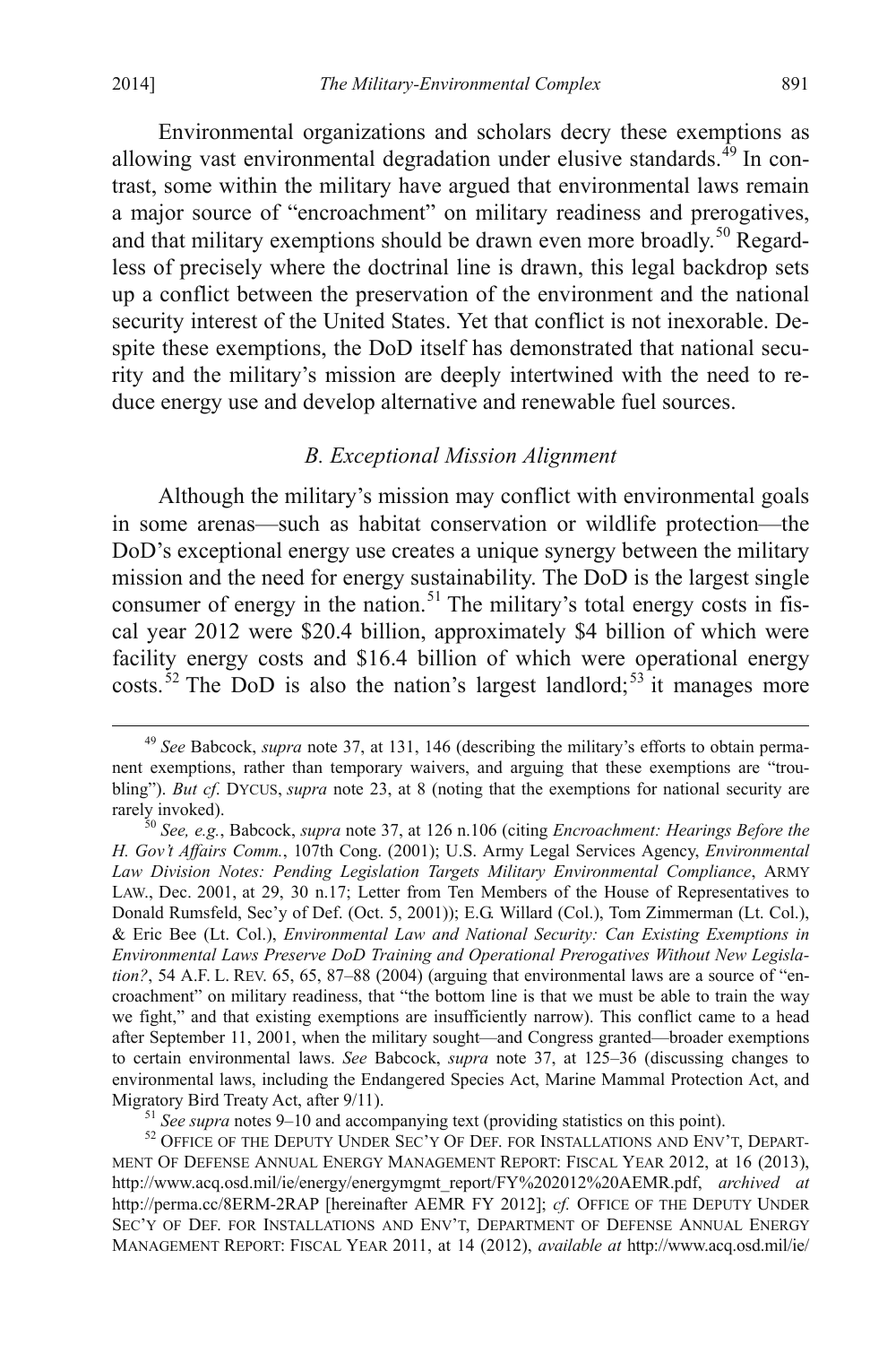Environmental organizations and scholars decry these exemptions as allowing vast environmental degradation under elusive standards.[49] In contrast, some within the military have argued that environmental laws remain a major source of "encroachment" on military readiness and prerogatives, and that military exemptions should be drawn even more broadly.[50] Regardless of precisely where the doctrinal line is drawn, this legal backdrop sets up a conflict between the preservation of the environment and the national security interest of the United States. Yet that conflict is not inexorable. Despite these exemptions, the DoD itself has demonstrated that national security and the military's mission are deeply intertwined with the need to reduce energy use and develop alternative and renewable fuel sources.

### *B. Exceptional Mission Alignment*

Although the military's mission may conflict with environmental goals in some arenas—such as habitat conservation or wildlife protection—the DoD's exceptional energy use creates a unique synergy between the military mission and the need for energy sustainability. The DoD is the largest single consumer of energy in the nation.[51] The military's total energy costs in fiscal year 2012 were $20.4 billion, approximately $4 billion of which were facility energy costs and $16.4 billion of which were operational energy costs.[52] The DoD is also the nation's largest landlord;[53] it manages more

---

[49] *See* Babcock, *supra* note 37, at 131, 146 (describing the military's efforts to obtain permanent exemptions, rather than temporary waivers, and arguing that these exemptions are "troubling"). *But cf*. DYCUS, *supra* note 23, at 8 (noting that the exemptions for national security are rarely invoked).

[50] *See, e.g.*, Babcock, *supra* note 37, at 126 n.106 (citing *Encroachment: Hearings Before the H. Gov't Affairs Comm.*, 107th Cong. (2001); U.S. Army Legal Services Agency, *Environmental Law Division Notes: Pending Legislation Targets Military Environmental Compliance*, ARMY LAW., Dec. 2001, at 29, 30 n.17; Letter from Ten Members of the House of Representatives to Donald Rumsfeld, Sec'y of Def. (Oct. 5, 2001)); E.G. Willard (Col.), Tom Zimmerman (Lt. Col.), & Eric Bee (Lt. Col.), *Environmental Law and National Security: Can Existing Exemptions in Environmental Laws Preserve DoD Training and Operational Prerogatives Without New Legislation?*, 54 A.F. L. REV. 65, 65, 87–88 (2004) (arguing that environmental laws are a source of "encroachment" on military readiness, that "the bottom line is that we must be able to train the way we fight," and that existing exemptions are insufficiently narrow). This conflict came to a head after September 11, 2001, when the military sought—and Congress granted—broader exemptions to certain environmental laws. *See* Babcock, *supra* note 37, at 125–36 (discussing changes to environmental laws, including the Endangered Species Act, Marine Mammal Protection Act, and Migratory Bird Treaty Act, after 9/11).

[51] *See supra* notes 9–10 and accompanying text (providing statistics on this point).

[52] OFFICE OF THE DEPUTY UNDER SEC'Y OF DEF. FOR INSTALLATIONS AND ENV'T, DEPARTMENT OF DEFENSE ANNUAL ENERGY MANAGEMENT REPORT: FISCAL YEAR 2012, at 16 (2013), http://www.acq.osd.mil/ie/energy/energymgmt_report/FY%202012%20AEMR.pdf, *archived at* http://perma.cc/8ERM-2RAP [hereinafter AEMR FY 2012]; *cf.* OFFICE OF THE DEPUTY UNDER SEC'Y OF DEF. FOR INSTALLATIONS AND ENV'T, DEPARTMENT OF DEFENSE ANNUAL ENERGY MANAGEMENT REPORT: FISCAL YEAR 2011, at 14 (2012), *available at* http://www.acq.osd.mil/ie/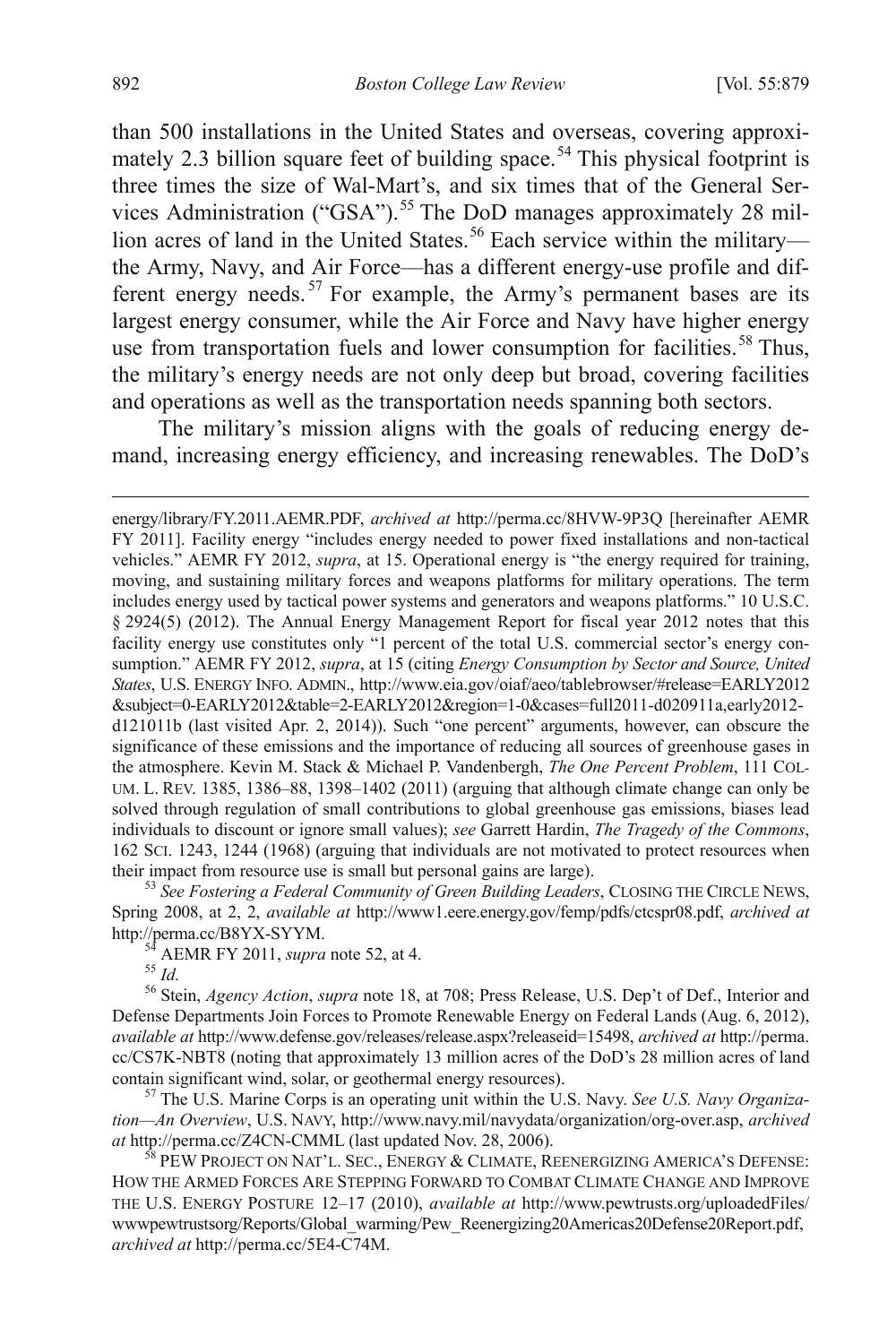than 500 installations in the United States and overseas, covering approximately 2.3 billion square feet of building space.[54] This physical footprint is three times the size of Wal-Mart's, and six times that of the General Services Administration ("GSA").[55] The DoD manages approximately 28 million acres of land in the United States.[56] Each service within the military—the Army, Navy, and Air Force—has a different energy-use profile and different energy needs.[57] For example, the Army's permanent bases are its largest energy consumer, while the Air Force and Navy have higher energy use from transportation fuels and lower consumption for facilities.[58] Thus, the military's energy needs are not only deep but broad, covering facilities and operations as well as the transportation needs spanning both sectors.

The military's mission aligns with the goals of reducing energy demand, increasing energy efficiency, and increasing renewables. The DoD's

---

energy/library/FY.2011.AEMR.PDF, *archived at* http://perma.cc/8HVW-9P3Q [hereinafter AEMR FY 2011]. Facility energy "includes energy needed to power fixed installations and non-tactical vehicles." AEMR FY 2012, *supra*, at 15. Operational energy is "the energy required for training, moving, and sustaining military forces and weapons platforms for military operations. The term includes energy used by tactical power systems and generators and weapons platforms." 10 U.S.C. § 2924(5) (2012). The Annual Energy Management Report for fiscal year 2012 notes that this facility energy use constitutes only "1 percent of the total U.S. commercial sector's energy consumption." AEMR FY 2012, *supra*, at 15 (citing *Energy Consumption by Sector and Source, United States*, U.S. ENERGY INFO. ADMIN., http://www.eia.gov/oiaf/aeo/tablebrowser/#release=EARLY2012&subject=0-EARLY2012&table=2-EARLY2012&region=1-0&cases=full2011-d020911a,early2012-d121011b (last visited Apr. 2, 2014)). Such "one percent" arguments, however, can obscure the significance of these emissions and the importance of reducing all sources of greenhouse gases in the atmosphere. Kevin M. Stack & Michael P. Vandenbergh, *The One Percent Problem*, 111 COLUM. L. REV. 1385, 1386–88, 1398–1402 (2011) (arguing that although climate change can only be solved through regulation of small contributions to global greenhouse gas emissions, biases lead individuals to discount or ignore small values); *see* Garrett Hardin, *The Tragedy of the Commons*, 162 SCI. 1243, 1244 (1968) (arguing that individuals are not motivated to protect resources when their impact from resource use is small but personal gains are large).

[53] *See Fostering a Federal Community of Green Building Leaders*, CLOSING THE CIRCLE NEWS, Spring 2008, at 2, 2, *available at* http://www1.eere.energy.gov/femp/pdfs/ctcspr08.pdf, *archived at* http://perma.cc/B8YX-SYYM.

[54] AEMR FY 2011, *supra* note 52, at 4.

[55] *Id.*

[56] Stein, *Agency Action*, *supra* note 18, at 708; Press Release, U.S. Dep't of Def., Interior and Defense Departments Join Forces to Promote Renewable Energy on Federal Lands (Aug. 6, 2012), *available at* http://www.defense.gov/releases/release.aspx?releaseid=15498, *archived at* http://perma.cc/CS7K-NBT8 (noting that approximately 13 million acres of the DoD's 28 million acres of land contain significant wind, solar, or geothermal energy resources).

[57] The U.S. Marine Corps is an operating unit within the U.S. Navy. *See U.S. Navy Organization—An Overview*, U.S. NAVY, http://www.navy.mil/navydata/organization/org-over.asp, *archived at* http://perma.cc/Z4CN-CMML (last updated Nov. 28, 2006).

[58] PEW PROJECT ON NAT'L. SEC., ENERGY & CLIMATE, REENERGIZING AMERICA'S DEFENSE: HOW THE ARMED FORCES ARE STEPPING FORWARD TO COMBAT CLIMATE CHANGE AND IMPROVE THE U.S. ENERGY POSTURE 12–17 (2010), *available at* http://www.pewtrusts.org/uploadedFiles/wwwpewtrustsorg/Reports/Global_warming/Pew_Reenergizing20Americas20Defense20Report.pdf, *archived at* http://perma.cc/5E4-C74M.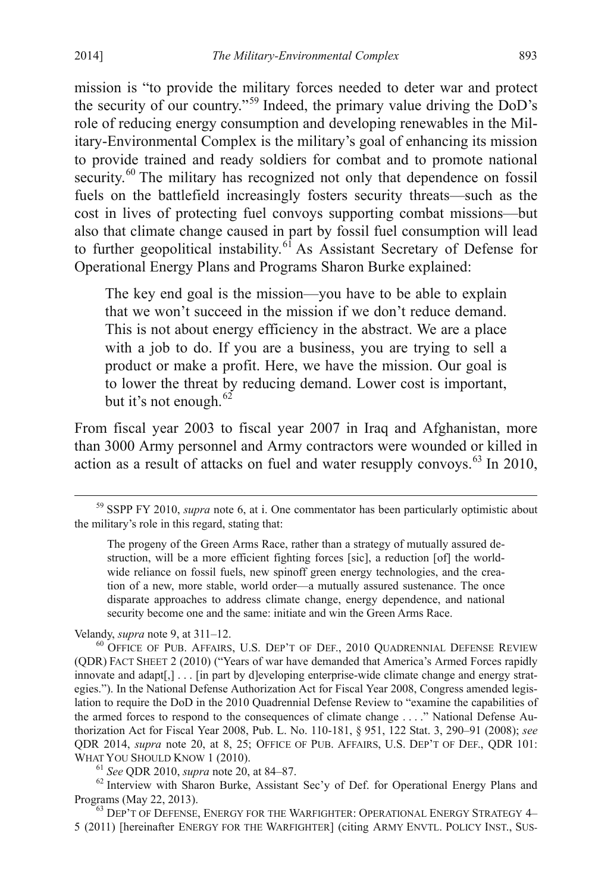mission is "to provide the military forces needed to deter war and protect the security of our country."[59] Indeed, the primary value driving the DoD's role of reducing energy consumption and developing renewables in the Military-Environmental Complex is the military's goal of enhancing its mission to provide trained and ready soldiers for combat and to promote national security.[60] The military has recognized not only that dependence on fossil fuels on the battlefield increasingly fosters security threats—such as the cost in lives of protecting fuel convoys supporting combat missions—but also that climate change caused in part by fossil fuel consumption will lead to further geopolitical instability.[61] As Assistant Secretary of Defense for Operational Energy Plans and Programs Sharon Burke explained:

> The key end goal is the mission—you have to be able to explain that we won't succeed in the mission if we don't reduce demand. This is not about energy efficiency in the abstract. We are a place with a job to do. If you are a business, you are trying to sell a product or make a profit. Here, we have the mission. Our goal is to lower the threat by reducing demand. Lower cost is important, but it's not enough.[62]

From fiscal year 2003 to fiscal year 2007 in Iraq and Afghanistan, more than 3000 Army personnel and Army contractors were wounded or killed in action as a result of attacks on fuel and water resupply convoys.[63] In 2010,

---

[59] SSPP FY 2010, *supra* note 6, at i. One commentator has been particularly optimistic about the military's role in this regard, stating that:

> The progeny of the Green Arms Race, rather than a strategy of mutually assured destruction, will be a more efficient fighting forces [sic], a reduction [of] the worldwide reliance on fossil fuels, new spinoff green energy technologies, and the creation of a new, more stable, world order—a mutually assured sustenance. The once disparate approaches to address climate change, energy dependence, and national security become one and the same: initiate and win the Green Arms Race.

Velandy, *supra* note 9, at 311–12.

[60] OFFICE OF PUB. AFFAIRS, U.S. DEP'T OF DEF., 2010 QUADRENNIAL DEFENSE REVIEW (QDR) FACT SHEET 2 (2010) ("Years of war have demanded that America's Armed Forces rapidly innovate and adapt[,] . . . [in part by d]eveloping enterprise-wide climate change and energy strategies."). In the National Defense Authorization Act for Fiscal Year 2008, Congress amended legislation to require the DoD in the 2010 Quadrennial Defense Review to "examine the capabilities of the armed forces to respond to the consequences of climate change . . . ." National Defense Authorization Act for Fiscal Year 2008, Pub. L. No. 110-181, § 951, 122 Stat. 3, 290–91 (2008); *see* QDR 2014, *supra* note 20, at 8, 25; OFFICE OF PUB. AFFAIRS, U.S. DEP'T OF DEF., QDR 101: WHAT YOU SHOULD KNOW 1 (2010).

[61] *See* QDR 2010, *supra* note 20, at 84–87.

[62] Interview with Sharon Burke, Assistant Sec'y of Def. for Operational Energy Plans and Programs (May 22, 2013).

[63] DEP'T OF DEFENSE, ENERGY FOR THE WARFIGHTER: OPERATIONAL ENERGY STRATEGY 4–5 (2011) [hereinafter ENERGY FOR THE WARFIGHTER] (citing ARMY ENVTL. POLICY INST., SUS-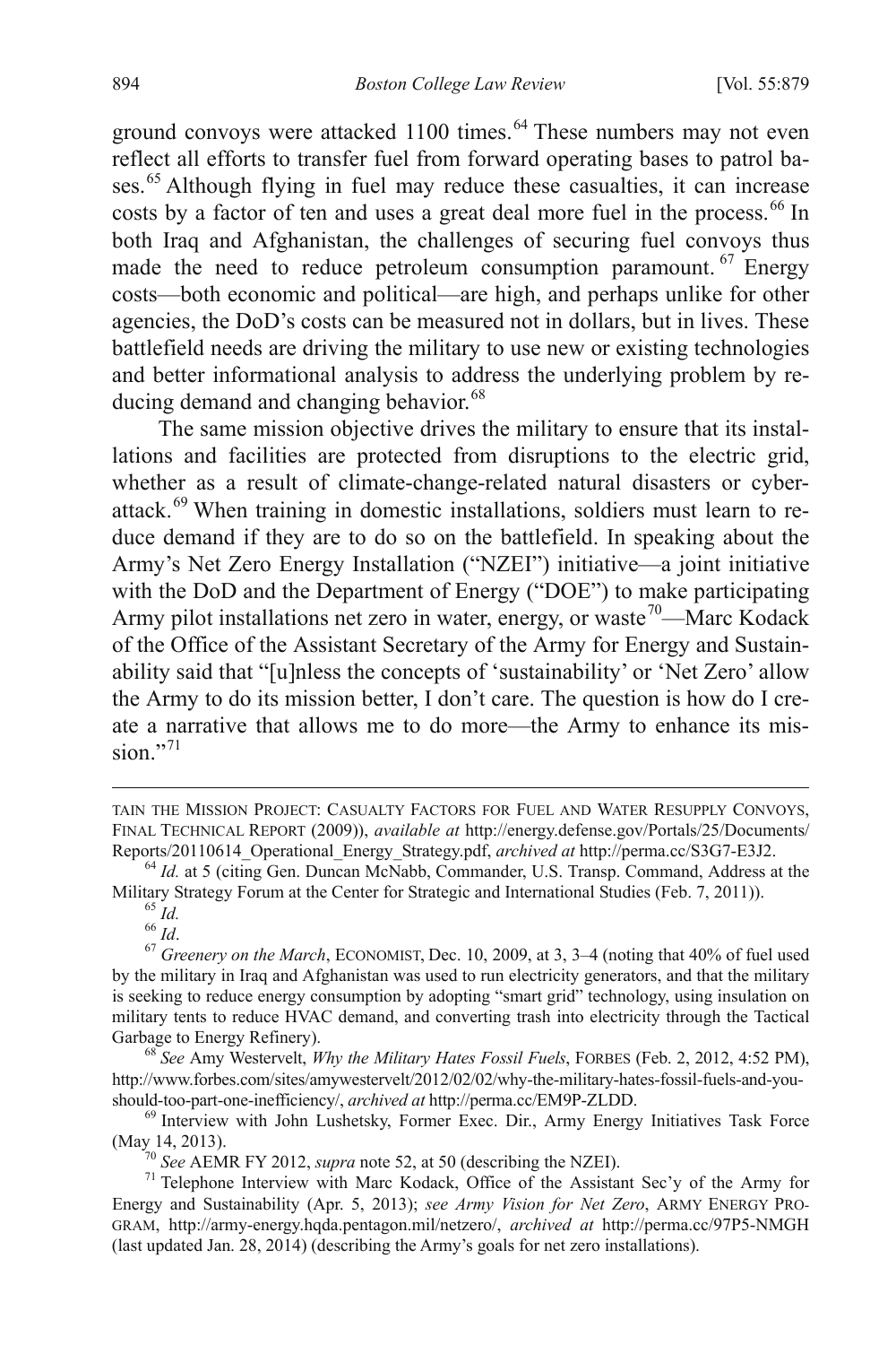ground convoys were attacked 1100 times.[64] These numbers may not even reflect all efforts to transfer fuel from forward operating bases to patrol bases.[65] Although flying in fuel may reduce these casualties, it can increase costs by a factor of ten and uses a great deal more fuel in the process.[66] In both Iraq and Afghanistan, the challenges of securing fuel convoys thus made the need to reduce petroleum consumption paramount.[67] Energy costs—both economic and political—are high, and perhaps unlike for other agencies, the DoD's costs can be measured not in dollars, but in lives. These battlefield needs are driving the military to use new or existing technologies and better informational analysis to address the underlying problem by reducing demand and changing behavior.[68]

The same mission objective drives the military to ensure that its installations and facilities are protected from disruptions to the electric grid, whether as a result of climate-change-related natural disasters or cyberattack.[69] When training in domestic installations, soldiers must learn to reduce demand if they are to do so on the battlefield. In speaking about the Army's Net Zero Energy Installation ("NZEI") initiative—a joint initiative with the DoD and the Department of Energy ("DOE") to make participating Army pilot installations net zero in water, energy, or waste[70]—Marc Kodack of the Office of the Assistant Secretary of the Army for Energy and Sustainability said that "[u]nless the concepts of 'sustainability' or 'Net Zero' allow the Army to do its mission better, I don't care. The question is how do I create a narrative that allows me to do more—the Army to enhance its mission."[71]

---

TAIN THE MISSION PROJECT: CASUALTY FACTORS FOR FUEL AND WATER RESUPPLY CONVOYS, FINAL TECHNICAL REPORT (2009)), *available at* http://energy.defense.gov/Portals/25/Documents/Reports/20110614_Operational_Energy_Strategy.pdf, *archived at* http://perma.cc/S3G7-E3J2.

[64] *Id.* at 5 (citing Gen. Duncan McNabb, Commander, U.S. Transp. Command, Address at the Military Strategy Forum at the Center for Strategic and International Studies (Feb. 7, 2011)).

[65] *Id.*

[66] *Id*.

[67] *Greenery on the March*, ECONOMIST, Dec. 10, 2009, at 3, 3–4 (noting that 40% of fuel used by the military in Iraq and Afghanistan was used to run electricity generators, and that the military is seeking to reduce energy consumption by adopting "smart grid" technology, using insulation on military tents to reduce HVAC demand, and converting trash into electricity through the Tactical Garbage to Energy Refinery).

[68] *See* Amy Westervelt, *Why the Military Hates Fossil Fuels*, FORBES (Feb. 2, 2012, 4:52 PM), http://www.forbes.com/sites/amywestervelt/2012/02/02/why-the-military-hates-fossil-fuels-and-you-should-too-part-one-inefficiency/, *archived at* http://perma.cc/EM9P-ZLDD.

[69] Interview with John Lushetsky, Former Exec. Dir., Army Energy Initiatives Task Force (May 14, 2013).

[70] *See* AEMR FY 2012, *supra* note 52, at 50 (describing the NZEI).

[71] Telephone Interview with Marc Kodack, Office of the Assistant Sec'y of the Army for Energy and Sustainability (Apr. 5, 2013); *see Army Vision for Net Zero*, ARMY ENERGY PROGRAM, http://army-energy.hqda.pentagon.mil/netzero/, *archived at* http://perma.cc/97P5-NMGH (last updated Jan. 28, 2014) (describing the Army's goals for net zero installations).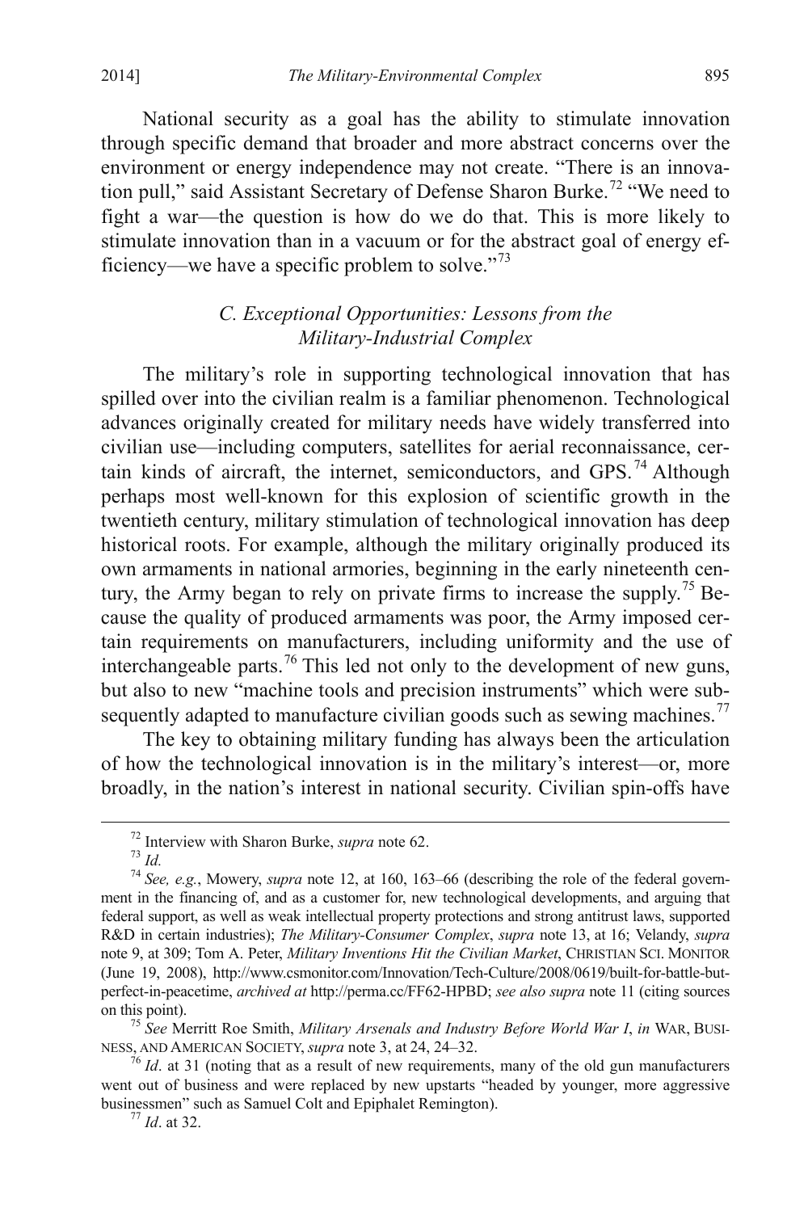National security as a goal has the ability to stimulate innovation through specific demand that broader and more abstract concerns over the environment or energy independence may not create. "There is an innovation pull," said Assistant Secretary of Defense Sharon Burke.[72] "We need to fight a war—the question is how do we do that. This is more likely to stimulate innovation than in a vacuum or for the abstract goal of energy efficiency—we have a specific problem to solve."[73]

### *C. Exceptional Opportunities: Lessons from the Military-Industrial Complex*

The military's role in supporting technological innovation that has spilled over into the civilian realm is a familiar phenomenon. Technological advances originally created for military needs have widely transferred into civilian use—including computers, satellites for aerial reconnaissance, certain kinds of aircraft, the internet, semiconductors, and GPS.[74] Although perhaps most well-known for this explosion of scientific growth in the twentieth century, military stimulation of technological innovation has deep historical roots. For example, although the military originally produced its own armaments in national armories, beginning in the early nineteenth century, the Army began to rely on private firms to increase the supply.[75] Because the quality of produced armaments was poor, the Army imposed certain requirements on manufacturers, including uniformity and the use of interchangeable parts.[76] This led not only to the development of new guns, but also to new "machine tools and precision instruments" which were subsequently adapted to manufacture civilian goods such as sewing machines.[77]

The key to obtaining military funding has always been the articulation of how the technological innovation is in the military's interest—or, more broadly, in the nation's interest in national security. Civilian spin-offs have

---

[72] Interview with Sharon Burke, *supra* note 62.

[73] *Id.*

[74] *See, e.g.*, Mowery, *supra* note 12, at 160, 163–66 (describing the role of the federal government in the financing of, and as a customer for, new technological developments, and arguing that federal support, as well as weak intellectual property protections and strong antitrust laws, supported R&D in certain industries); *The Military-Consumer Complex*, *supra* note 13, at 16; Velandy, *supra* note 9, at 309; Tom A. Peter, *Military Inventions Hit the Civilian Market*, CHRISTIAN SCI. MONITOR (June 19, 2008), http://www.csmonitor.com/Innovation/Tech-Culture/2008/0619/built-for-battle-but-perfect-in-peacetime, *archived at* http://perma.cc/FF62-HPBD; *see also supra* note 11 (citing sources on this point).

[75] *See* Merritt Roe Smith, *Military Arsenals and Industry Before World War I*, *in* WAR, BUSINESS, AND AMERICAN SOCIETY, *supra* note 3, at 24, 24–32.

[76] *Id*. at 31 (noting that as a result of new requirements, many of the old gun manufacturers went out of business and were replaced by new upstarts "headed by younger, more aggressive businessmen" such as Samuel Colt and Epiphalet Remington).

[77] *Id*. at 32.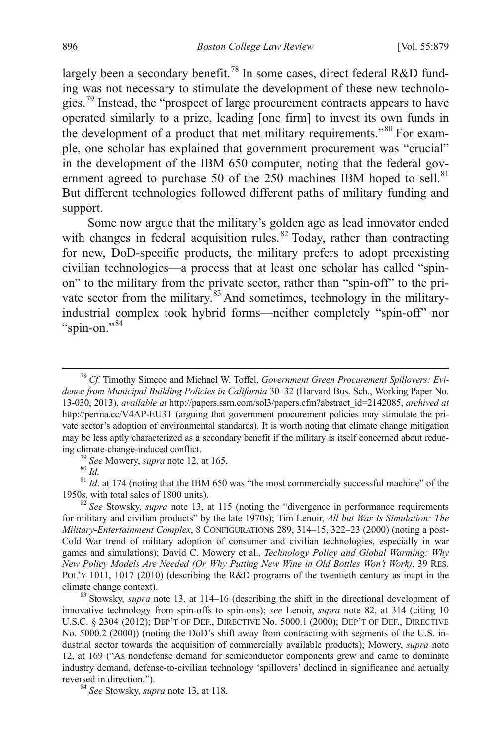largely been a secondary benefit.[78] In some cases, direct federal R&D funding was not necessary to stimulate the development of these new technologies.[79] Instead, the "prospect of large procurement contracts appears to have operated similarly to a prize, leading [one firm] to invest its own funds in the development of a product that met military requirements."[80] For example, one scholar has explained that government procurement was "crucial" in the development of the IBM 650 computer, noting that the federal government agreed to purchase 50 of the 250 machines IBM hoped to sell.[81] But different technologies followed different paths of military funding and support.

Some now argue that the military's golden age as lead innovator ended with changes in federal acquisition rules.[82] Today, rather than contracting for new, DoD-specific products, the military prefers to adopt preexisting civilian technologies—a process that at least one scholar has called "spin-on" to the military from the private sector, rather than "spin-off" to the private sector from the military.[83] And sometimes, technology in the military-industrial complex took hybrid forms—neither completely "spin-off" nor "spin-on."[84]

---

[78] *Cf.* Timothy Simcoe and Michael W. Toffel, *Government Green Procurement Spillovers: Evidence from Municipal Building Policies in California* 30–32 (Harvard Bus. Sch., Working Paper No. 13-030, 2013), *available at* http://papers.ssrn.com/sol3/papers.cfm?abstract_id=2142085, *archived at* http://perma.cc/V4AP-EU3T (arguing that government procurement policies may stimulate the private sector's adoption of environmental standards). It is worth noting that climate change mitigation may be less aptly characterized as a secondary benefit if the military is itself concerned about reducing climate-change-induced conflict.

[79] *See* Mowery, *supra* note 12, at 165.

[80] *Id.*

[81] *Id*. at 174 (noting that the IBM 650 was "the most commercially successful machine" of the 1950s, with total sales of 1800 units).

[82] *See* Stowsky, *supra* note 13, at 115 (noting the "divergence in performance requirements for military and civilian products" by the late 1970s); Tim Lenoir, *All but War Is Simulation: The Military-Entertainment Complex*, 8 CONFIGURATIONS 289, 314–15, 322–23 (2000) (noting a post-Cold War trend of military adoption of consumer and civilian technologies, especially in war games and simulations); David C. Mowery et al., *Technology Policy and Global Warming: Why New Policy Models Are Needed (Or Why Putting New Wine in Old Bottles Won't Work)*, 39 RES. POL'Y 1011, 1017 (2010) (describing the R&D programs of the twentieth century as inapt in the climate change context).

[83] Stowsky, *supra* note 13, at 114–16 (describing the shift in the directional development of innovative technology from spin-offs to spin-ons); *see* Lenoir, *supra* note 82, at 314 (citing 10 U.S.C. § 2304 (2012); DEP'T OF DEF., DIRECTIVE No. 5000.1 (2000); DEP'T OF DEF., DIRECTIVE No. 5000.2 (2000)) (noting the DoD's shift away from contracting with segments of the U.S. industrial sector towards the acquisition of commercially available products); Mowery, *supra* note 12, at 169 ("As nondefense demand for semiconductor components grew and came to dominate industry demand, defense-to-civilian technology 'spillovers' declined in significance and actually reversed in direction.").

[84] *See* Stowsky, *supra* note 13, at 118.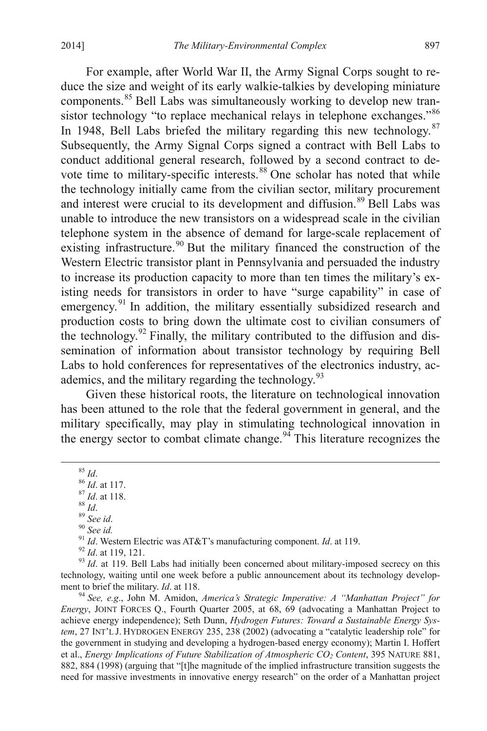For example, after World War II, the Army Signal Corps sought to reduce the size and weight of its early walkie-talkies by developing miniature components.[85] Bell Labs was simultaneously working to develop new transistor technology "to replace mechanical relays in telephone exchanges."[86] In 1948, Bell Labs briefed the military regarding this new technology.[87] Subsequently, the Army Signal Corps signed a contract with Bell Labs to conduct additional general research, followed by a second contract to devote time to military-specific interests.[88] One scholar has noted that while the technology initially came from the civilian sector, military procurement and interest were crucial to its development and diffusion.[89] Bell Labs was unable to introduce the new transistors on a widespread scale in the civilian telephone system in the absence of demand for large-scale replacement of existing infrastructure.[90] But the military financed the construction of the Western Electric transistor plant in Pennsylvania and persuaded the industry to increase its production capacity to more than ten times the military's existing needs for transistors in order to have "surge capability" in case of emergency.[91] In addition, the military essentially subsidized research and production costs to bring down the ultimate cost to civilian consumers of the technology.[92] Finally, the military contributed to the diffusion and dissemination of information about transistor technology by requiring Bell Labs to hold conferences for representatives of the electronics industry, academics, and the military regarding the technology.[93]

Given these historical roots, the literature on technological innovation has been attuned to the role that the federal government in general, and the military specifically, may play in stimulating technological innovation in the energy sector to combat climate change.[94] This literature recognizes the

---

[85] *Id*.

[86] *Id*. at 117.

[87] *Id*. at 118.

[88] *Id*.

[89] *See id*.

[90] *See id.*

[91] *Id*. Western Electric was AT&T's manufacturing component. *Id*. at 119.

[92] *Id*. at 119, 121.

[93] *Id*. at 119. Bell Labs had initially been concerned about military-imposed secrecy on this technology, waiting until one week before a public announcement about its technology development to brief the military. *Id*. at 118.

[94] *See, e.g*., John M. Amidon, *America's Strategic Imperative: A "Manhattan Project" for Energy*, JOINT FORCES Q., Fourth Quarter 2005, at 68, 69 (advocating a Manhattan Project to achieve energy independence); Seth Dunn, *Hydrogen Futures: Toward a Sustainable Energy System*, 27 INT'L J. HYDROGEN ENERGY 235, 238 (2002) (advocating a "catalytic leadership role" for the government in studying and developing a hydrogen-based energy economy); Martin I. Hoffert et al., *Energy Implications of Future Stabilization of Atmospheric $CO_2$ Content*, 395 NATURE 881, 882, 884 (1998) (arguing that "[t]he magnitude of the implied infrastructure transition suggests the need for massive investments in innovative energy research" on the order of a Manhattan project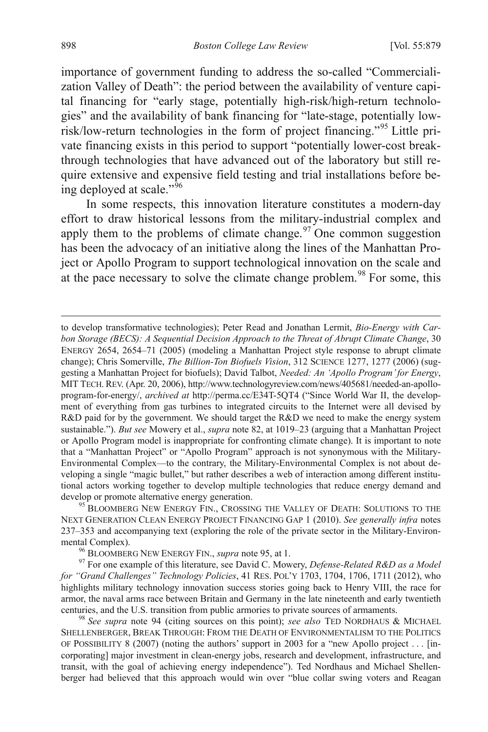importance of government funding to address the so-called "Commercialization Valley of Death": the period between the availability of venture capital financing for "early stage, potentially high-risk/high-return technologies" and the availability of bank financing for "late-stage, potentially low-risk/low-return technologies in the form of project financing."[95] Little private financing exists in this period to support "potentially lower-cost breakthrough technologies that have advanced out of the laboratory but still require extensive and expensive field testing and trial installations before being deployed at scale."[96]

In some respects, this innovation literature constitutes a modern-day effort to draw historical lessons from the military-industrial complex and apply them to the problems of climate change.[97] One common suggestion has been the advocacy of an initiative along the lines of the Manhattan Project or Apollo Program to support technological innovation on the scale and at the pace necessary to solve the climate change problem.[98] For some, this

---

to develop transformative technologies); Peter Read and Jonathan Lermit, *Bio-Energy with Carbon Storage (BECS): A Sequential Decision Approach to the Threat of Abrupt Climate Change*, 30 ENERGY 2654, 2654–71 (2005) (modeling a Manhattan Project style response to abrupt climate change); Chris Somerville, *The Billion-Ton Biofuels Vision*, 312 SCIENCE 1277, 1277 (2006) (suggesting a Manhattan Project for biofuels); David Talbot, *Needed: An 'Apollo Program' for Energy*, MIT TECH. REV. (Apr. 20, 2006), http://www.technologyreview.com/news/405681/needed-an-apollo-program-for-energy/, *archived at* http://perma.cc/E34T-5QT4 ("Since World War II, the development of everything from gas turbines to integrated circuits to the Internet were all devised by R&D paid for by the government. We should target the R&D we need to make the energy system sustainable."). *But see* Mowery et al., *supra* note 82, at 1019–23 (arguing that a Manhattan Project or Apollo Program model is inappropriate for confronting climate change). It is important to note that a "Manhattan Project" or "Apollo Program" approach is not synonymous with the Military-Environmental Complex—to the contrary, the Military-Environmental Complex is not about developing a single "magic bullet," but rather describes a web of interaction among different institutional actors working together to develop multiple technologies that reduce energy demand and develop or promote alternative energy generation.

[95] BLOOMBERG NEW ENERGY FIN., CROSSING THE VALLEY OF DEATH: SOLUTIONS TO THE NEXT GENERATION CLEAN ENERGY PROJECT FINANCING GAP 1 (2010). *See generally infra* notes 237–353 and accompanying text (exploring the role of the private sector in the Military-Environmental Complex).

[96] BLOOMBERG NEW ENERGY FIN., *supra* note 95, at 1.

[97] For one example of this literature, see David C. Mowery, *Defense-Related R&D as a Model for "Grand Challenges" Technology Policies*, 41 RES. POL'Y 1703, 1704, 1706, 1711 (2012), who highlights military technology innovation success stories going back to Henry VIII, the race for armor, the naval arms race between Britain and Germany in the late nineteenth and early twentieth centuries, and the U.S. transition from public armories to private sources of armaments.

[98] *See supra* note 94 (citing sources on this point); *see also* TED NORDHAUS & MICHAEL SHELLENBERGER, BREAK THROUGH: FROM THE DEATH OF ENVIRONMENTALISM TO THE POLITICS OF POSSIBILITY 8 (2007) (noting the authors' support in 2003 for a "new Apollo project . . . [incorporating] major investment in clean-energy jobs, research and development, infrastructure, and transit, with the goal of achieving energy independence"). Ted Nordhaus and Michael Shellenberger had believed that this approach would win over "blue collar swing voters and Reagan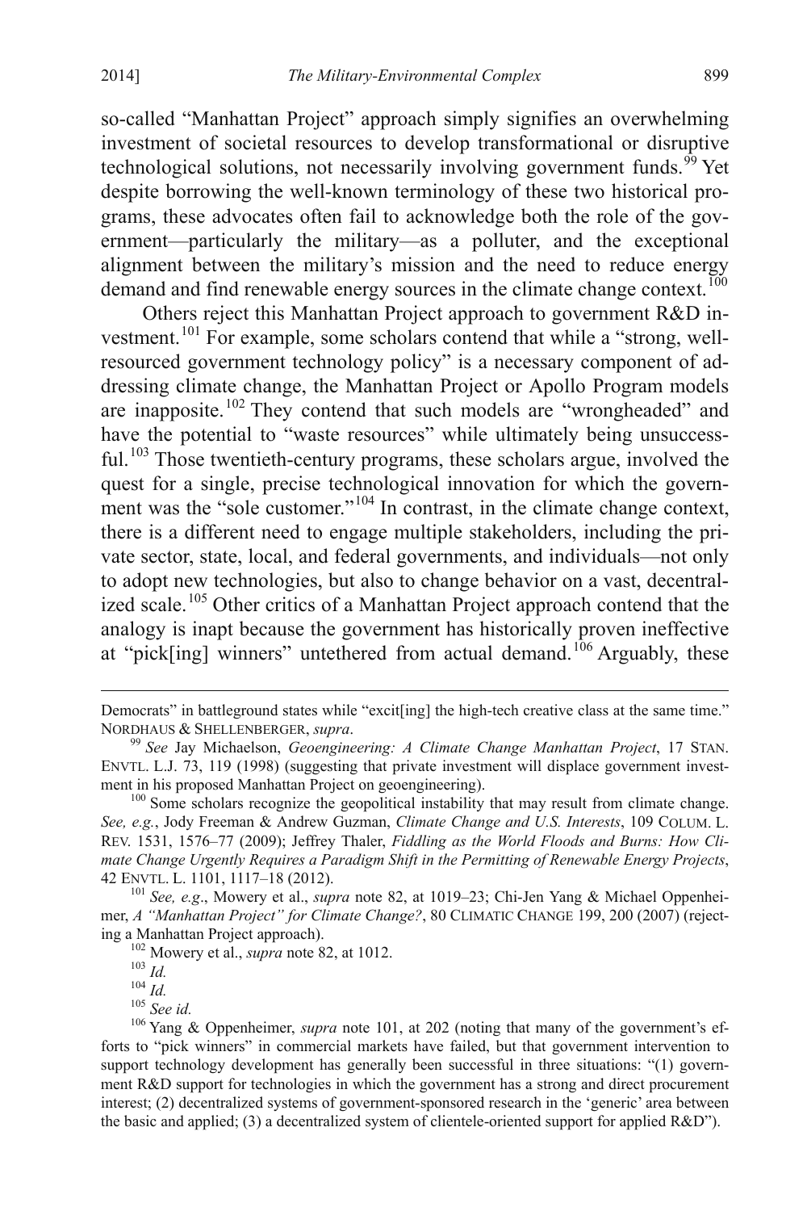so-called "Manhattan Project" approach simply signifies an overwhelming investment of societal resources to develop transformational or disruptive technological solutions, not necessarily involving government funds.[99] Yet despite borrowing the well-known terminology of these two historical programs, these advocates often fail to acknowledge both the role of the government—particularly the military—as a polluter, and the exceptional alignment between the military's mission and the need to reduce energy demand and find renewable energy sources in the climate change context.[100]

Others reject this Manhattan Project approach to government R&D investment.[101] For example, some scholars contend that while a "strong, well-resourced government technology policy" is a necessary component of addressing climate change, the Manhattan Project or Apollo Program models are inapposite.[102] They contend that such models are "wrongheaded" and have the potential to "waste resources" while ultimately being unsuccessful.[103] Those twentieth-century programs, these scholars argue, involved the quest for a single, precise technological innovation for which the government was the "sole customer."[104] In contrast, in the climate change context, there is a different need to engage multiple stakeholders, including the private sector, state, local, and federal governments, and individuals—not only to adopt new technologies, but also to change behavior on a vast, decentralized scale.[105] Other critics of a Manhattan Project approach contend that the analogy is inapt because the government has historically proven ineffective at "pick[ing] winners" untethered from actual demand.[106] Arguably, these

---

Democrats" in battleground states while "excit[ing] the high-tech creative class at the same time." NORDHAUS & SHELLENBERGER, *supra*.

[99] *See* Jay Michaelson, *Geoengineering: A Climate Change Manhattan Project*, 17 STAN. ENVTL. L.J. 73, 119 (1998) (suggesting that private investment will displace government investment in his proposed Manhattan Project on geoengineering).

[100] Some scholars recognize the geopolitical instability that may result from climate change. *See, e.g.*, Jody Freeman & Andrew Guzman, *Climate Change and U.S. Interests*, 109 COLUM. L. REV. 1531, 1576–77 (2009); Jeffrey Thaler, *Fiddling as the World Floods and Burns: How Climate Change Urgently Requires a Paradigm Shift in the Permitting of Renewable Energy Projects*, 42 ENVTL. L. 1101, 1117–18 (2012).

[101] *See, e.g*., Mowery et al., *supra* note 82, at 1019–23; Chi-Jen Yang & Michael Oppenheimer, *A "Manhattan Project" for Climate Change?*, 80 CLIMATIC CHANGE 199, 200 (2007) (rejecting a Manhattan Project approach).

[102] Mowery et al., *supra* note 82, at 1012.

[103] *Id.*

[104] *Id.*

[105] *See id.*

[106] Yang & Oppenheimer, *supra* note 101, at 202 (noting that many of the government's efforts to "pick winners" in commercial markets have failed, but that government intervention to support technology development has generally been successful in three situations: "(1) government R&D support for technologies in which the government has a strong and direct procurement interest; (2) decentralized systems of government-sponsored research in the 'generic' area between the basic and applied; (3) a decentralized system of clientele-oriented support for applied R&D").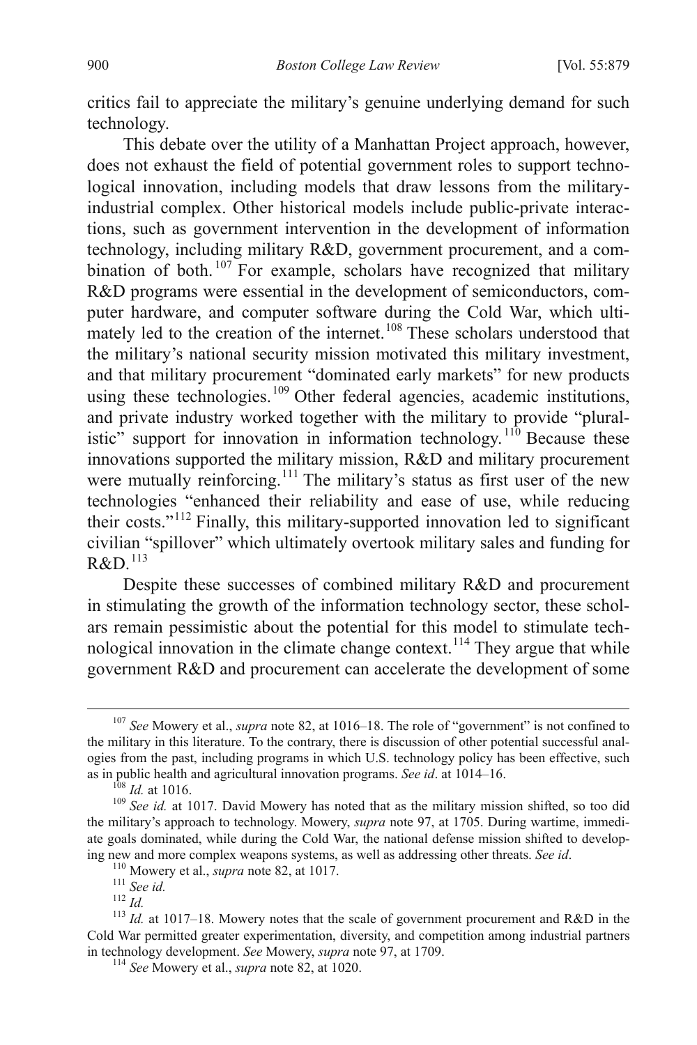critics fail to appreciate the military's genuine underlying demand for such technology.

This debate over the utility of a Manhattan Project approach, however, does not exhaust the field of potential government roles to support technological innovation, including models that draw lessons from the military-industrial complex. Other historical models include public-private interactions, such as government intervention in the development of information technology, including military R&D, government procurement, and a combination of both.[107] For example, scholars have recognized that military R&D programs were essential in the development of semiconductors, computer hardware, and computer software during the Cold War, which ultimately led to the creation of the internet.[108] These scholars understood that the military's national security mission motivated this military investment, and that military procurement "dominated early markets" for new products using these technologies.[109] Other federal agencies, academic institutions, and private industry worked together with the military to provide "pluralistic" support for innovation in information technology.[110] Because these innovations supported the military mission, R&D and military procurement were mutually reinforcing.[111] The military's status as first user of the new technologies "enhanced their reliability and ease of use, while reducing their costs."[112] Finally, this military-supported innovation led to significant civilian "spillover" which ultimately overtook military sales and funding for R&D.[113]

Despite these successes of combined military R&D and procurement in stimulating the growth of the information technology sector, these scholars remain pessimistic about the potential for this model to stimulate technological innovation in the climate change context.[114] They argue that while government R&D and procurement can accelerate the development of some

---

[107] *See* Mowery et al., *supra* note 82, at 1016–18. The role of "government" is not confined to the military in this literature. To the contrary, there is discussion of other potential successful analogies from the past, including programs in which U.S. technology policy has been effective, such as in public health and agricultural innovation programs. *See id*. at 1014–16.

[108] *Id.* at 1016.

[109] *See id.* at 1017. David Mowery has noted that as the military mission shifted, so too did the military's approach to technology. Mowery, *supra* note 97, at 1705. During wartime, immediate goals dominated, while during the Cold War, the national defense mission shifted to developing new and more complex weapons systems, as well as addressing other threats. *See id*.

[110] Mowery et al., *supra* note 82, at 1017.

[111] *See id.*

[112] *Id.*

[113] *Id.* at 1017–18. Mowery notes that the scale of government procurement and R&D in the Cold War permitted greater experimentation, diversity, and competition among industrial partners in technology development. *See* Mowery, *supra* note 97, at 1709.

[114] *See* Mowery et al., *supra* note 82, at 1020.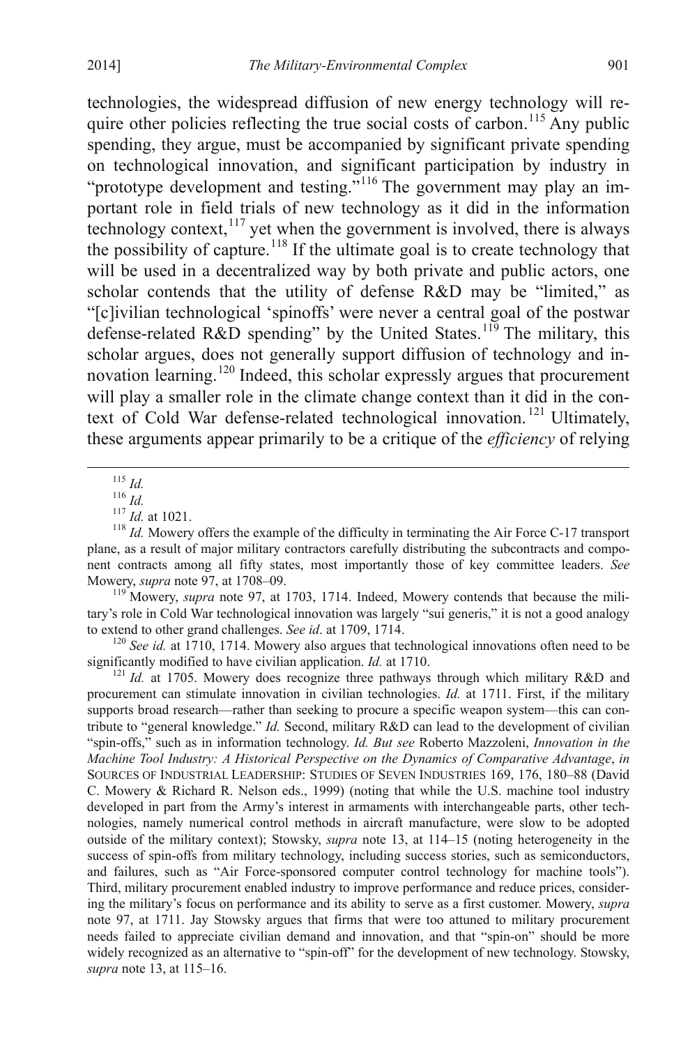technologies, the widespread diffusion of new energy technology will require other policies reflecting the true social costs of carbon.[115] Any public spending, they argue, must be accompanied by significant private spending on technological innovation, and significant participation by industry in "prototype development and testing."[116] The government may play an important role in field trials of new technology as it did in the information technology context,[117] yet when the government is involved, there is always the possibility of capture.[118] If the ultimate goal is to create technology that will be used in a decentralized way by both private and public actors, one scholar contends that the utility of defense R&D may be "limited," as "[c]ivilian technological 'spinoffs' were never a central goal of the postwar defense-related R&D spending" by the United States.[119] The military, this scholar argues, does not generally support diffusion of technology and innovation learning.[120] Indeed, this scholar expressly argues that procurement will play a smaller role in the climate change context than it did in the context of Cold War defense-related technological innovation.[121] Ultimately, these arguments appear primarily to be a critique of the *efficiency* of relying

---

[115] *Id.*

[116] *Id.*

[117] *Id.* at 1021.

[118] *Id.* Mowery offers the example of the difficulty in terminating the Air Force C-17 transport plane, as a result of major military contractors carefully distributing the subcontracts and component contracts among all fifty states, most importantly those of key committee leaders. *See* Mowery, *supra* note 97, at 1708–09.

[119] Mowery, *supra* note 97, at 1703, 1714. Indeed, Mowery contends that because the military's role in Cold War technological innovation was largely "sui generis," it is not a good analogy to extend to other grand challenges. *See id*. at 1709, 1714.

[120] *See id.* at 1710, 1714. Mowery also argues that technological innovations often need to be significantly modified to have civilian application. *Id.* at 1710.

[121] *Id.* at 1705. Mowery does recognize three pathways through which military R&D and procurement can stimulate innovation in civilian technologies. *Id.* at 1711. First, if the military supports broad research—rather than seeking to procure a specific weapon system—this can contribute to "general knowledge." *Id.* Second, military R&D can lead to the development of civilian "spin-offs," such as in information technology. *Id. But see* Roberto Mazzoleni, *Innovation in the Machine Tool Industry: A Historical Perspective on the Dynamics of Comparative Advantage*, *in* SOURCES OF INDUSTRIAL LEADERSHIP: STUDIES OF SEVEN INDUSTRIES 169, 176, 180–88 (David C. Mowery & Richard R. Nelson eds., 1999) (noting that while the U.S. machine tool industry developed in part from the Army's interest in armaments with interchangeable parts, other technologies, namely numerical control methods in aircraft manufacture, were slow to be adopted outside of the military context); Stowsky, *supra* note 13, at 114–15 (noting heterogeneity in the success of spin-offs from military technology, including success stories, such as semiconductors, and failures, such as "Air Force-sponsored computer control technology for machine tools"). Third, military procurement enabled industry to improve performance and reduce prices, considering the military's focus on performance and its ability to serve as a first customer. Mowery, *supra* note 97, at 1711. Jay Stowsky argues that firms that were too attuned to military procurement needs failed to appreciate civilian demand and innovation, and that "spin-on" should be more widely recognized as an alternative to "spin-off" for the development of new technology. Stowsky, *supra* note 13, at 115–16.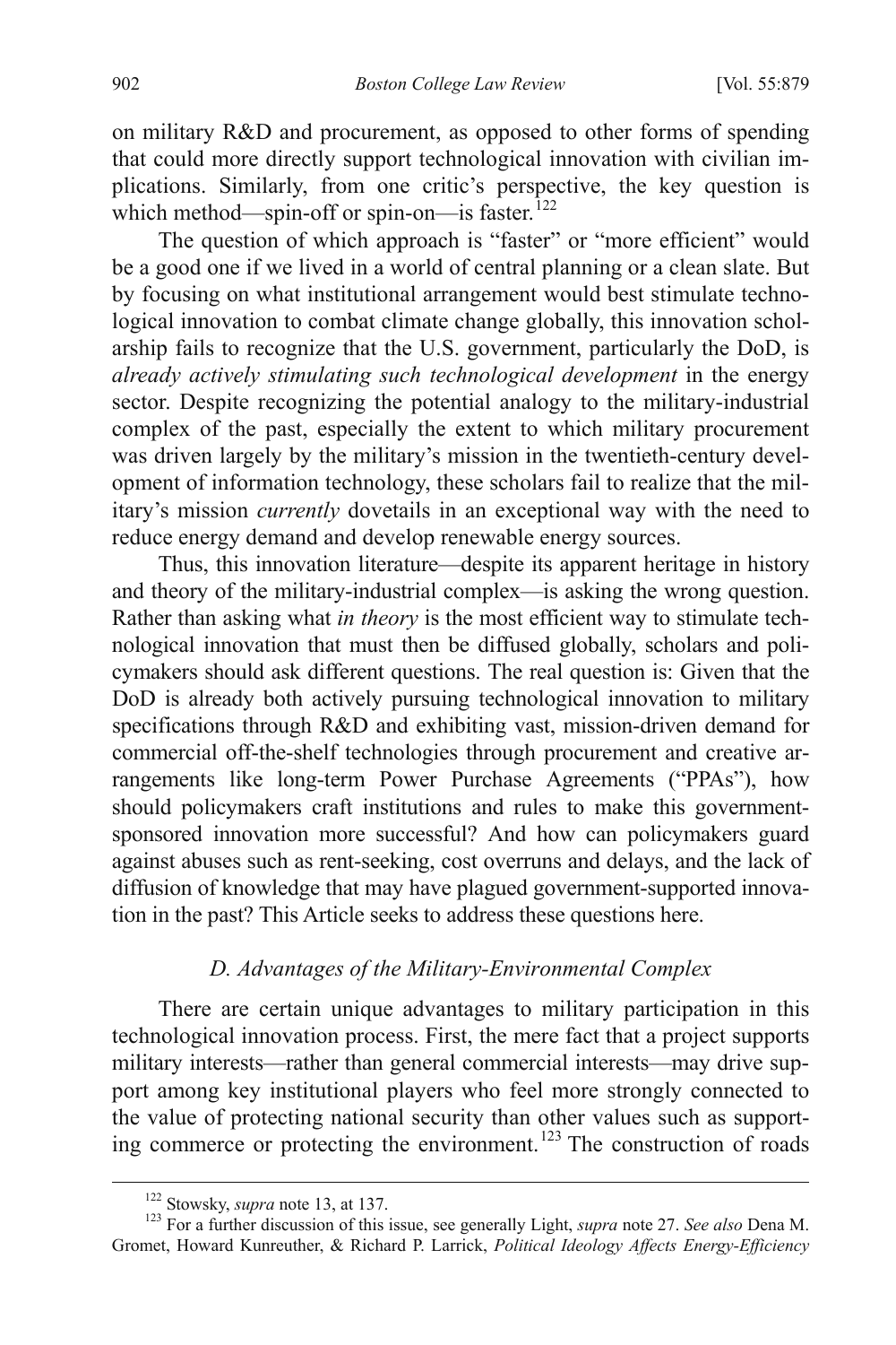on military R&D and procurement, as opposed to other forms of spending that could more directly support technological innovation with civilian implications. Similarly, from one critic's perspective, the key question is which method—spin-off or spin-on—is faster.[122]

The question of which approach is "faster" or "more efficient" would be a good one if we lived in a world of central planning or a clean slate. But by focusing on what institutional arrangement would best stimulate technological innovation to combat climate change globally, this innovation scholarship fails to recognize that the U.S. government, particularly the DoD, is *already actively stimulating such technological development* in the energy sector. Despite recognizing the potential analogy to the military-industrial complex of the past, especially the extent to which military procurement was driven largely by the military's mission in the twentieth-century development of information technology, these scholars fail to realize that the military's mission *currently* dovetails in an exceptional way with the need to reduce energy demand and develop renewable energy sources.

Thus, this innovation literature—despite its apparent heritage in history and theory of the military-industrial complex—is asking the wrong question. Rather than asking what *in theory* is the most efficient way to stimulate technological innovation that must then be diffused globally, scholars and policymakers should ask different questions. The real question is: Given that the DoD is already both actively pursuing technological innovation to military specifications through R&D and exhibiting vast, mission-driven demand for commercial off-the-shelf technologies through procurement and creative arrangements like long-term Power Purchase Agreements ("PPAs"), how should policymakers craft institutions and rules to make this government-sponsored innovation more successful? And how can policymakers guard against abuses such as rent-seeking, cost overruns and delays, and the lack of diffusion of knowledge that may have plagued government-supported innovation in the past? This Article seeks to address these questions here.

### *D. Advantages of the Military-Environmental Complex*

There are certain unique advantages to military participation in this technological innovation process. First, the mere fact that a project supports military interests—rather than general commercial interests—may drive support among key institutional players who feel more strongly connected to the value of protecting national security than other values such as supporting commerce or protecting the environment.[123] The construction of roads

[122] Stowsky, *supra* note 13, at 137.

[123] For a further discussion of this issue, see generally Light, *supra* note 27. *See also* Dena M. Gromet, Howard Kunreuther, & Richard P. Larrick, *Political Ideology Affects Energy-Efficiency*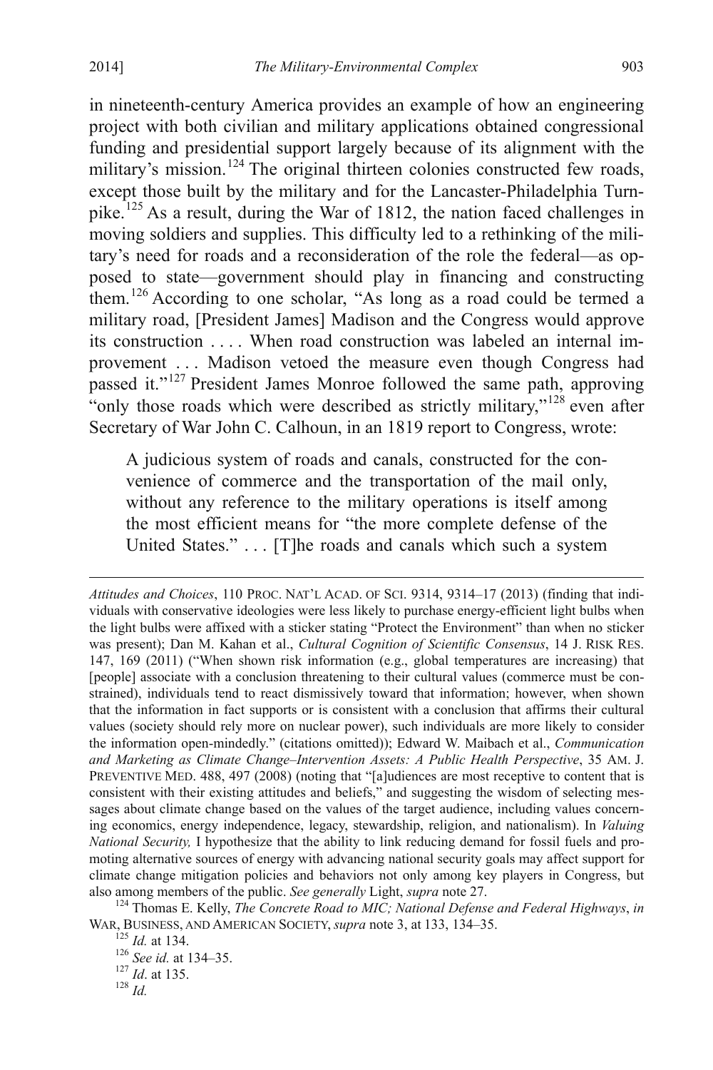in nineteenth-century America provides an example of how an engineering project with both civilian and military applications obtained congressional funding and presidential support largely because of its alignment with the military's mission.[124] The original thirteen colonies constructed few roads, except those built by the military and for the Lancaster-Philadelphia Turnpike.[125] As a result, during the War of 1812, the nation faced challenges in moving soldiers and supplies. This difficulty led to a rethinking of the military's need for roads and a reconsideration of the role the federal—as opposed to state—government should play in financing and constructing them.[126] According to one scholar, "As long as a road could be termed a military road, [President James] Madison and the Congress would approve its construction . . . . When road construction was labeled an internal improvement . . . Madison vetoed the measure even though Congress had passed it."[127] President James Monroe followed the same path, approving "only those roads which were described as strictly military,"[128] even after Secretary of War John C. Calhoun, in an 1819 report to Congress, wrote:

> A judicious system of roads and canals, constructed for the convenience of commerce and the transportation of the mail only, without any reference to the military operations is itself among the most efficient means for "the more complete defense of the United States." . . . [T]he roads and canals which such a system

---

*Attitudes and Choices*, 110 PROC. NAT'L ACAD. OF SCI. 9314, 9314–17 (2013) (finding that individuals with conservative ideologies were less likely to purchase energy-efficient light bulbs when the light bulbs were affixed with a sticker stating "Protect the Environment" than when no sticker was present); Dan M. Kahan et al., *Cultural Cognition of Scientific Consensus*, 14 J. RISK RES. 147, 169 (2011) ("When shown risk information (e.g., global temperatures are increasing) that [people] associate with a conclusion threatening to their cultural values (commerce must be constrained), individuals tend to react dismissively toward that information; however, when shown that the information in fact supports or is consistent with a conclusion that affirms their cultural values (society should rely more on nuclear power), such individuals are more likely to consider the information open-mindedly." (citations omitted)); Edward W. Maibach et al., *Communication and Marketing as Climate Change–Intervention Assets: A Public Health Perspective*, 35 AM. J. PREVENTIVE MED. 488, 497 (2008) (noting that "[a]udiences are most receptive to content that is consistent with their existing attitudes and beliefs," and suggesting the wisdom of selecting messages about climate change based on the values of the target audience, including values concerning economics, energy independence, legacy, stewardship, religion, and nationalism). In *Valuing National Security,* I hypothesize that the ability to link reducing demand for fossil fuels and promoting alternative sources of energy with advancing national security goals may affect support for climate change mitigation policies and behaviors not only among key players in Congress, but also among members of the public. *See generally* Light, *supra* note 27.

[124] Thomas E. Kelly, *The Concrete Road to MIC; National Defense and Federal Highways*, *in* WAR, BUSINESS, AND AMERICAN SOCIETY, *supra* note 3, at 133, 134–35.

[125] *Id.* at 134.

[126] *See id.* at 134–35.

[127] *Id*. at 135.

[128] *Id.*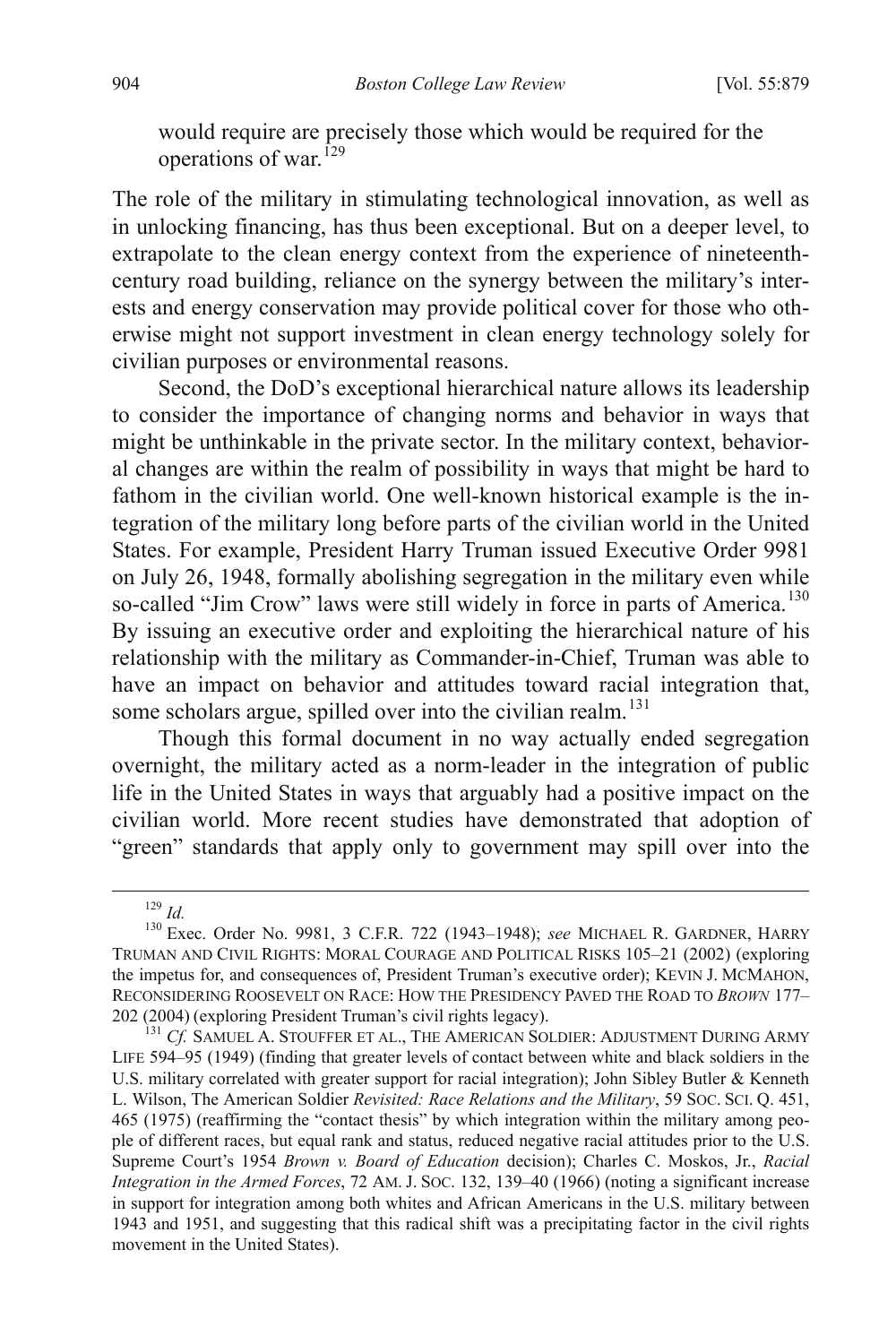would require are precisely those which would be required for the operations of war.[129]

The role of the military in stimulating technological innovation, as well as in unlocking financing, has thus been exceptional. But on a deeper level, to extrapolate to the clean energy context from the experience of nineteenth-century road building, reliance on the synergy between the military's interests and energy conservation may provide political cover for those who otherwise might not support investment in clean energy technology solely for civilian purposes or environmental reasons.

Second, the DoD's exceptional hierarchical nature allows its leadership to consider the importance of changing norms and behavior in ways that might be unthinkable in the private sector. In the military context, behavioral changes are within the realm of possibility in ways that might be hard to fathom in the civilian world. One well-known historical example is the integration of the military long before parts of the civilian world in the United States. For example, President Harry Truman issued Executive Order 9981 on July 26, 1948, formally abolishing segregation in the military even while so-called "Jim Crow" laws were still widely in force in parts of America.[130] By issuing an executive order and exploiting the hierarchical nature of his relationship with the military as Commander-in-Chief, Truman was able to have an impact on behavior and attitudes toward racial integration that, some scholars argue, spilled over into the civilian realm.[131]

Though this formal document in no way actually ended segregation overnight, the military acted as a norm-leader in the integration of public life in the United States in ways that arguably had a positive impact on the civilian world. More recent studies have demonstrated that adoption of "green" standards that apply only to government may spill over into the

---

[129] *Id.*

[130] Exec. Order No. 9981, 3 C.F.R. 722 (1943–1948); *see* MICHAEL R. GARDNER, HARRY TRUMAN AND CIVIL RIGHTS: MORAL COURAGE AND POLITICAL RISKS 105–21 (2002) (exploring the impetus for, and consequences of, President Truman's executive order); KEVIN J. MCMAHON, RECONSIDERING ROOSEVELT ON RACE: HOW THE PRESIDENCY PAVED THE ROAD TO *BROWN* 177–202 (2004) (exploring President Truman's civil rights legacy).

[131] *Cf.* SAMUEL A. STOUFFER ET AL., THE AMERICAN SOLDIER: ADJUSTMENT DURING ARMY LIFE 594–95 (1949) (finding that greater levels of contact between white and black soldiers in the U.S. military correlated with greater support for racial integration); John Sibley Butler & Kenneth L. Wilson, The American Soldier *Revisited: Race Relations and the Military*, 59 SOC. SCI. Q. 451, 465 (1975) (reaffirming the "contact thesis" by which integration within the military among people of different races, but equal rank and status, reduced negative racial attitudes prior to the U.S. Supreme Court's 1954 *Brown v. Board of Education* decision); Charles C. Moskos, Jr., *Racial Integration in the Armed Forces*, 72 AM. J. SOC. 132, 139–40 (1966) (noting a significant increase in support for integration among both whites and African Americans in the U.S. military between 1943 and 1951, and suggesting that this radical shift was a precipitating factor in the civil rights movement in the United States).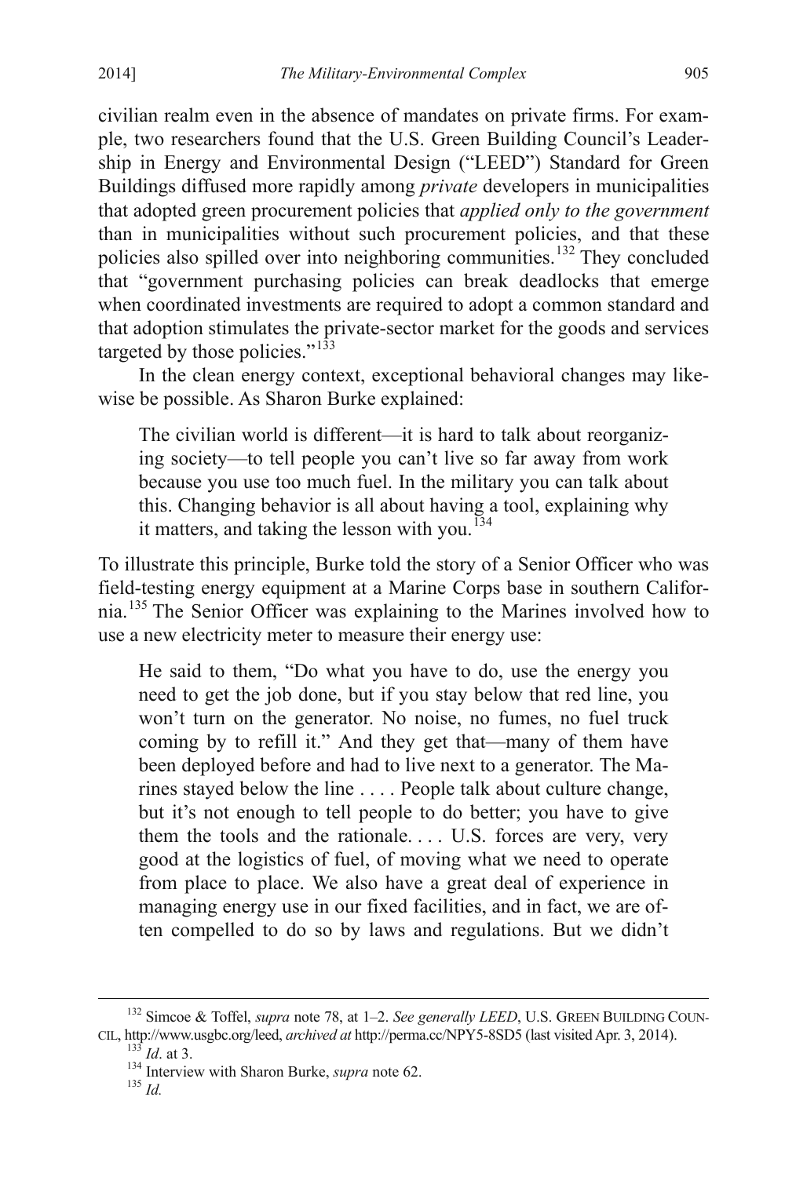civilian realm even in the absence of mandates on private firms. For example, two researchers found that the U.S. Green Building Council's Leadership in Energy and Environmental Design ("LEED") Standard for Green Buildings diffused more rapidly among *private* developers in municipalities that adopted green procurement policies that *applied only to the government* than in municipalities without such procurement policies, and that these policies also spilled over into neighboring communities.[132] They concluded that "government purchasing policies can break deadlocks that emerge when coordinated investments are required to adopt a common standard and that adoption stimulates the private-sector market for the goods and services targeted by those policies."[133]

In the clean energy context, exceptional behavioral changes may likewise be possible. As Sharon Burke explained:

> The civilian world is different—it is hard to talk about reorganizing society—to tell people you can't live so far away from work because you use too much fuel. In the military you can talk about this. Changing behavior is all about having a tool, explaining why it matters, and taking the lesson with you.[134]

To illustrate this principle, Burke told the story of a Senior Officer who was field-testing energy equipment at a Marine Corps base in southern California.[135] The Senior Officer was explaining to the Marines involved how to use a new electricity meter to measure their energy use:

> He said to them, "Do what you have to do, use the energy you need to get the job done, but if you stay below that red line, you won't turn on the generator. No noise, no fumes, no fuel truck coming by to refill it." And they get that—many of them have been deployed before and had to live next to a generator. The Marines stayed below the line . . . . People talk about culture change, but it's not enough to tell people to do better; you have to give them the tools and the rationale. . . . U.S. forces are very, very good at the logistics of fuel, of moving what we need to operate from place to place. We also have a great deal of experience in managing energy use in our fixed facilities, and in fact, we are often compelled to do so by laws and regulations. But we didn't

---

[132] Simcoe & Toffel, *supra* note 78, at 1–2. *See generally LEED*, U.S. GREEN BUILDING COUNCIL, http://www.usgbc.org/leed, *archived at* http://perma.cc/NPY5-8SD5 (last visited Apr. 3, 2014).

[133] *Id*. at 3.

[134] Interview with Sharon Burke, *supra* note 62.

[135] *Id.*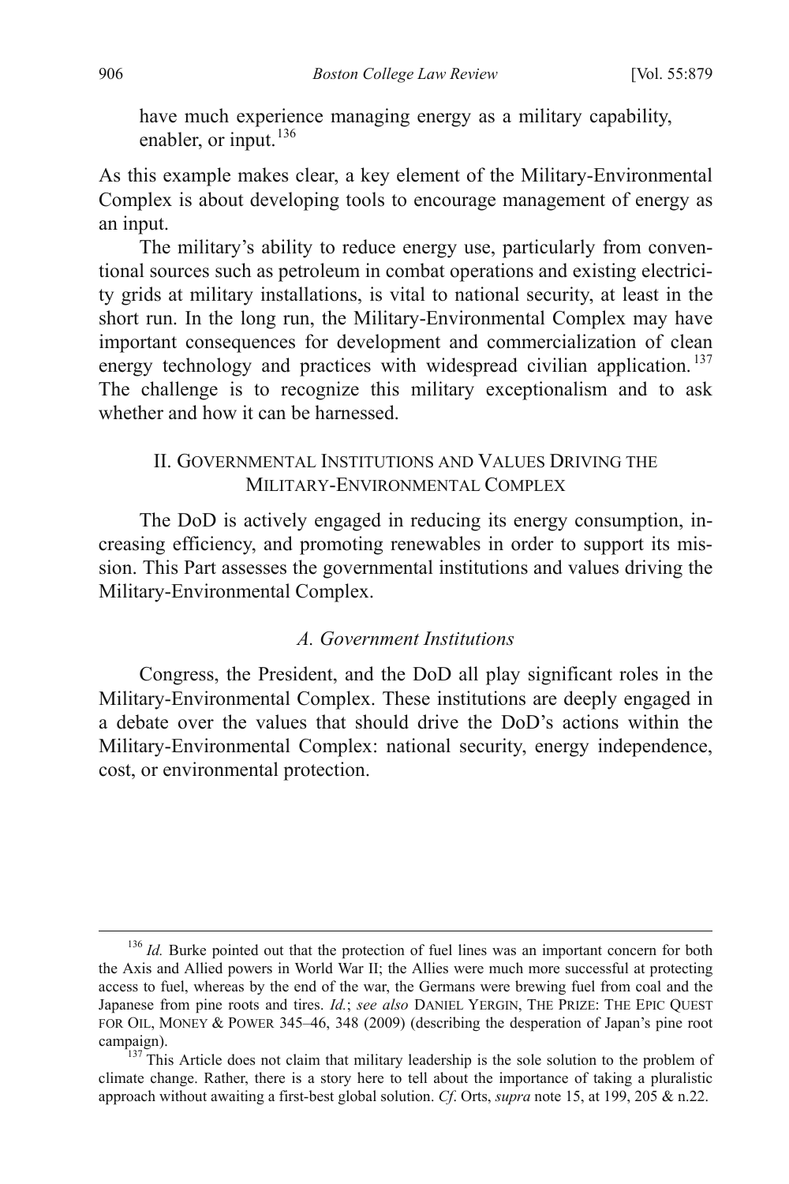have much experience managing energy as a military capability, enabler, or input.[136]

As this example makes clear, a key element of the Military-Environmental Complex is about developing tools to encourage management of energy as an input.

The military's ability to reduce energy use, particularly from conventional sources such as petroleum in combat operations and existing electricity grids at military installations, is vital to national security, at least in the short run. In the long run, the Military-Environmental Complex may have important consequences for development and commercialization of clean energy technology and practices with widespread civilian application.[137] The challenge is to recognize this military exceptionalism and to ask whether and how it can be harnessed.

## II. Governmental Institutions and Values Driving the Military-Environmental Complex

The DoD is actively engaged in reducing its energy consumption, increasing efficiency, and promoting renewables in order to support its mission. This Part assesses the governmental institutions and values driving the Military-Environmental Complex.

### *A. Government Institutions*

Congress, the President, and the DoD all play significant roles in the Military-Environmental Complex. These institutions are deeply engaged in a debate over the values that should drive the DoD's actions within the Military-Environmental Complex: national security, energy independence, cost, or environmental protection.

---

[136] *Id.* Burke pointed out that the protection of fuel lines was an important concern for both the Axis and Allied powers in World War II; the Allies were much more successful at protecting access to fuel, whereas by the end of the war, the Germans were brewing fuel from coal and the Japanese from pine roots and tires. *Id.*; *see also* DANIEL YERGIN, THE PRIZE: THE EPIC QUEST FOR OIL, MONEY & POWER 345–46, 348 (2009) (describing the desperation of Japan's pine root campaign).

[137] This Article does not claim that military leadership is the sole solution to the problem of climate change. Rather, there is a story here to tell about the importance of taking a pluralistic approach without awaiting a first-best global solution. *Cf*. Orts, *supra* note 15, at 199, 205 & n.22.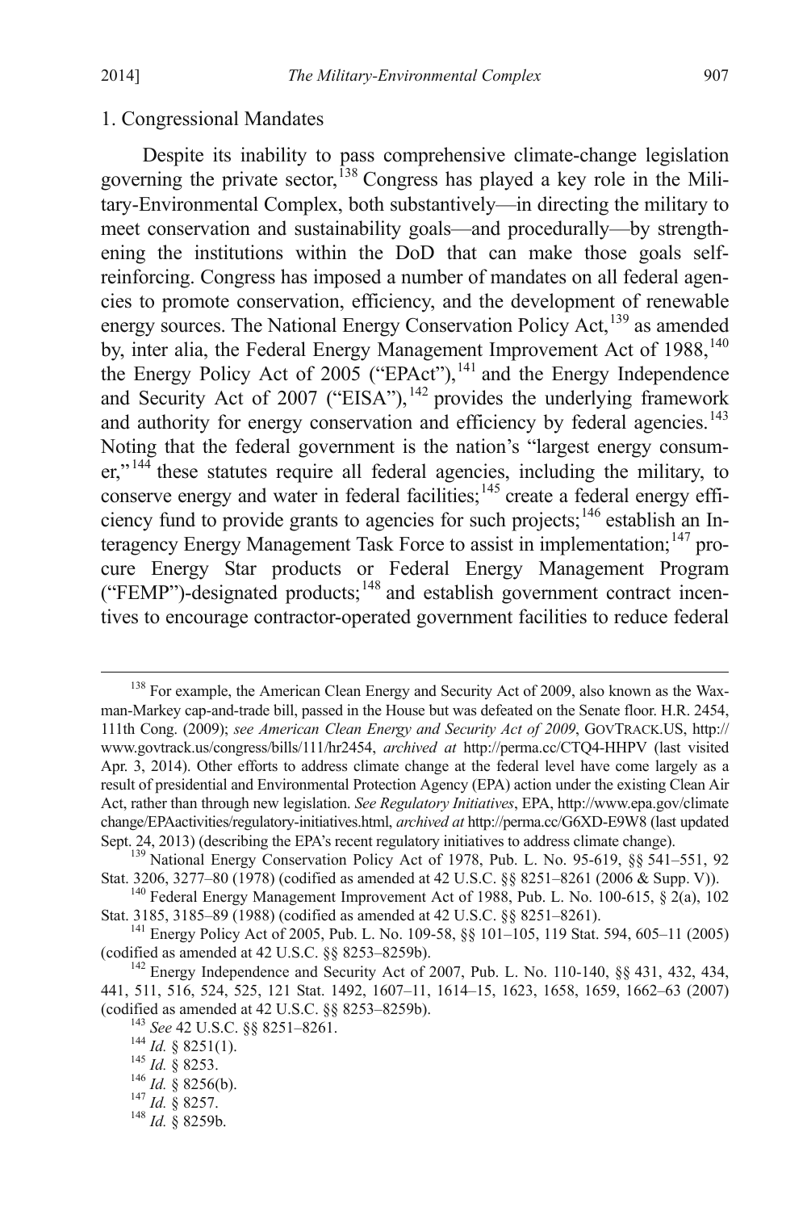### 1. Congressional Mandates

Despite its inability to pass comprehensive climate-change legislation governing the private sector,[138] Congress has played a key role in the Military-Environmental Complex, both substantively—in directing the military to meet conservation and sustainability goals—and procedurally—by strengthening the institutions within the DoD that can make those goals self-reinforcing. Congress has imposed a number of mandates on all federal agencies to promote conservation, efficiency, and the development of renewable energy sources. The National Energy Conservation Policy Act,[139] as amended by, inter alia, the Federal Energy Management Improvement Act of 1988,[140] the Energy Policy Act of 2005 ("EPAct"),[141] and the Energy Independence and Security Act of 2007 ("EISA"),[142] provides the underlying framework and authority for energy conservation and efficiency by federal agencies.[143] Noting that the federal government is the nation's "largest energy consumer,"[144] these statutes require all federal agencies, including the military, to conserve energy and water in federal facilities;[145] create a federal energy efficiency fund to provide grants to agencies for such projects;[146] establish an Interagency Energy Management Task Force to assist in implementation;[147] procure Energy Star products or Federal Energy Management Program ("FEMP")-designated products;[148] and establish government contract incentives to encourage contractor-operated government facilities to reduce federal

---

[138] For example, the American Clean Energy and Security Act of 2009, also known as the Waxman-Markey cap-and-trade bill, passed in the House but was defeated on the Senate floor. H.R. 2454, 111th Cong. (2009); *see American Clean Energy and Security Act of 2009*, GOVTRACK.US, http://www.govtrack.us/congress/bills/111/hr2454, *archived at* http://perma.cc/CTQ4-HHPV (last visited Apr. 3, 2014). Other efforts to address climate change at the federal level have come largely as a result of presidential and Environmental Protection Agency (EPA) action under the existing Clean Air Act, rather than through new legislation. *See Regulatory Initiatives*, EPA, http://www.epa.gov/climatechange/EPAactivities/regulatory-initiatives.html, *archived at* http://perma.cc/G6XD-E9W8 (last updated Sept. 24, 2013) (describing the EPA's recent regulatory initiatives to address climate change).

[139] National Energy Conservation Policy Act of 1978, Pub. L. No. 95-619, §§ 541–551, 92 Stat. 3206, 3277–80 (1978) (codified as amended at 42 U.S.C. §§ 8251–8261 (2006 & Supp. V)).

[140] Federal Energy Management Improvement Act of 1988, Pub. L. No. 100-615, § 2(a), 102 Stat. 3185, 3185–89 (1988) (codified as amended at 42 U.S.C. §§ 8251–8261).

[141] Energy Policy Act of 2005, Pub. L. No. 109-58, §§ 101–105, 119 Stat. 594, 605–11 (2005) (codified as amended at 42 U.S.C. §§ 8253–8259b).

[142] Energy Independence and Security Act of 2007, Pub. L. No. 110-140, §§ 431, 432, 434, 441, 511, 516, 524, 525, 121 Stat. 1492, 1607–11, 1614–15, 1623, 1658, 1659, 1662–63 (2007) (codified as amended at 42 U.S.C. §§ 8253–8259b).

[143] *See* 42 U.S.C. §§ 8251–8261.

[144] *Id.* § 8251(1).

[145] *Id.* § 8253.

[146] *Id.* § 8256(b).

[147] *Id.* § 8257.

[148] *Id.* § 8259b.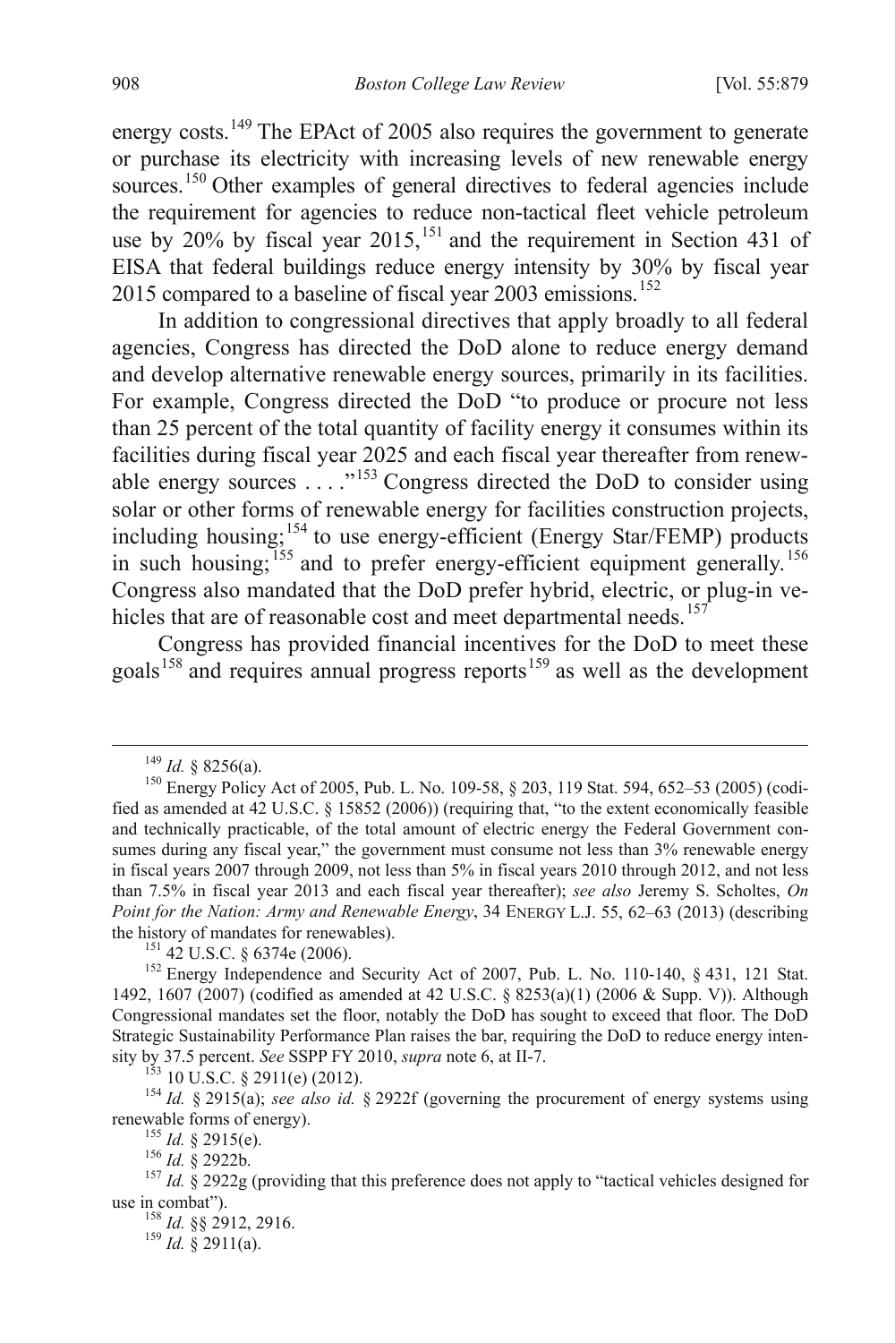energy costs.[149] The EPAct of 2005 also requires the government to generate or purchase its electricity with increasing levels of new renewable energy sources.[150] Other examples of general directives to federal agencies include the requirement for agencies to reduce non-tactical fleet vehicle petroleum use by 20% by fiscal year 2015,[151] and the requirement in Section 431 of EISA that federal buildings reduce energy intensity by 30% by fiscal year 2015 compared to a baseline of fiscal year 2003 emissions.[152]

In addition to congressional directives that apply broadly to all federal agencies, Congress has directed the DoD alone to reduce energy demand and develop alternative renewable energy sources, primarily in its facilities. For example, Congress directed the DoD "to produce or procure not less than 25 percent of the total quantity of facility energy it consumes within its facilities during fiscal year 2025 and each fiscal year thereafter from renewable energy sources . . . ."[153] Congress directed the DoD to consider using solar or other forms of renewable energy for facilities construction projects, including housing;[154] to use energy-efficient (Energy Star/FEMP) products in such housing;[155] and to prefer energy-efficient equipment generally.[156] Congress also mandated that the DoD prefer hybrid, electric, or plug-in vehicles that are of reasonable cost and meet departmental needs.[157]

Congress has provided financial incentives for the DoD to meet these goals[158] and requires annual progress reports[159] as well as the development

---

[149] *Id.* § 8256(a).

[150] Energy Policy Act of 2005, Pub. L. No. 109-58, § 203, 119 Stat. 594, 652–53 (2005) (codified as amended at 42 U.S.C. § 15852 (2006)) (requiring that, "to the extent economically feasible and technically practicable, of the total amount of electric energy the Federal Government consumes during any fiscal year," the government must consume not less than 3% renewable energy in fiscal years 2007 through 2009, not less than 5% in fiscal years 2010 through 2012, and not less than 7.5% in fiscal year 2013 and each fiscal year thereafter); *see also* Jeremy S. Scholtes, *On Point for the Nation: Army and Renewable Energy*, 34 ENERGY L.J. 55, 62–63 (2013) (describing the history of mandates for renewables).

[151] 42 U.S.C. § 6374e (2006).

[152] Energy Independence and Security Act of 2007, Pub. L. No. 110-140, § 431, 121 Stat. 1492, 1607 (2007) (codified as amended at 42 U.S.C. § 8253(a)(1) (2006 & Supp. V)). Although Congressional mandates set the floor, notably the DoD has sought to exceed that floor. The DoD Strategic Sustainability Performance Plan raises the bar, requiring the DoD to reduce energy intensity by 37.5 percent. *See* SSPP FY 2010, *supra* note 6, at II-7.

[153] 10 U.S.C. § 2911(e) (2012).

[154] *Id.* § 2915(a); *see also id.* § 2922f (governing the procurement of energy systems using renewable forms of energy).

[155] *Id.* § 2915(e).

[156] *Id.* § 2922b.

[157] *Id.* § 2922g (providing that this preference does not apply to "tactical vehicles designed for use in combat").

[158] *Id.* §§ 2912, 2916.

[159] *Id.* § 2911(a).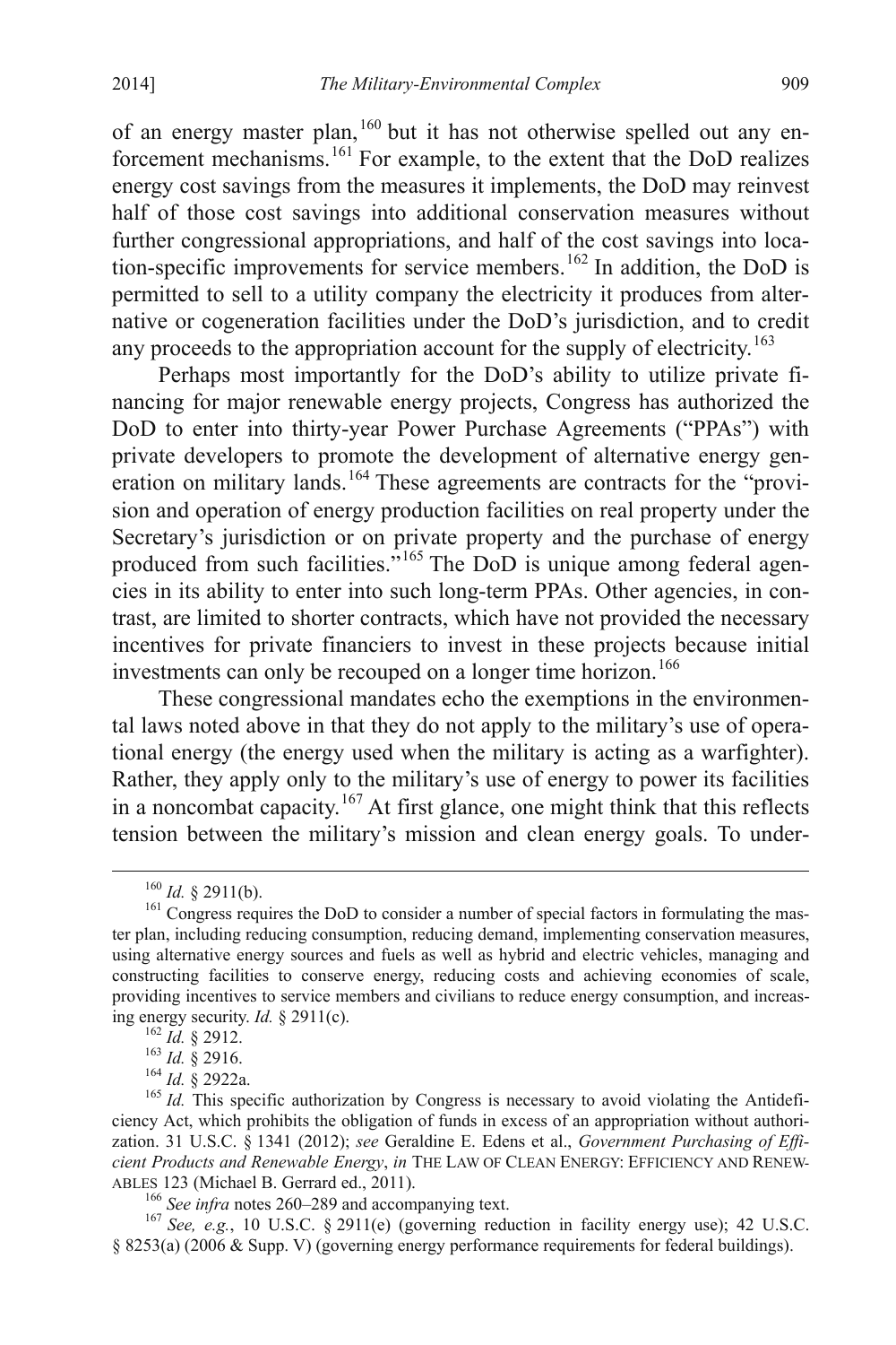of an energy master plan,[160] but it has not otherwise spelled out any enforcement mechanisms.[161] For example, to the extent that the DoD realizes energy cost savings from the measures it implements, the DoD may reinvest half of those cost savings into additional conservation measures without further congressional appropriations, and half of the cost savings into location-specific improvements for service members.[162] In addition, the DoD is permitted to sell to a utility company the electricity it produces from alternative or cogeneration facilities under the DoD's jurisdiction, and to credit any proceeds to the appropriation account for the supply of electricity.[163]

Perhaps most importantly for the DoD's ability to utilize private financing for major renewable energy projects, Congress has authorized the DoD to enter into thirty-year Power Purchase Agreements ("PPAs") with private developers to promote the development of alternative energy generation on military lands.[164] These agreements are contracts for the "provision and operation of energy production facilities on real property under the Secretary's jurisdiction or on private property and the purchase of energy produced from such facilities."[165] The DoD is unique among federal agencies in its ability to enter into such long-term PPAs. Other agencies, in contrast, are limited to shorter contracts, which have not provided the necessary incentives for private financiers to invest in these projects because initial investments can only be recouped on a longer time horizon.[166]

These congressional mandates echo the exemptions in the environmental laws noted above in that they do not apply to the military's use of operational energy (the energy used when the military is acting as a warfighter). Rather, they apply only to the military's use of energy to power its facilities in a noncombat capacity.[167] At first glance, one might think that this reflects tension between the military's mission and clean energy goals. To under-

---

[160] *Id.* § 2911(b).

[161] Congress requires the DoD to consider a number of special factors in formulating the master plan, including reducing consumption, reducing demand, implementing conservation measures, using alternative energy sources and fuels as well as hybrid and electric vehicles, managing and constructing facilities to conserve energy, reducing costs and achieving economies of scale, providing incentives to service members and civilians to reduce energy consumption, and increasing energy security. *Id.* § 2911(c).

[162] *Id.* § 2912.

[163] *Id.* § 2916.

[164] *Id.* § 2922a.

[165] *Id.* This specific authorization by Congress is necessary to avoid violating the Antideficiency Act, which prohibits the obligation of funds in excess of an appropriation without authorization. 31 U.S.C. § 1341 (2012); *see* Geraldine E. Edens et al., *Government Purchasing of Efficient Products and Renewable Energy*, *in* THE LAW OF CLEAN ENERGY: EFFICIENCY AND RENEWABLES 123 (Michael B. Gerrard ed., 2011).

[166] *See infra* notes 260–289 and accompanying text.

[167] *See, e.g.*, 10 U.S.C. § 2911(e) (governing reduction in facility energy use); 42 U.S.C. § 8253(a) (2006 & Supp. V) (governing energy performance requirements for federal buildings).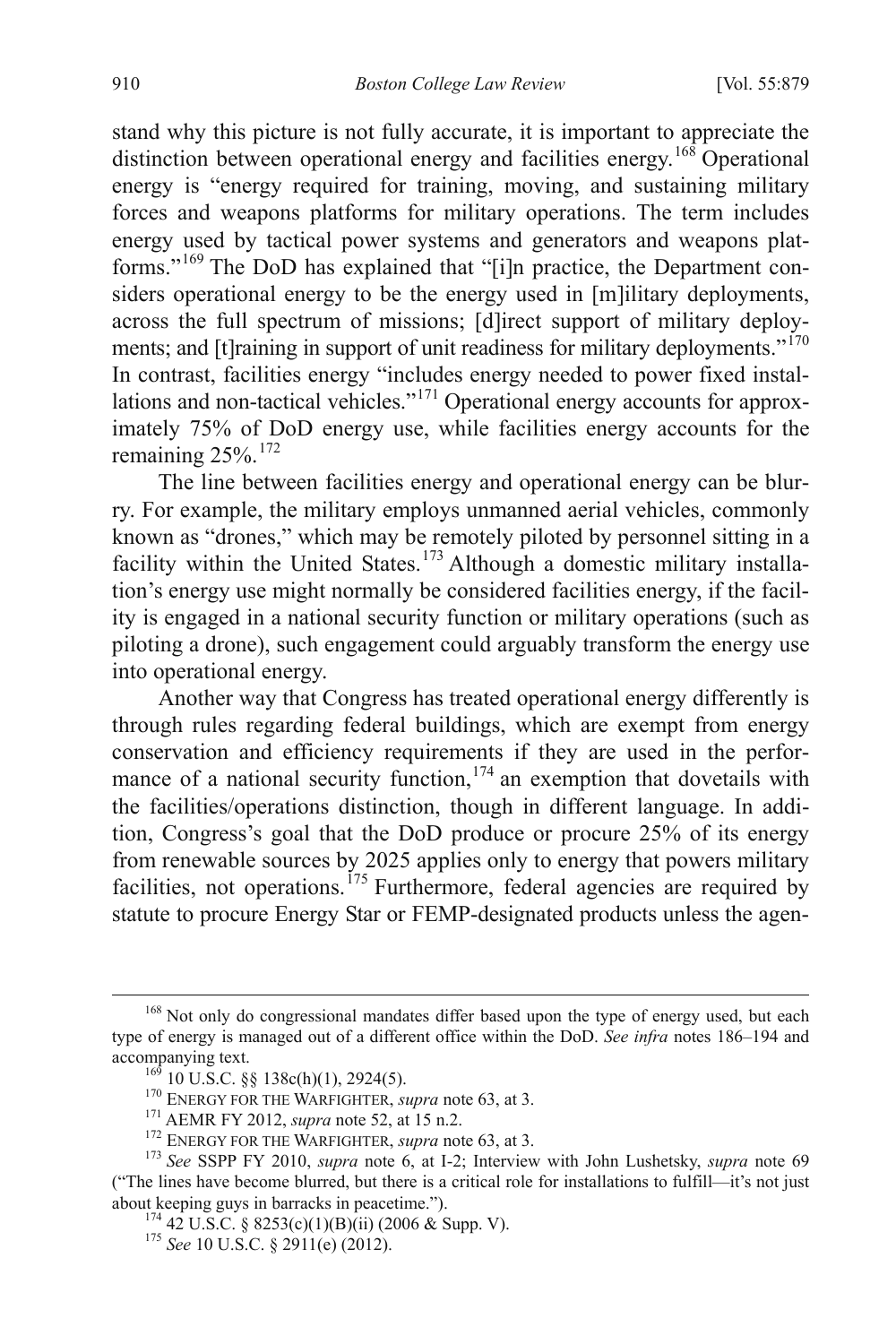stand why this picture is not fully accurate, it is important to appreciate the distinction between operational energy and facilities energy.[168] Operational energy is "energy required for training, moving, and sustaining military forces and weapons platforms for military operations. The term includes energy used by tactical power systems and generators and weapons platforms."[169] The DoD has explained that "[i]n practice, the Department considers operational energy to be the energy used in [m]ilitary deployments, across the full spectrum of missions; [d]irect support of military deployments; and [t]raining in support of unit readiness for military deployments."[170] In contrast, facilities energy "includes energy needed to power fixed installations and non-tactical vehicles."[171] Operational energy accounts for approximately 75% of DoD energy use, while facilities energy accounts for the remaining 25%.[172]

The line between facilities energy and operational energy can be blurry. For example, the military employs unmanned aerial vehicles, commonly known as "drones," which may be remotely piloted by personnel sitting in a facility within the United States.[173] Although a domestic military installation's energy use might normally be considered facilities energy, if the facility is engaged in a national security function or military operations (such as piloting a drone), such engagement could arguably transform the energy use into operational energy.

Another way that Congress has treated operational energy differently is through rules regarding federal buildings, which are exempt from energy conservation and efficiency requirements if they are used in the performance of a national security function,[174] an exemption that dovetails with the facilities/operations distinction, though in different language. In addition, Congress's goal that the DoD produce or procure 25% of its energy from renewable sources by 2025 applies only to energy that powers military facilities, not operations.[175] Furthermore, federal agencies are required by statute to procure Energy Star or FEMP-designated products unless the agen-

---

[168] Not only do congressional mandates differ based upon the type of energy used, but each type of energy is managed out of a different office within the DoD. *See infra* notes 186–194 and accompanying text.

[169] 10 U.S.C. §§ 138c(h)(1), 2924(5).

[170] ENERGY FOR THE WARFIGHTER, *supra* note 63, at 3.

[171] AEMR FY 2012, *supra* note 52, at 15 n.2.

[172] ENERGY FOR THE WARFIGHTER, *supra* note 63, at 3.

[173] *See* SSPP FY 2010, *supra* note 6, at I-2; Interview with John Lushetsky, *supra* note 69 ("The lines have become blurred, but there is a critical role for installations to fulfill—it's not just about keeping guys in barracks in peacetime.").

[174] 42 U.S.C. § 8253(c)(1)(B)(ii) (2006 & Supp. V).

[175] *See* 10 U.S.C. § 2911(e) (2012).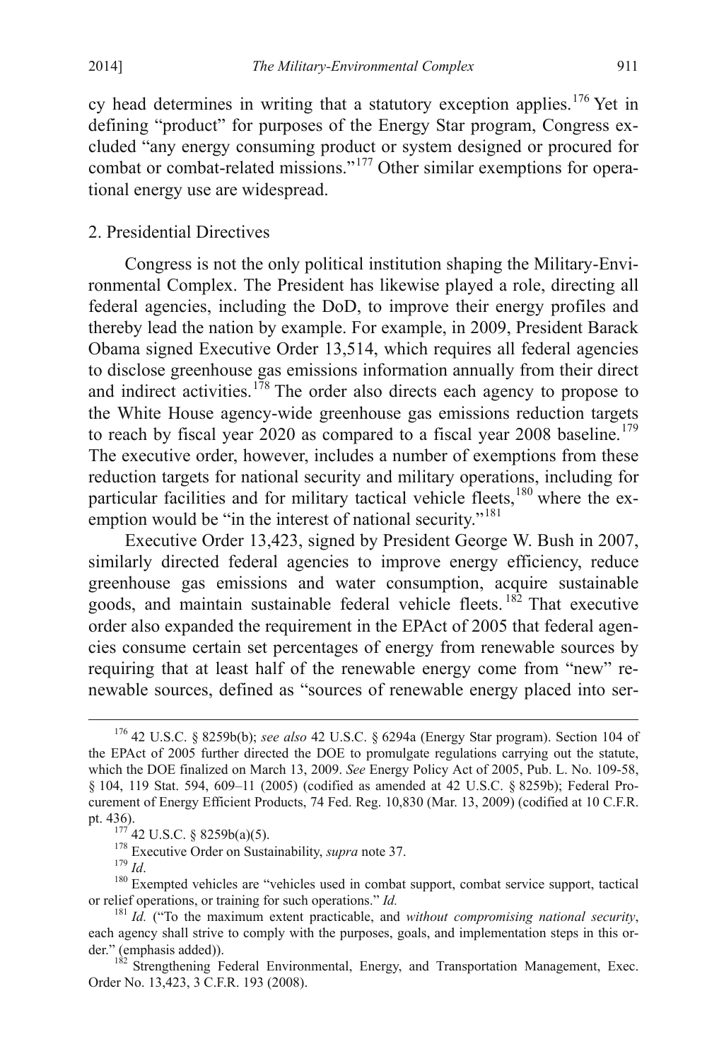cy head determines in writing that a statutory exception applies.[176] Yet in defining "product" for purposes of the Energy Star program, Congress excluded "any energy consuming product or system designed or procured for combat or combat-related missions."[177] Other similar exemptions for operational energy use are widespread.

### 2. Presidential Directives

Congress is not the only political institution shaping the Military-Environmental Complex. The President has likewise played a role, directing all federal agencies, including the DoD, to improve their energy profiles and thereby lead the nation by example. For example, in 2009, President Barack Obama signed Executive Order 13,514, which requires all federal agencies to disclose greenhouse gas emissions information annually from their direct and indirect activities.[178] The order also directs each agency to propose to the White House agency-wide greenhouse gas emissions reduction targets to reach by fiscal year 2020 as compared to a fiscal year 2008 baseline.[179] The executive order, however, includes a number of exemptions from these reduction targets for national security and military operations, including for particular facilities and for military tactical vehicle fleets,[180] where the exemption would be "in the interest of national security."[181]

Executive Order 13,423, signed by President George W. Bush in 2007, similarly directed federal agencies to improve energy efficiency, reduce greenhouse gas emissions and water consumption, acquire sustainable goods, and maintain sustainable federal vehicle fleets.[182] That executive order also expanded the requirement in the EPAct of 2005 that federal agencies consume certain set percentages of energy from renewable sources by requiring that at least half of the renewable energy come from "new" renewable sources, defined as "sources of renewable energy placed into ser-

---

[176] 42 U.S.C. § 8259b(b); *see also* 42 U.S.C. § 6294a (Energy Star program). Section 104 of the EPAct of 2005 further directed the DOE to promulgate regulations carrying out the statute, which the DOE finalized on March 13, 2009. *See* Energy Policy Act of 2005, Pub. L. No. 109-58, § 104, 119 Stat. 594, 609–11 (2005) (codified as amended at 42 U.S.C. § 8259b); Federal Procurement of Energy Efficient Products, 74 Fed. Reg. 10,830 (Mar. 13, 2009) (codified at 10 C.F.R. pt. 436).

[177] 42 U.S.C. § 8259b(a)(5).

[178] Executive Order on Sustainability, *supra* note 37.

[179] *Id*.

[180] Exempted vehicles are "vehicles used in combat support, combat service support, tactical or relief operations, or training for such operations." *Id.*

[181] *Id.* ("To the maximum extent practicable, and *without compromising national security*, each agency shall strive to comply with the purposes, goals, and implementation steps in this order." (emphasis added)).

[182] Strengthening Federal Environmental, Energy, and Transportation Management, Exec. Order No. 13,423, 3 C.F.R. 193 (2008).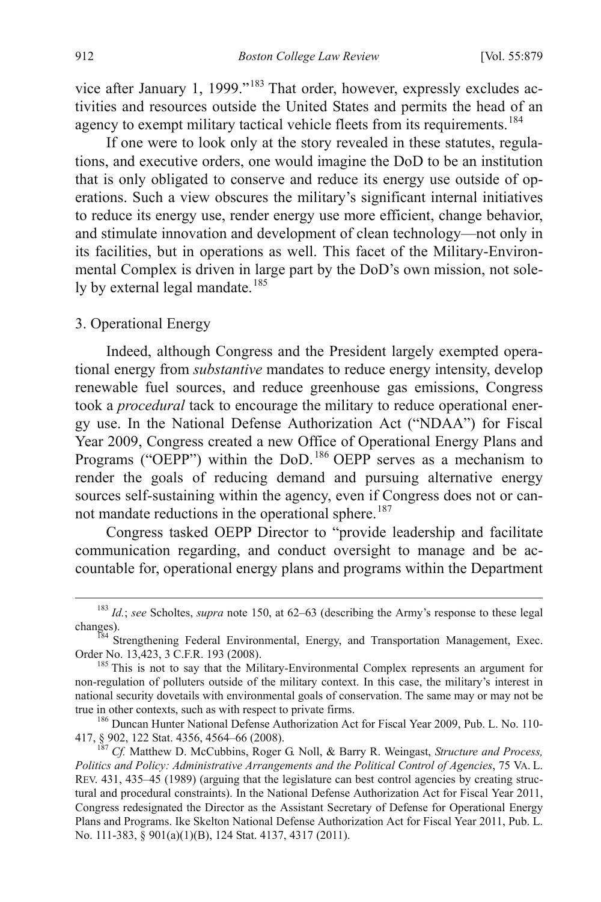vice after January 1, 1999."[183] That order, however, expressly excludes activities and resources outside the United States and permits the head of an agency to exempt military tactical vehicle fleets from its requirements.[184]

If one were to look only at the story revealed in these statutes, regulations, and executive orders, one would imagine the DoD to be an institution that is only obligated to conserve and reduce its energy use outside of operations. Such a view obscures the military's significant internal initiatives to reduce its energy use, render energy use more efficient, change behavior, and stimulate innovation and development of clean technology—not only in its facilities, but in operations as well. This facet of the Military-Environmental Complex is driven in large part by the DoD's own mission, not solely by external legal mandate.[185]

### 3. Operational Energy

Indeed, although Congress and the President largely exempted operational energy from *substantive* mandates to reduce energy intensity, develop renewable fuel sources, and reduce greenhouse gas emissions, Congress took a *procedural* tack to encourage the military to reduce operational energy use. In the National Defense Authorization Act ("NDAA") for Fiscal Year 2009, Congress created a new Office of Operational Energy Plans and Programs ("OEPP") within the DoD.[186] OEPP serves as a mechanism to render the goals of reducing demand and pursuing alternative energy sources self-sustaining within the agency, even if Congress does not or cannot mandate reductions in the operational sphere.[187]

Congress tasked OEPP Director to "provide leadership and facilitate communication regarding, and conduct oversight to manage and be accountable for, operational energy plans and programs within the Department

---

[183] *Id.*; *see* Scholtes, *supra* note 150, at 62–63 (describing the Army's response to these legal changes).

[184] Strengthening Federal Environmental, Energy, and Transportation Management, Exec. Order No. 13,423, 3 C.F.R. 193 (2008).

[185] This is not to say that the Military-Environmental Complex represents an argument for non-regulation of polluters outside of the military context. In this case, the military's interest in national security dovetails with environmental goals of conservation. The same may or may not be true in other contexts, such as with respect to private firms.

[186] Duncan Hunter National Defense Authorization Act for Fiscal Year 2009, Pub. L. No. 110-417, § 902, 122 Stat. 4356, 4564–66 (2008).

[187] *Cf.* Matthew D. McCubbins, Roger G. Noll, & Barry R. Weingast, *Structure and Process, Politics and Policy: Administrative Arrangements and the Political Control of Agencies*, 75 VA. L. REV. 431, 435–45 (1989) (arguing that the legislature can best control agencies by creating structural and procedural constraints). In the National Defense Authorization Act for Fiscal Year 2011, Congress redesignated the Director as the Assistant Secretary of Defense for Operational Energy Plans and Programs. Ike Skelton National Defense Authorization Act for Fiscal Year 2011, Pub. L. No. 111-383, § 901(a)(1)(B), 124 Stat. 4137, 4317 (2011).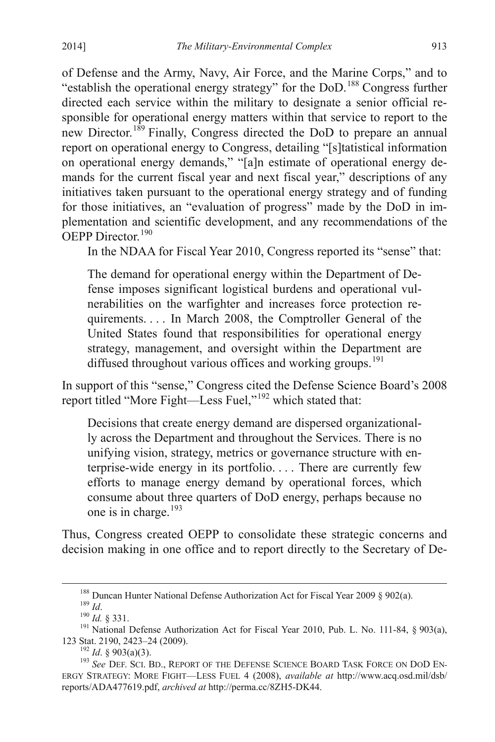of Defense and the Army, Navy, Air Force, and the Marine Corps," and to "establish the operational energy strategy" for the DoD.[188] Congress further directed each service within the military to designate a senior official responsible for operational energy matters within that service to report to the new Director.[189] Finally, Congress directed the DoD to prepare an annual report on operational energy to Congress, detailing "[s]tatistical information on operational energy demands," "[a]n estimate of operational energy demands for the current fiscal year and next fiscal year," descriptions of any initiatives taken pursuant to the operational energy strategy and of funding for those initiatives, an "evaluation of progress" made by the DoD in implementation and scientific development, and any recommendations of the OEPP Director.[190]

In the NDAA for Fiscal Year 2010, Congress reported its "sense" that:

> The demand for operational energy within the Department of Defense imposes significant logistical burdens and operational vulnerabilities on the warfighter and increases force protection requirements. . . . In March 2008, the Comptroller General of the United States found that responsibilities for operational energy strategy, management, and oversight within the Department are diffused throughout various offices and working groups.[191]

In support of this "sense," Congress cited the Defense Science Board's 2008 report titled "More Fight—Less Fuel,"[192] which stated that:

> Decisions that create energy demand are dispersed organizationally across the Department and throughout the Services. There is no unifying vision, strategy, metrics or governance structure with enterprise-wide energy in its portfolio. . . . There are currently few efforts to manage energy demand by operational forces, which consume about three quarters of DoD energy, perhaps because no one is in charge.[193]

Thus, Congress created OEPP to consolidate these strategic concerns and decision making in one office and to report directly to the Secretary of De-

---

[188] Duncan Hunter National Defense Authorization Act for Fiscal Year 2009 § 902(a).

[189] *Id*.

[190] *Id.* § 331.

[191] National Defense Authorization Act for Fiscal Year 2010, Pub. L. No. 111-84, § 903(a), 123 Stat. 2190, 2423–24 (2009).

[192] *Id*. § 903(a)(3).

[193] *See* DEF. SCI. BD., REPORT OF THE DEFENSE SCIENCE BOARD TASK FORCE ON DOD ENERGY STRATEGY: MORE FIGHT—LESS FUEL 4 (2008), *available at* http://www.acq.osd.mil/dsb/reports/ADA477619.pdf, *archived at* http://perma.cc/8ZH5-DK44.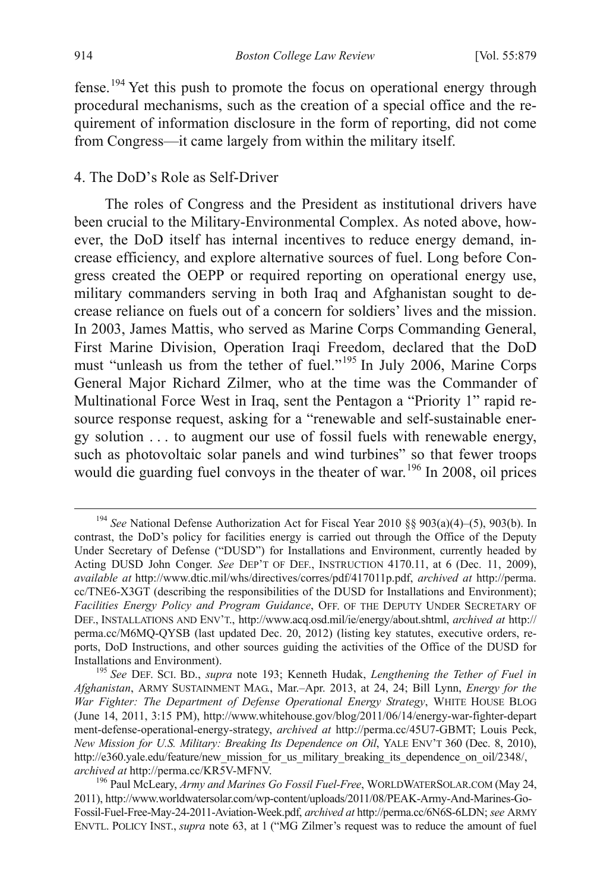fense.[194] Yet this push to promote the focus on operational energy through procedural mechanisms, such as the creation of a special office and the requirement of information disclosure in the form of reporting, did not come from Congress—it came largely from within the military itself.

### 4. The DoD's Role as Self-Driver

The roles of Congress and the President as institutional drivers have been crucial to the Military-Environmental Complex. As noted above, however, the DoD itself has internal incentives to reduce energy demand, increase efficiency, and explore alternative sources of fuel. Long before Congress created the OEPP or required reporting on operational energy use, military commanders serving in both Iraq and Afghanistan sought to decrease reliance on fuels out of a concern for soldiers' lives and the mission. In 2003, James Mattis, who served as Marine Corps Commanding General, First Marine Division, Operation Iraqi Freedom, declared that the DoD must "unleash us from the tether of fuel."[195] In July 2006, Marine Corps General Major Richard Zilmer, who at the time was the Commander of Multinational Force West in Iraq, sent the Pentagon a "Priority 1" rapid resource response request, asking for a "renewable and self-sustainable energy solution . . . to augment our use of fossil fuels with renewable energy, such as photovoltaic solar panels and wind turbines" so that fewer troops would die guarding fuel convoys in the theater of war.[196] In 2008, oil prices

---

[194] *See* National Defense Authorization Act for Fiscal Year 2010 §§ 903(a)(4)–(5), 903(b). In contrast, the DoD's policy for facilities energy is carried out through the Office of the Deputy Under Secretary of Defense ("DUSD") for Installations and Environment, currently headed by Acting DUSD John Conger. *See* DEP'T OF DEF., INSTRUCTION 4170.11, at 6 (Dec. 11, 2009), *available at* http://www.dtic.mil/whs/directives/corres/pdf/417011p.pdf, *archived at* http://perma.cc/TNE6-X3GT (describing the responsibilities of the DUSD for Installations and Environment); *Facilities Energy Policy and Program Guidance*, OFF. OF THE DEPUTY UNDER SECRETARY OF DEF., INSTALLATIONS AND ENV'T., http://www.acq.osd.mil/ie/energy/about.shtml, *archived at* http://perma.cc/M6MQ-QYSB (last updated Dec. 20, 2012) (listing key statutes, executive orders, reports, DoD Instructions, and other sources guiding the activities of the Office of the DUSD for Installations and Environment).

[195] *See* DEF. SCI. BD., *supra* note 193; Kenneth Hudak, *Lengthening the Tether of Fuel in Afghanistan*, ARMY SUSTAINMENT MAG., Mar.–Apr. 2013, at 24, 24; Bill Lynn, *Energy for the War Fighter: The Department of Defense Operational Energy Strategy*, WHITE HOUSE BLOG (June 14, 2011, 3:15 PM), http://www.whitehouse.gov/blog/2011/06/14/energy-war-fighter-department-defense-operational-energy-strategy, *archived at* http://perma.cc/45U7-GBMT; Louis Peck, *New Mission for U.S. Military: Breaking Its Dependence on Oil*, YALE ENV'T 360 (Dec. 8, 2010), http://e360.yale.edu/feature/new_mission_for_us_military_breaking_its_dependence_on_oil/2348/, *archived at* http://perma.cc/KR5V-MFNV.

[196] Paul McLeary, *Army and Marines Go Fossil Fuel-Free*, WORLDWATERSOLAR.COM (May 24, 2011), http://www.worldwatersolar.com/wp-content/uploads/2011/08/PEAK-Army-And-Marines-Go-Fossil-Fuel-Free-May-24-2011-Aviation-Week.pdf, *archived at* http://perma.cc/6N6S-6LDN; *see* ARMY ENVTL. POLICY INST., *supra* note 63, at 1 ("MG Zilmer's request was to reduce the amount of fuel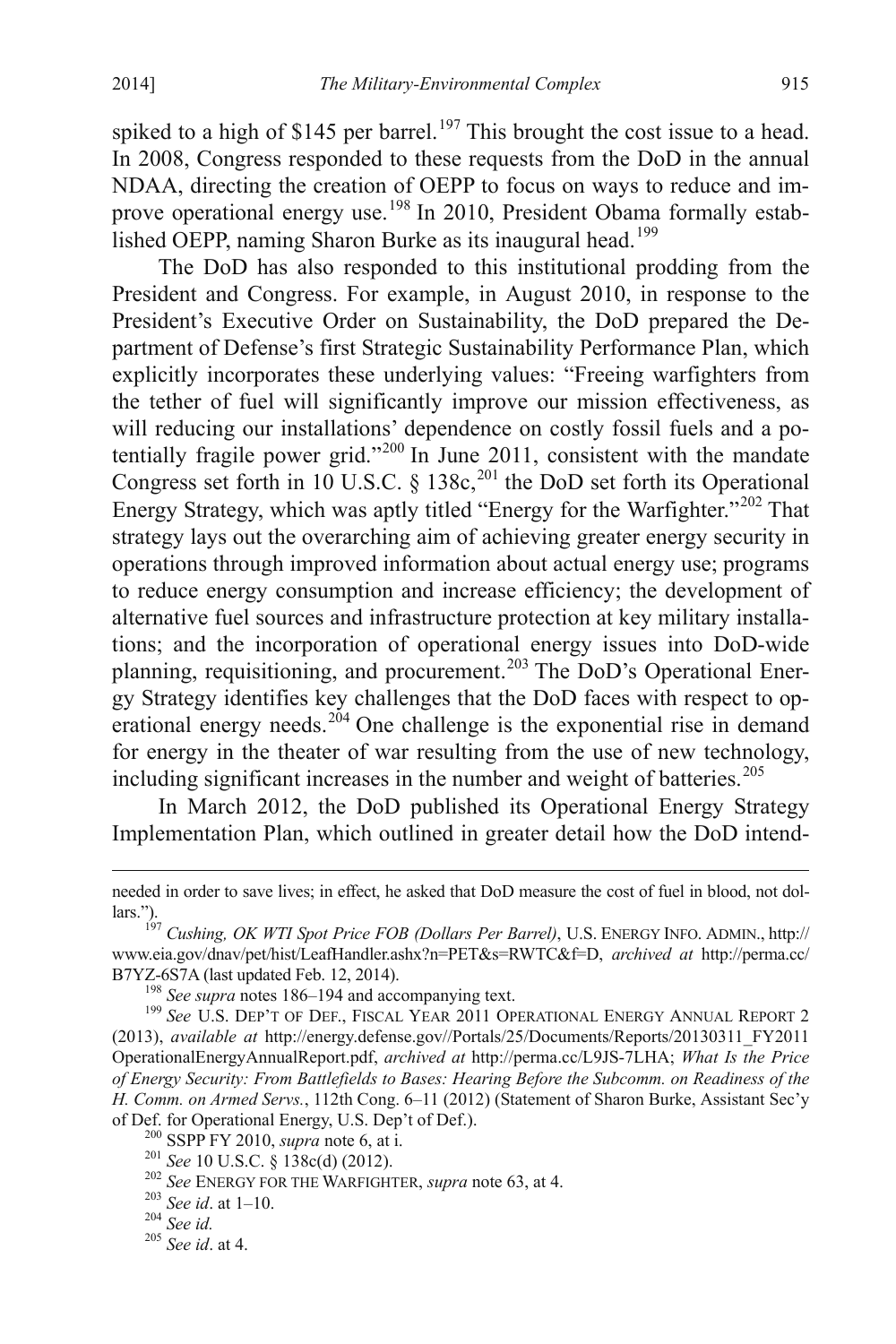spiked to a high of $145 per barrel.[197] This brought the cost issue to a head. In 2008, Congress responded to these requests from the DoD in the annual NDAA, directing the creation of OEPP to focus on ways to reduce and improve operational energy use.[198] In 2010, President Obama formally established OEPP, naming Sharon Burke as its inaugural head.[199]

The DoD has also responded to this institutional prodding from the President and Congress. For example, in August 2010, in response to the President's Executive Order on Sustainability, the DoD prepared the Department of Defense's first Strategic Sustainability Performance Plan, which explicitly incorporates these underlying values: "Freeing warfighters from the tether of fuel will significantly improve our mission effectiveness, as will reducing our installations' dependence on costly fossil fuels and a potentially fragile power grid."[200] In June 2011, consistent with the mandate Congress set forth in 10 U.S.C. § 138c,[201] the DoD set forth its Operational Energy Strategy, which was aptly titled "Energy for the Warfighter."[202] That strategy lays out the overarching aim of achieving greater energy security in operations through improved information about actual energy use; programs to reduce energy consumption and increase efficiency; the development of alternative fuel sources and infrastructure protection at key military installations; and the incorporation of operational energy issues into DoD-wide planning, requisitioning, and procurement.[203] The DoD's Operational Energy Strategy identifies key challenges that the DoD faces with respect to operational energy needs.[204] One challenge is the exponential rise in demand for energy in the theater of war resulting from the use of new technology, including significant increases in the number and weight of batteries.[205]

In March 2012, the DoD published its Operational Energy Strategy Implementation Plan, which outlined in greater detail how the DoD intend-

---

needed in order to save lives; in effect, he asked that DoD measure the cost of fuel in blood, not dollars.").

[197] *Cushing, OK WTI Spot Price FOB (Dollars Per Barrel)*, U.S. ENERGY INFO. ADMIN., http://www.eia.gov/dnav/pet/hist/LeafHandler.ashx?n=PET&s=RWTC&f=D, *archived at* http://perma.cc/B7YZ-6S7A (last updated Feb. 12, 2014).

[198] *See supra* notes 186–194 and accompanying text.

[199] *See* U.S. DEP'T OF DEF., FISCAL YEAR 2011 OPERATIONAL ENERGY ANNUAL REPORT 2 (2013), *available at* http://energy.defense.gov//Portals/25/Documents/Reports/20130311_FY2011OperationalEnergyAnnualReport.pdf, *archived at* http://perma.cc/L9JS-7LHA; *What Is the Price of Energy Security: From Battlefields to Bases: Hearing Before the Subcomm. on Readiness of the H. Comm. on Armed Servs.*, 112th Cong. 6–11 (2012) (Statement of Sharon Burke, Assistant Sec'y of Def. for Operational Energy, U.S. Dep't of Def.).

[200] SSPP FY 2010, *supra* note 6, at i.

[201] *See* 10 U.S.C. § 138c(d) (2012).

[202] *See* ENERGY FOR THE WARFIGHTER, *supra* note 63, at 4.

[203] *See id*. at 1–10.

[204] *See id.*

[205] *See id*. at 4.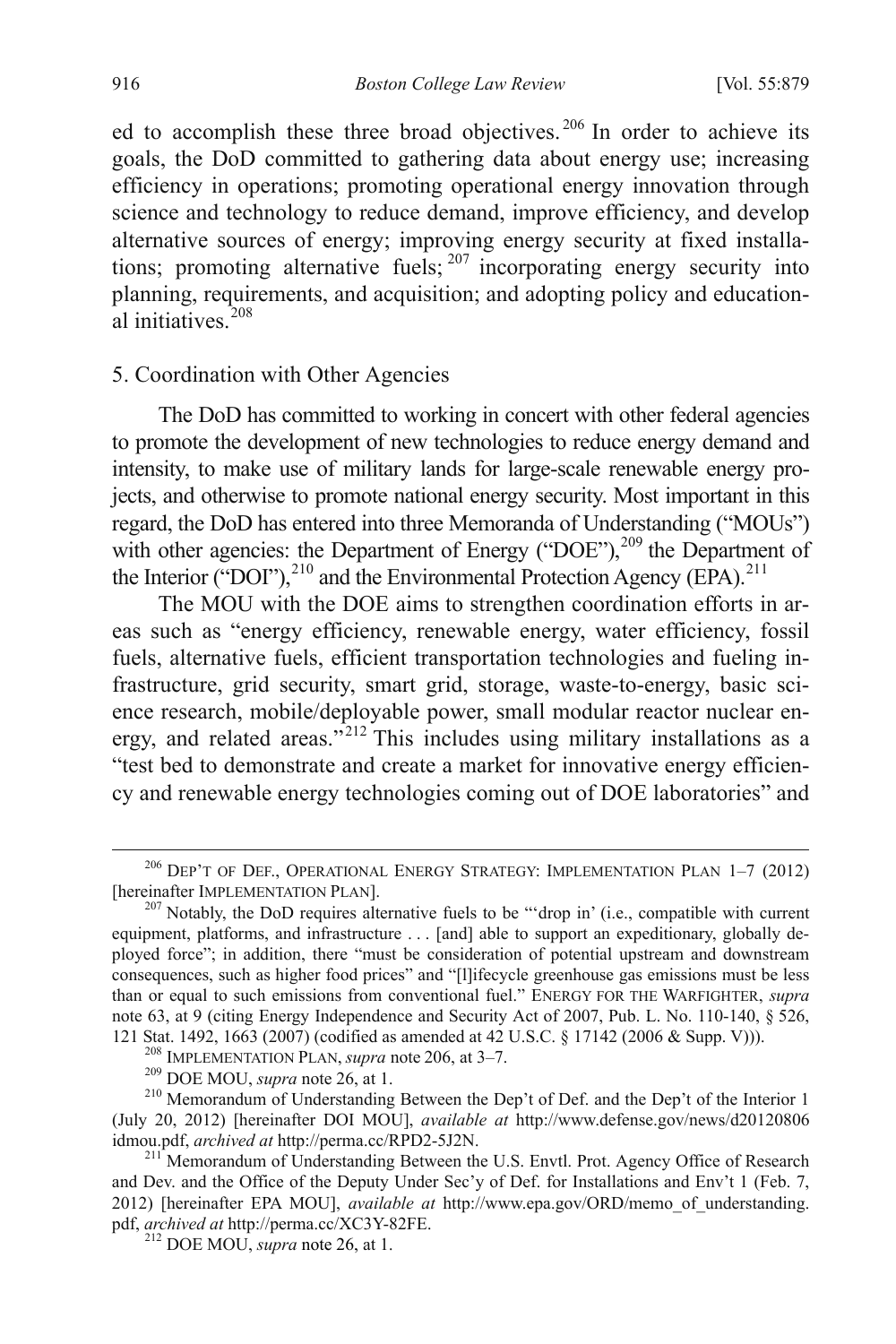ed to accomplish these three broad objectives.[206] In order to achieve its goals, the DoD committed to gathering data about energy use; increasing efficiency in operations; promoting operational energy innovation through science and technology to reduce demand, improve efficiency, and develop alternative sources of energy; improving energy security at fixed installations; promoting alternative fuels;[207] incorporating energy security into planning, requirements, and acquisition; and adopting policy and educational initiatives.[208]

### 5. Coordination with Other Agencies

The DoD has committed to working in concert with other federal agencies to promote the development of new technologies to reduce energy demand and intensity, to make use of military lands for large-scale renewable energy projects, and otherwise to promote national energy security. Most important in this regard, the DoD has entered into three Memoranda of Understanding ("MOUs") with other agencies: the Department of Energy ("DOE"),[209] the Department of the Interior ("DOI"),[210] and the Environmental Protection Agency (EPA).[211]

The MOU with the DOE aims to strengthen coordination efforts in areas such as "energy efficiency, renewable energy, water efficiency, fossil fuels, alternative fuels, efficient transportation technologies and fueling infrastructure, grid security, smart grid, storage, waste-to-energy, basic science research, mobile/deployable power, small modular reactor nuclear energy, and related areas."[212] This includes using military installations as a "test bed to demonstrate and create a market for innovative energy efficiency and renewable energy technologies coming out of DOE laboratories" and

---

[206] DEP'T OF DEF., OPERATIONAL ENERGY STRATEGY: IMPLEMENTATION PLAN 1–7 (2012) [hereinafter IMPLEMENTATION PLAN].

[207] Notably, the DoD requires alternative fuels to be "'drop in' (i.e., compatible with current equipment, platforms, and infrastructure . . . [and] able to support an expeditionary, globally deployed force"; in addition, there "must be consideration of potential upstream and downstream consequences, such as higher food prices" and "[l]ifecycle greenhouse gas emissions must be less than or equal to such emissions from conventional fuel." ENERGY FOR THE WARFIGHTER, *supra* note 63, at 9 (citing Energy Independence and Security Act of 2007, Pub. L. No. 110-140, § 526, 121 Stat. 1492, 1663 (2007) (codified as amended at 42 U.S.C. § 17142 (2006 & Supp. V))).

[208] IMPLEMENTATION PLAN, *supra* note 206, at 3–7.

[209] DOE MOU, *supra* note 26, at 1.

[210] Memorandum of Understanding Between the Dep't of Def. and the Dep't of the Interior 1 (July 20, 2012) [hereinafter DOI MOU], *available at* http://www.defense.gov/news/d20120806idmou.pdf, *archived at* http://perma.cc/RPD2-5J2N.

[211] Memorandum of Understanding Between the U.S. Envtl. Prot. Agency Office of Research and Dev. and the Office of the Deputy Under Sec'y of Def. for Installations and Env't 1 (Feb. 7, 2012) [hereinafter EPA MOU], *available at* http://www.epa.gov/ORD/memo_of_understanding.pdf, *archived at* http://perma.cc/XC3Y-82FE.

[212] DOE MOU, *supra* note 26, at 1.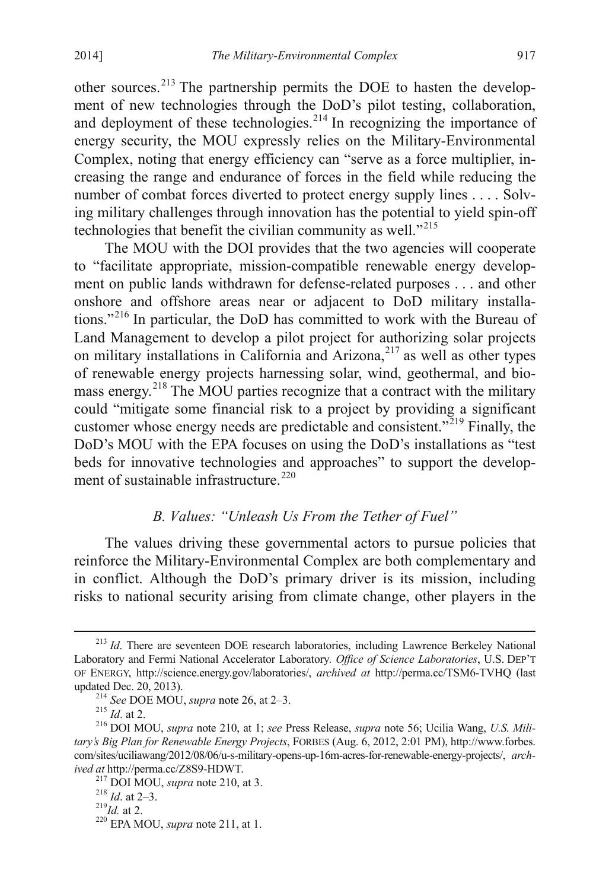other sources.[213] The partnership permits the DOE to hasten the development of new technologies through the DoD's pilot testing, collaboration, and deployment of these technologies.[214] In recognizing the importance of energy security, the MOU expressly relies on the Military-Environmental Complex, noting that energy efficiency can "serve as a force multiplier, increasing the range and endurance of forces in the field while reducing the number of combat forces diverted to protect energy supply lines . . . . Solving military challenges through innovation has the potential to yield spin-off technologies that benefit the civilian community as well."[215]

The MOU with the DOI provides that the two agencies will cooperate to "facilitate appropriate, mission-compatible renewable energy development on public lands withdrawn for defense-related purposes . . . and other onshore and offshore areas near or adjacent to DoD military installations."[216] In particular, the DoD has committed to work with the Bureau of Land Management to develop a pilot project for authorizing solar projects on military installations in California and Arizona,[217] as well as other types of renewable energy projects harnessing solar, wind, geothermal, and biomass energy.[218] The MOU parties recognize that a contract with the military could "mitigate some financial risk to a project by providing a significant customer whose energy needs are predictable and consistent."[219] Finally, the DoD's MOU with the EPA focuses on using the DoD's installations as "test beds for innovative technologies and approaches" to support the development of sustainable infrastructure.[220]

### *B. Values: "Unleash Us From the Tether of Fuel"*

The values driving these governmental actors to pursue policies that reinforce the Military-Environmental Complex are both complementary and in conflict. Although the DoD's primary driver is its mission, including risks to national security arising from climate change, other players in the

---

[213] *Id*. There are seventeen DOE research laboratories, including Lawrence Berkeley National Laboratory and Fermi National Accelerator Laboratory. *Office of Science Laboratories*, U.S. DEP'T OF ENERGY, http://science.energy.gov/laboratories/, *archived at* http://perma.cc/TSM6-TVHQ (last updated Dec. 20, 2013).

[214] *See* DOE MOU, *supra* note 26, at 2–3.

[215] *Id*. at 2.

[216] DOI MOU, *supra* note 210, at 1; *see* Press Release, *supra* note 56; Ucilia Wang, *U.S. Military's Big Plan for Renewable Energy Projects*, FORBES (Aug. 6, 2012, 2:01 PM), http://www.forbes.com/sites/uciliawang/2012/08/06/u-s-military-opens-up-16m-acres-for-renewable-energy-projects/, *archived at* http://perma.cc/Z8S9-HDWT.

[217] DOI MOU, *supra* note 210, at 3.

[218] *Id*. at 2–3.

[219] *Id.* at 2.

[220] EPA MOU, *supra* note 211, at 1.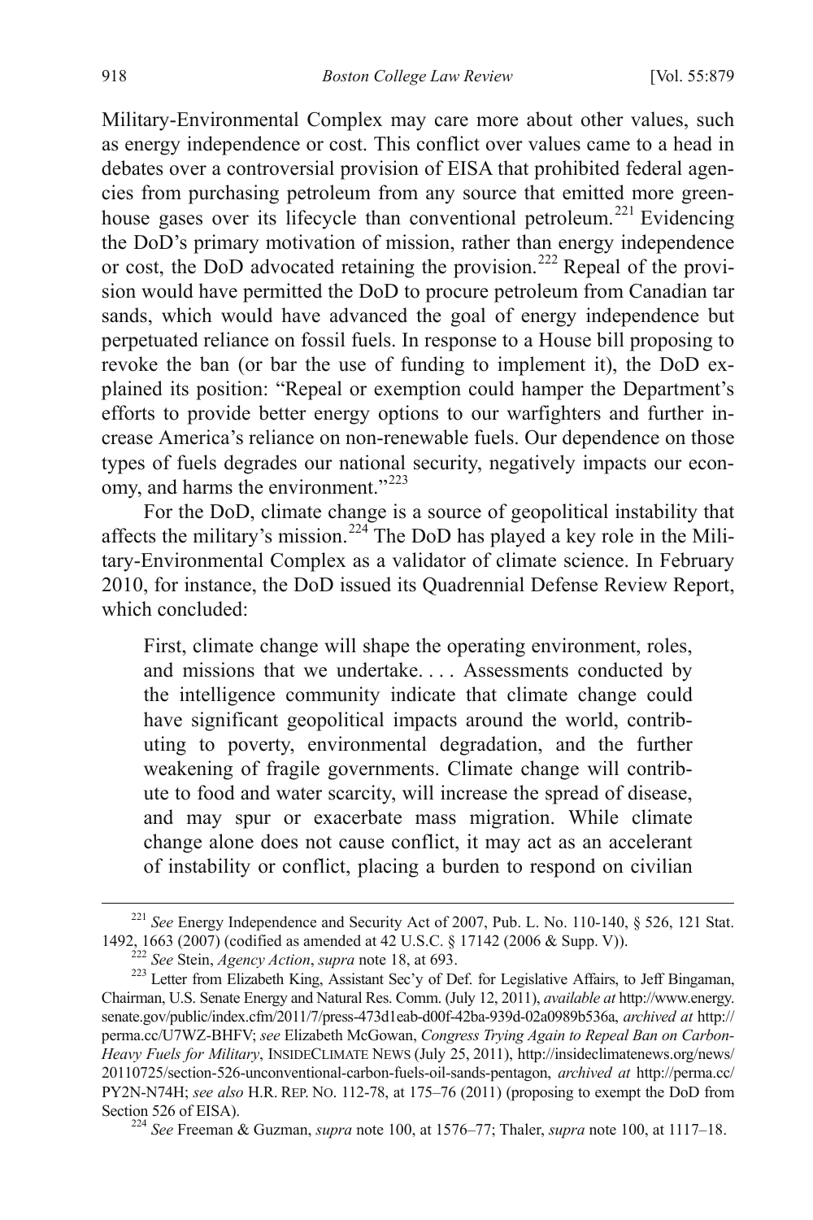Military-Environmental Complex may care more about other values, such as energy independence or cost. This conflict over values came to a head in debates over a controversial provision of EISA that prohibited federal agencies from purchasing petroleum from any source that emitted more greenhouse gases over its lifecycle than conventional petroleum.[221] Evidencing the DoD's primary motivation of mission, rather than energy independence or cost, the DoD advocated retaining the provision.[222] Repeal of the provision would have permitted the DoD to procure petroleum from Canadian tar sands, which would have advanced the goal of energy independence but perpetuated reliance on fossil fuels. In response to a House bill proposing to revoke the ban (or bar the use of funding to implement it), the DoD explained its position: "Repeal or exemption could hamper the Department's efforts to provide better energy options to our warfighters and further increase America's reliance on non-renewable fuels. Our dependence on those types of fuels degrades our national security, negatively impacts our economy, and harms the environment."[223]

For the DoD, climate change is a source of geopolitical instability that affects the military's mission.[224] The DoD has played a key role in the Military-Environmental Complex as a validator of climate science. In February 2010, for instance, the DoD issued its Quadrennial Defense Review Report, which concluded:

> First, climate change will shape the operating environment, roles, and missions that we undertake. . . . Assessments conducted by the intelligence community indicate that climate change could have significant geopolitical impacts around the world, contributing to poverty, environmental degradation, and the further weakening of fragile governments. Climate change will contribute to food and water scarcity, will increase the spread of disease, and may spur or exacerbate mass migration. While climate change alone does not cause conflict, it may act as an accelerant of instability or conflict, placing a burden to respond on civilian

---

[221] *See* Energy Independence and Security Act of 2007, Pub. L. No. 110-140, § 526, 121 Stat. 1492, 1663 (2007) (codified as amended at 42 U.S.C. § 17142 (2006 & Supp. V)).

[222] *See* Stein, *Agency Action*, *supra* note 18, at 693.

[223] Letter from Elizabeth King, Assistant Sec'y of Def. for Legislative Affairs, to Jeff Bingaman, Chairman, U.S. Senate Energy and Natural Res. Comm. (July 12, 2011), *available at* http://www.energy.senate.gov/public/index.cfm/2011/7/press-473d1eab-d00f-42ba-939d-02a0989b536a, *archived at* http://perma.cc/U7WZ-BHFV; *see* Elizabeth McGowan, *Congress Trying Again to Repeal Ban on Carbon-Heavy Fuels for Military*, INSIDECLIMATE NEWS (July 25, 2011), http://insideclimatenews.org/news/20110725/section-526-unconventional-carbon-fuels-oil-sands-pentagon, *archived at* http://perma.cc/PY2N-N74H; *see also* H.R. REP. NO. 112-78, at 175–76 (2011) (proposing to exempt the DoD from Section 526 of EISA).

[224] *See* Freeman & Guzman, *supra* note 100, at 1576–77; Thaler, *supra* note 100, at 1117–18.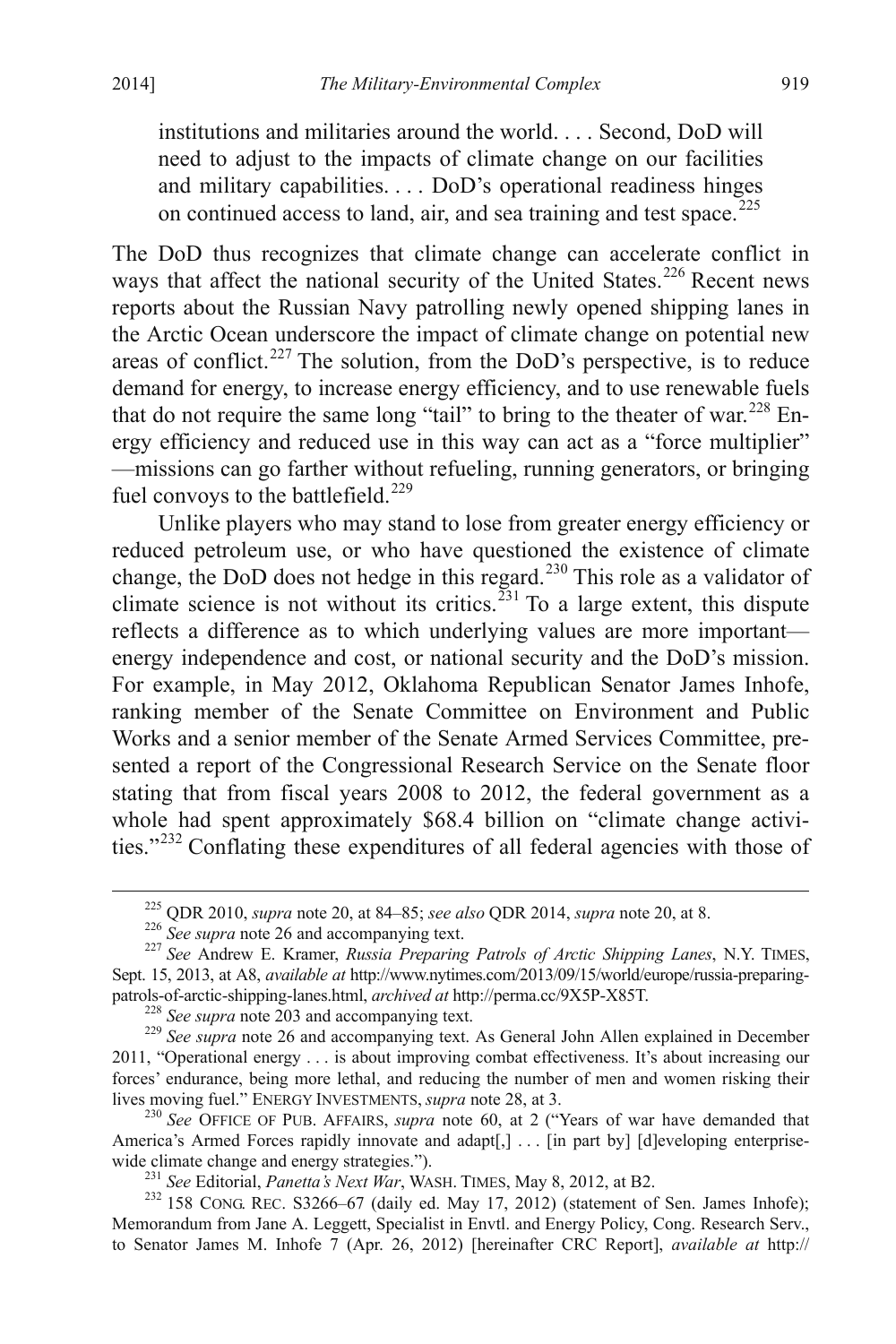> institutions and militaries around the world. . . . Second, DoD will need to adjust to the impacts of climate change on our facilities and military capabilities. . . . DoD's operational readiness hinges on continued access to land, air, and sea training and test space.[225]

The DoD thus recognizes that climate change can accelerate conflict in ways that affect the national security of the United States.[226] Recent news reports about the Russian Navy patrolling newly opened shipping lanes in the Arctic Ocean underscore the impact of climate change on potential new areas of conflict.[227] The solution, from the DoD's perspective, is to reduce demand for energy, to increase energy efficiency, and to use renewable fuels that do not require the same long "tail" to bring to the theater of war.[228] Energy efficiency and reduced use in this way can act as a "force multiplier" —missions can go farther without refueling, running generators, or bringing fuel convoys to the battlefield.[229]

Unlike players who may stand to lose from greater energy efficiency or reduced petroleum use, or who have questioned the existence of climate change, the DoD does not hedge in this regard.[230] This role as a validator of climate science is not without its critics.[231] To a large extent, this dispute reflects a difference as to which underlying values are more important—energy independence and cost, or national security and the DoD's mission. For example, in May 2012, Oklahoma Republican Senator James Inhofe, ranking member of the Senate Committee on Environment and Public Works and a senior member of the Senate Armed Services Committee, presented a report of the Congressional Research Service on the Senate floor stating that from fiscal years 2008 to 2012, the federal government as a whole had spent approximately $68.4 billion on "climate change activities."[232] Conflating these expenditures of all federal agencies with those of

---

[225] QDR 2010, *supra* note 20, at 84–85; *see also* QDR 2014, *supra* note 20, at 8.

[226] *See supra* note 26 and accompanying text.

[227] *See* Andrew E. Kramer, *Russia Preparing Patrols of Arctic Shipping Lanes*, N.Y. TIMES, Sept. 15, 2013, at A8, *available at* http://www.nytimes.com/2013/09/15/world/europe/russia-preparing-patrols-of-arctic-shipping-lanes.html, *archived at* http://perma.cc/9X5P-X85T.

[228] *See supra* note 203 and accompanying text.

[229] *See supra* note 26 and accompanying text. As General John Allen explained in December 2011, "Operational energy . . . is about improving combat effectiveness. It's about increasing our forces' endurance, being more lethal, and reducing the number of men and women risking their lives moving fuel." ENERGY INVESTMENTS, *supra* note 28, at 3.

[230] *See* OFFICE OF PUB. AFFAIRS, *supra* note 60, at 2 ("Years of war have demanded that America's Armed Forces rapidly innovate and adapt[,] . . . [in part by] [d]eveloping enterprise-wide climate change and energy strategies.").

[231] *See* Editorial, *Panetta's Next War*, WASH. TIMES, May 8, 2012, at B2.

[232] 158 CONG. REC. S3266–67 (daily ed. May 17, 2012) (statement of Sen. James Inhofe); Memorandum from Jane A. Leggett, Specialist in Envtl. and Energy Policy, Cong. Research Serv., to Senator James M. Inhofe 7 (Apr. 26, 2012) [hereinafter CRC Report], *available at* http://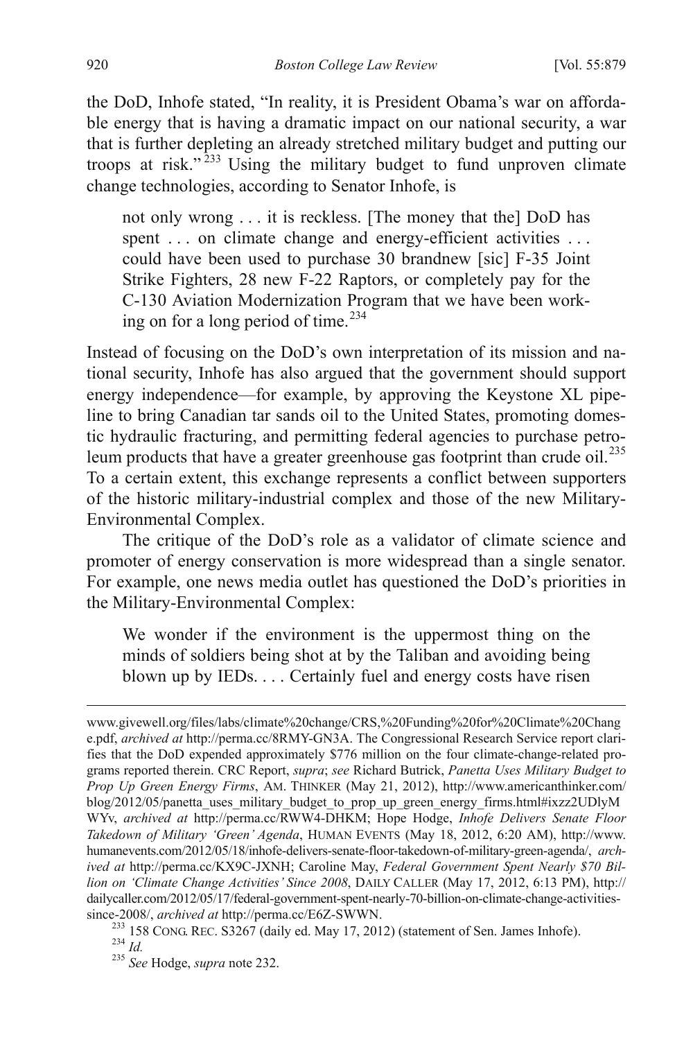the DoD, Inhofe stated, "In reality, it is President Obama's war on affordable energy that is having a dramatic impact on our national security, a war that is further depleting an already stretched military budget and putting our troops at risk."[233] Using the military budget to fund unproven climate change technologies, according to Senator Inhofe, is

> not only wrong . . . it is reckless. [The money that the] DoD has spent . . . on climate change and energy-efficient activities . . . could have been used to purchase 30 brandnew [sic] F-35 Joint Strike Fighters, 28 new F-22 Raptors, or completely pay for the C-130 Aviation Modernization Program that we have been working on for a long period of time.[234]

Instead of focusing on the DoD's own interpretation of its mission and national security, Inhofe has also argued that the government should support energy independence—for example, by approving the Keystone XL pipeline to bring Canadian tar sands oil to the United States, promoting domestic hydraulic fracturing, and permitting federal agencies to purchase petroleum products that have a greater greenhouse gas footprint than crude oil.[235] To a certain extent, this exchange represents a conflict between supporters of the historic military-industrial complex and those of the new Military-Environmental Complex.

The critique of the DoD's role as a validator of climate science and promoter of energy conservation is more widespread than a single senator. For example, one news media outlet has questioned the DoD's priorities in the Military-Environmental Complex:

> We wonder if the environment is the uppermost thing on the minds of soldiers being shot at by the Taliban and avoiding being blown up by IEDs. . . . Certainly fuel and energy costs have risen

---

www.givewell.org/files/labs/climate%20change/CRS,%20Funding%20for%20Climate%20Change.pdf, *archived at* http://perma.cc/8RMY-GN3A. The Congressional Research Service report clarifies that the DoD expended approximately $776 million on the four climate-change-related programs reported therein. CRC Report, *supra*; *see* Richard Butrick, *Panetta Uses Military Budget to Prop Up Green Energy Firms*, AM. THINKER (May 21, 2012), http://www.americanthinker.com/blog/2012/05/panetta_uses_military_budget_to_prop_up_green_energy_firms.html#ixzz2UDlyMWYv, *archived at* http://perma.cc/RWW4-DHKM; Hope Hodge, *Inhofe Delivers Senate Floor Takedown of Military 'Green' Agenda*, HUMAN EVENTS (May 18, 2012, 6:20 AM), http://www.humanevents.com/2012/05/18/inhofe-delivers-senate-floor-takedown-of-military-green-agenda/, *archived at* http://perma.cc/KX9C-JXNH; Caroline May, *Federal Government Spent Nearly $70 Billion on 'Climate Change Activities' Since 2008*, DAILY CALLER (May 17, 2012, 6:13 PM), http://dailycaller.com/2012/05/17/federal-government-spent-nearly-70-billion-on-climate-change-activities-since-2008/, *archived at* http://perma.cc/E6Z-SWWN.

[233] 158 CONG. REC. S3267 (daily ed. May 17, 2012) (statement of Sen. James Inhofe).

[234] *Id.*

[235] *See* Hodge, *supra* note 232.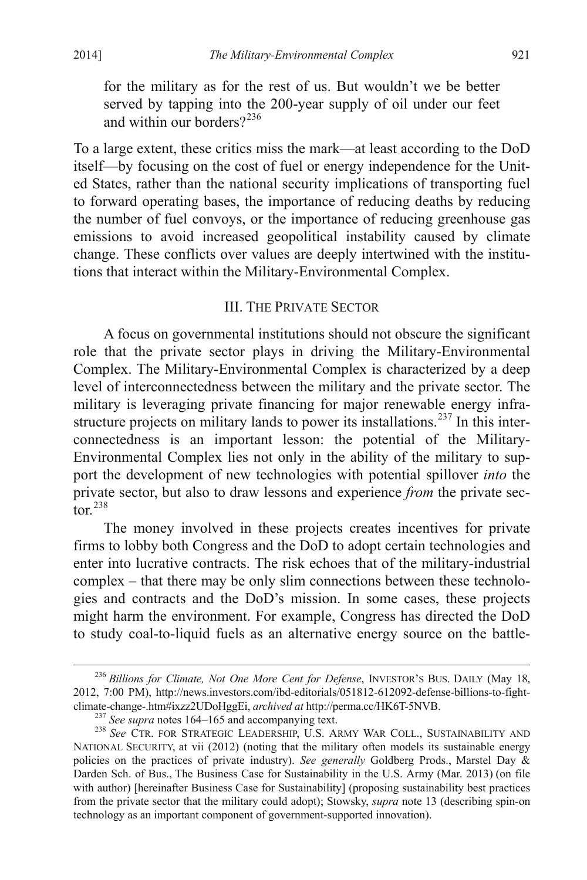for the military as for the rest of us. But wouldn't we be better served by tapping into the 200-year supply of oil under our feet and within our borders?[236]

To a large extent, these critics miss the mark—at least according to the DoD itself—by focusing on the cost of fuel or energy independence for the United States, rather than the national security implications of transporting fuel to forward operating bases, the importance of reducing deaths by reducing the number of fuel convoys, or the importance of reducing greenhouse gas emissions to avoid increased geopolitical instability caused by climate change. These conflicts over values are deeply intertwined with the institutions that interact within the Military-Environmental Complex.

## III. The Private Sector

A focus on governmental institutions should not obscure the significant role that the private sector plays in driving the Military-Environmental Complex. The Military-Environmental Complex is characterized by a deep level of interconnectedness between the military and the private sector. The military is leveraging private financing for major renewable energy infrastructure projects on military lands to power its installations.[237] In this interconnectedness is an important lesson: the potential of the Military-Environmental Complex lies not only in the ability of the military to support the development of new technologies with potential spillover *into* the private sector, but also to draw lessons and experience *from* the private sector.[238]

The money involved in these projects creates incentives for private firms to lobby both Congress and the DoD to adopt certain technologies and enter into lucrative contracts. The risk echoes that of the military-industrial complex – that there may be only slim connections between these technologies and contracts and the DoD's mission. In some cases, these projects might harm the environment. For example, Congress has directed the DoD to study coal-to-liquid fuels as an alternative energy source on the battle-

---

[236] *Billions for Climate, Not One More Cent for Defense*, Investor's Bus. Daily (May 18, 2012, 7:00 PM), http://news.investors.com/ibd-editorials/051812-612092-defense-billions-to-fight-climate-change-.htm#ixzz2UDoHggEi, *archived at* http://perma.cc/HK6T-5NVB.

[237] *See supra* notes 164–165 and accompanying text.

[238] *See* Ctr. for Strategic Leadership, U.S. Army War Coll., Sustainability and National Security, at vii (2012) (noting that the military often models its sustainable energy policies on the practices of private industry). *See generally* Goldberg Prods., Marstel Day & Darden Sch. of Bus., The Business Case for Sustainability in the U.S. Army (Mar. 2013) (on file with author) [hereinafter Business Case for Sustainability] (proposing sustainability best practices from the private sector that the military could adopt); Stowsky, *supra* note 13 (describing spin-on technology as an important component of government-supported innovation).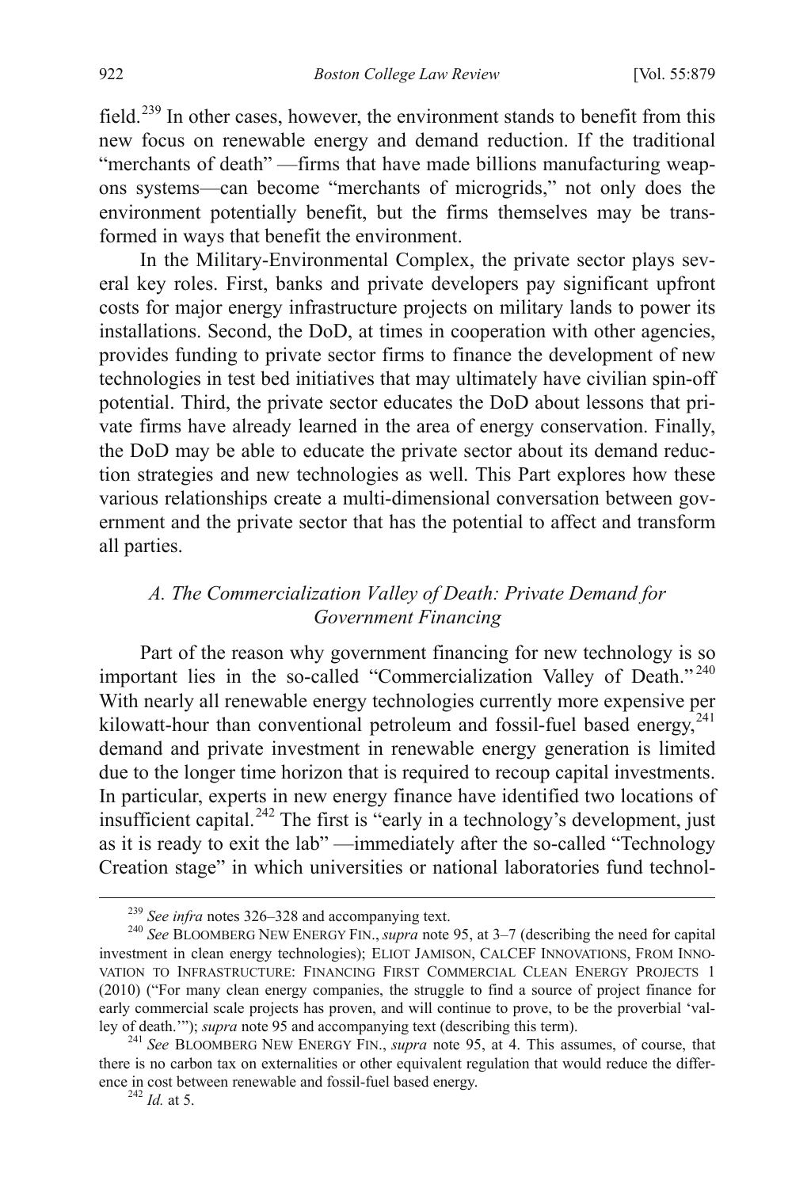field.[239] In other cases, however, the environment stands to benefit from this new focus on renewable energy and demand reduction. If the traditional "merchants of death" —firms that have made billions manufacturing weapons systems—can become "merchants of microgrids," not only does the environment potentially benefit, but the firms themselves may be transformed in ways that benefit the environment.

In the Military-Environmental Complex, the private sector plays several key roles. First, banks and private developers pay significant upfront costs for major energy infrastructure projects on military lands to power its installations. Second, the DoD, at times in cooperation with other agencies, provides funding to private sector firms to finance the development of new technologies in test bed initiatives that may ultimately have civilian spin-off potential. Third, the private sector educates the DoD about lessons that private firms have already learned in the area of energy conservation. Finally, the DoD may be able to educate the private sector about its demand reduction strategies and new technologies as well. This Part explores how these various relationships create a multi-dimensional conversation between government and the private sector that has the potential to affect and transform all parties.

### *A. The Commercialization Valley of Death: Private Demand for Government Financing*

Part of the reason why government financing for new technology is so important lies in the so-called "Commercialization Valley of Death."[240] With nearly all renewable energy technologies currently more expensive per kilowatt-hour than conventional petroleum and fossil-fuel based energy,[241] demand and private investment in renewable energy generation is limited due to the longer time horizon that is required to recoup capital investments. In particular, experts in new energy finance have identified two locations of insufficient capital.[242] The first is "early in a technology's development, just as it is ready to exit the lab" —immediately after the so-called "Technology Creation stage" in which universities or national laboratories fund technol-

---

[239] *See infra* notes 326–328 and accompanying text.

[240] *See* Bloomberg New Energy Fin., *supra* note 95, at 3–7 (describing the need for capital investment in clean energy technologies); Eliot Jamison, CalCEF Innovations, From Innovation to Infrastructure: Financing First Commercial Clean Energy Projects 1 (2010) ("For many clean energy companies, the struggle to find a source of project finance for early commercial scale projects has proven, and will continue to prove, to be the proverbial 'valley of death.'"); *supra* note 95 and accompanying text (describing this term).

[241] *See* Bloomberg New Energy Fin., *supra* note 95, at 4. This assumes, of course, that there is no carbon tax on externalities or other equivalent regulation that would reduce the difference in cost between renewable and fossil-fuel based energy.

[242] *Id.* at 5.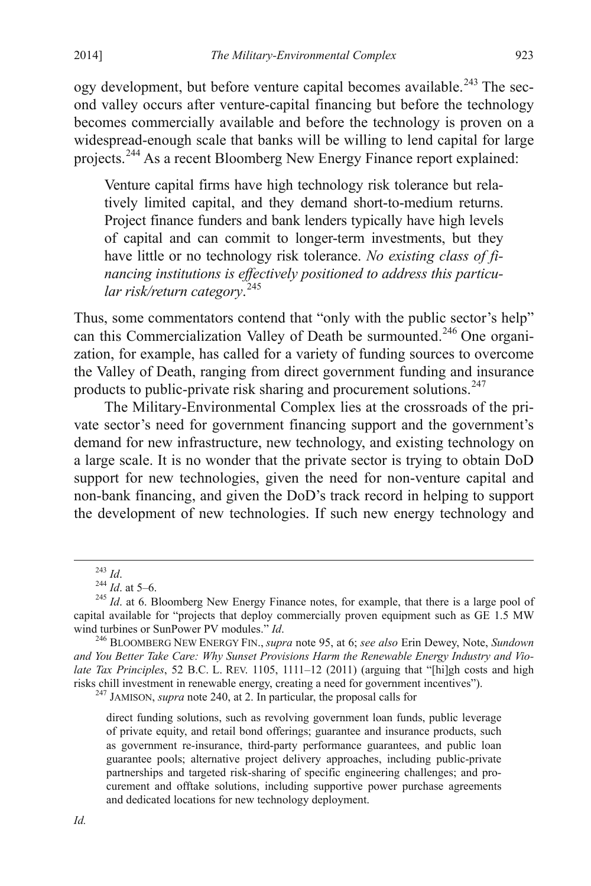ogy development, but before venture capital becomes available.[243] The second valley occurs after venture-capital financing but before the technology becomes commercially available and before the technology is proven on a widespread-enough scale that banks will be willing to lend capital for large projects.[244] As a recent Bloomberg New Energy Finance report explained:

> Venture capital firms have high technology risk tolerance but relatively limited capital, and they demand short-to-medium returns. Project finance funders and bank lenders typically have high levels of capital and can commit to longer-term investments, but they have little or no technology risk tolerance. *No existing class of financing institutions is effectively positioned to address this particular risk/return category*.[245]

Thus, some commentators contend that "only with the public sector's help" can this Commercialization Valley of Death be surmounted.[246] One organization, for example, has called for a variety of funding sources to overcome the Valley of Death, ranging from direct government funding and insurance products to public-private risk sharing and procurement solutions.[247]

The Military-Environmental Complex lies at the crossroads of the private sector's need for government financing support and the government's demand for new infrastructure, new technology, and existing technology on a large scale. It is no wonder that the private sector is trying to obtain DoD support for new technologies, given the need for non-venture capital and non-bank financing, and given the DoD's track record in helping to support the development of new technologies. If such new energy technology and

---

[243] *Id*.

[244] *Id*. at 5–6.

[245] *Id*. at 6. Bloomberg New Energy Finance notes, for example, that there is a large pool of capital available for "projects that deploy commercially proven equipment such as GE 1.5 MW wind turbines or SunPower PV modules." *Id*.

[246] BLOOMBERG NEW ENERGY FIN., *supra* note 95, at 6; *see also* Erin Dewey, Note, *Sundown and You Better Take Care: Why Sunset Provisions Harm the Renewable Energy Industry and Violate Tax Principles*, 52 B.C. L. REV. 1105, 1111–12 (2011) (arguing that "[hi]gh costs and high risks chill investment in renewable energy, creating a need for government incentives").

[247] JAMISON, *supra* note 240, at 2. In particular, the proposal calls for

> direct funding solutions, such as revolving government loan funds, public leverage of private equity, and retail bond offerings; guarantee and insurance products, such as government re-insurance, third-party performance guarantees, and public loan guarantee pools; alternative project delivery approaches, including public-private partnerships and targeted risk-sharing of specific engineering challenges; and procurement and offtake solutions, including supportive power purchase agreements and dedicated locations for new technology deployment.

*Id.*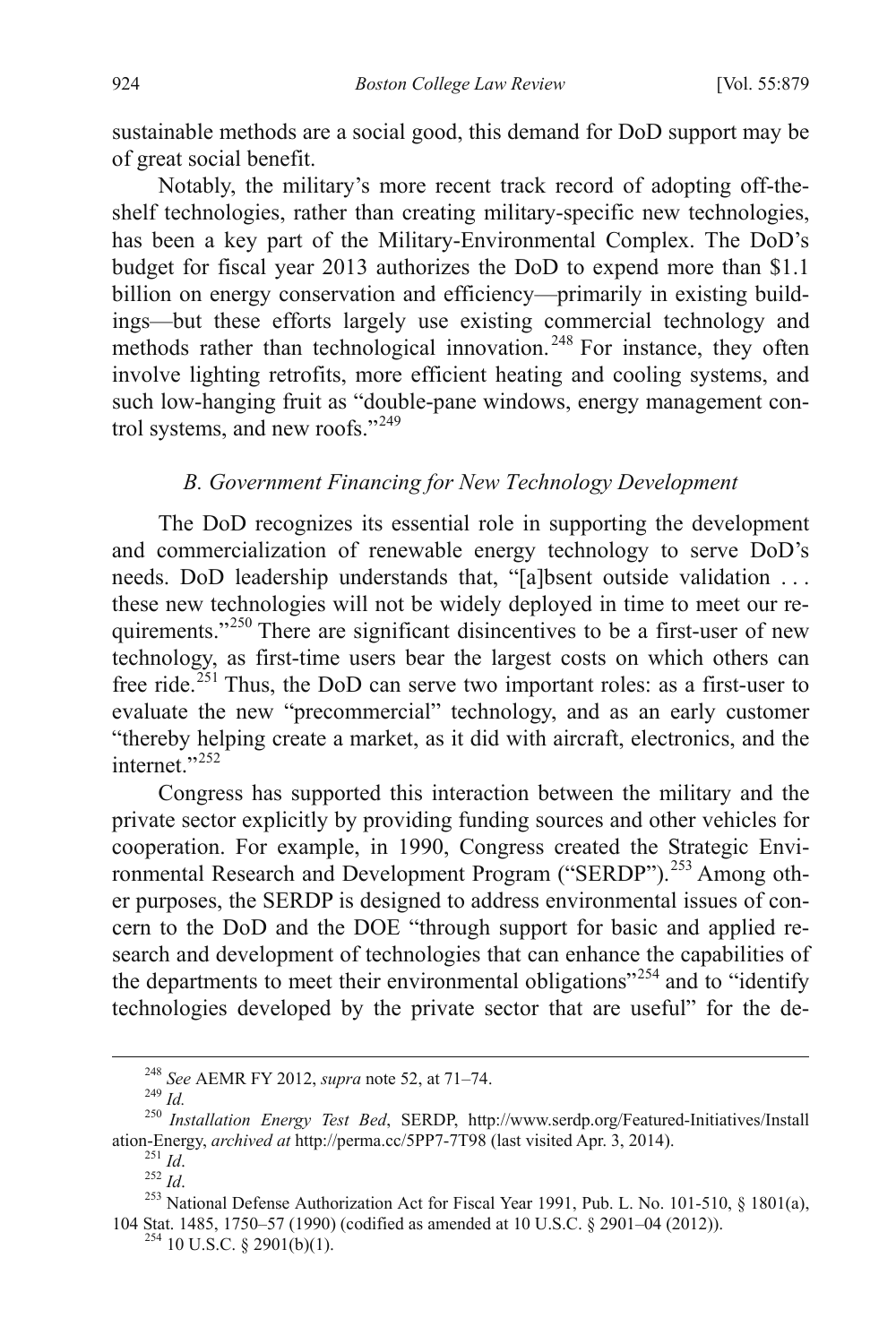sustainable methods are a social good, this demand for DoD support may be of great social benefit.

Notably, the military's more recent track record of adopting off-the-shelf technologies, rather than creating military-specific new technologies, has been a key part of the Military-Environmental Complex. The DoD's budget for fiscal year 2013 authorizes the DoD to expend more than $1.1 billion on energy conservation and efficiency—primarily in existing buildings—but these efforts largely use existing commercial technology and methods rather than technological innovation.[248] For instance, they often involve lighting retrofits, more efficient heating and cooling systems, and such low-hanging fruit as "double-pane windows, energy management control systems, and new roofs."[249]

### *B. Government Financing for New Technology Development*

The DoD recognizes its essential role in supporting the development and commercialization of renewable energy technology to serve DoD's needs. DoD leadership understands that, "[a]bsent outside validation . . . these new technologies will not be widely deployed in time to meet our requirements."[250] There are significant disincentives to be a first-user of new technology, as first-time users bear the largest costs on which others can free ride.[251] Thus, the DoD can serve two important roles: as a first-user to evaluate the new "precommercial" technology, and as an early customer "thereby helping create a market, as it did with aircraft, electronics, and the internet."[252]

Congress has supported this interaction between the military and the private sector explicitly by providing funding sources and other vehicles for cooperation. For example, in 1990, Congress created the Strategic Environmental Research and Development Program ("SERDP").[253] Among other purposes, the SERDP is designed to address environmental issues of concern to the DoD and the DOE "through support for basic and applied research and development of technologies that can enhance the capabilities of the departments to meet their environmental obligations"[254] and to "identify technologies developed by the private sector that are useful" for the de-

---

[248] *See* AEMR FY 2012, *supra* note 52, at 71–74.

[249] *Id.*

[250] *Installation Energy Test Bed*, SERDP, http://www.serdp.org/Featured-Initiatives/Installation-Energy, *archived at* http://perma.cc/5PP7-7T98 (last visited Apr. 3, 2014).

[251] *Id*.

[252] *Id*.

[253] National Defense Authorization Act for Fiscal Year 1991, Pub. L. No. 101-510, § 1801(a), 104 Stat. 1485, 1750–57 (1990) (codified as amended at 10 U.S.C. § 2901–04 (2012)).

[254] 10 U.S.C. § 2901(b)(1).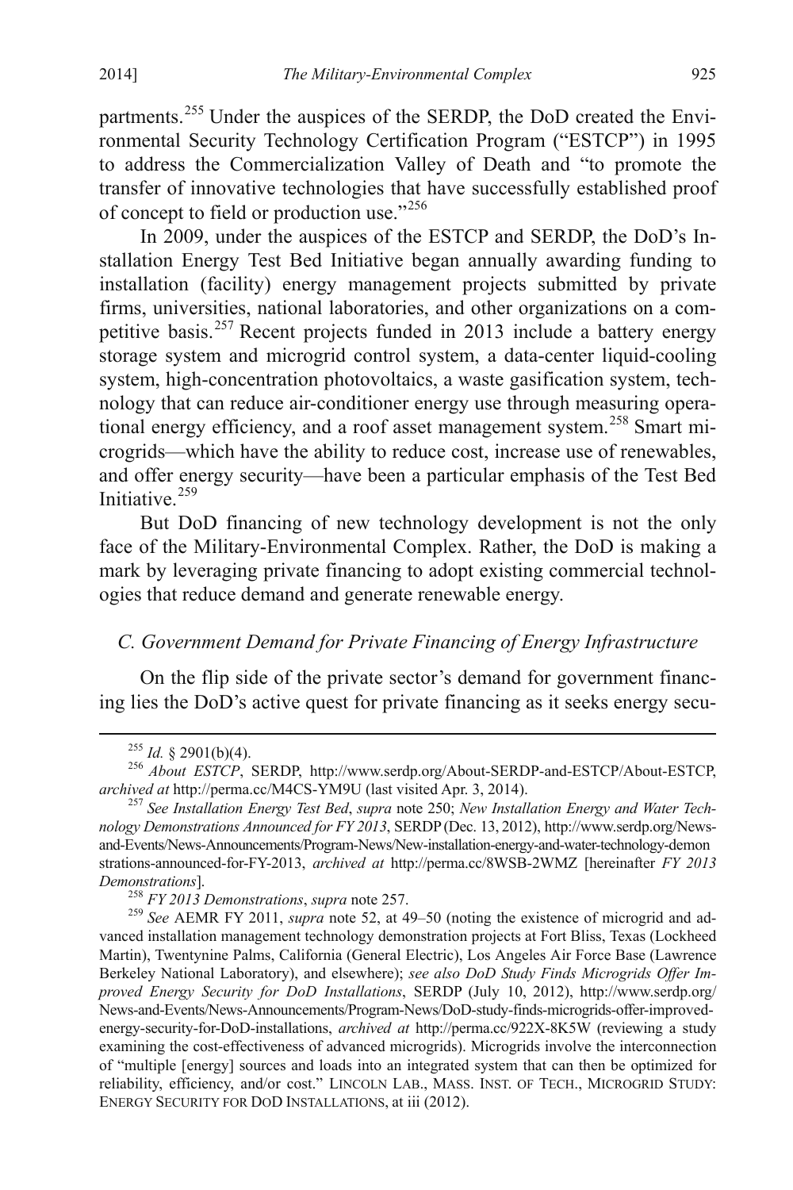partments.[255] Under the auspices of the SERDP, the DoD created the Environmental Security Technology Certification Program ("ESTCP") in 1995 to address the Commercialization Valley of Death and "to promote the transfer of innovative technologies that have successfully established proof of concept to field or production use."[256]

In 2009, under the auspices of the ESTCP and SERDP, the DoD's Installation Energy Test Bed Initiative began annually awarding funding to installation (facility) energy management projects submitted by private firms, universities, national laboratories, and other organizations on a competitive basis.[257] Recent projects funded in 2013 include a battery energy storage system and microgrid control system, a data-center liquid-cooling system, high-concentration photovoltaics, a waste gasification system, technology that can reduce air-conditioner energy use through measuring operational energy efficiency, and a roof asset management system.[258] Smart microgrids—which have the ability to reduce cost, increase use of renewables, and offer energy security—have been a particular emphasis of the Test Bed Initiative.[259]

But DoD financing of new technology development is not the only face of the Military-Environmental Complex. Rather, the DoD is making a mark by leveraging private financing to adopt existing commercial technologies that reduce demand and generate renewable energy.

### *C. Government Demand for Private Financing of Energy Infrastructure*

On the flip side of the private sector's demand for government financing lies the DoD's active quest for private financing as it seeks energy secu-

---

[255] *Id.* § 2901(b)(4).

[256] *About ESTCP*, SERDP, http://www.serdp.org/About-SERDP-and-ESTCP/About-ESTCP, *archived at* http://perma.cc/M4CS-YM9U (last visited Apr. 3, 2014).

[257] *See Installation Energy Test Bed*, *supra* note 250; *New Installation Energy and Water Technology Demonstrations Announced for FY 2013*, SERDP (Dec. 13, 2012), http://www.serdp.org/News-and-Events/News-Announcements/Program-News/New-installation-energy-and-water-technology-demonstrations-announced-for-FY-2013, *archived at* http://perma.cc/8WSB-2WMZ [hereinafter *FY 2013 Demonstrations*].

[258] *FY 2013 Demonstrations*, *supra* note 257.

[259] *See* AEMR FY 2011, *supra* note 52, at 49–50 (noting the existence of microgrid and advanced installation management technology demonstration projects at Fort Bliss, Texas (Lockheed Martin), Twentynine Palms, California (General Electric), Los Angeles Air Force Base (Lawrence Berkeley National Laboratory), and elsewhere); *see also DoD Study Finds Microgrids Offer Improved Energy Security for DoD Installations*, SERDP (July 10, 2012), http://www.serdp.org/News-and-Events/News-Announcements/Program-News/DoD-study-finds-microgrids-offer-improved-energy-security-for-DoD-installations, *archived at* http://perma.cc/922X-8K5W (reviewing a study examining the cost-effectiveness of advanced microgrids). Microgrids involve the interconnection of "multiple [energy] sources and loads into an integrated system that can then be optimized for reliability, efficiency, and/or cost." LINCOLN LAB., MASS. INST. OF TECH., MICROGRID STUDY: ENERGY SECURITY FOR DOD INSTALLATIONS, at iii (2012).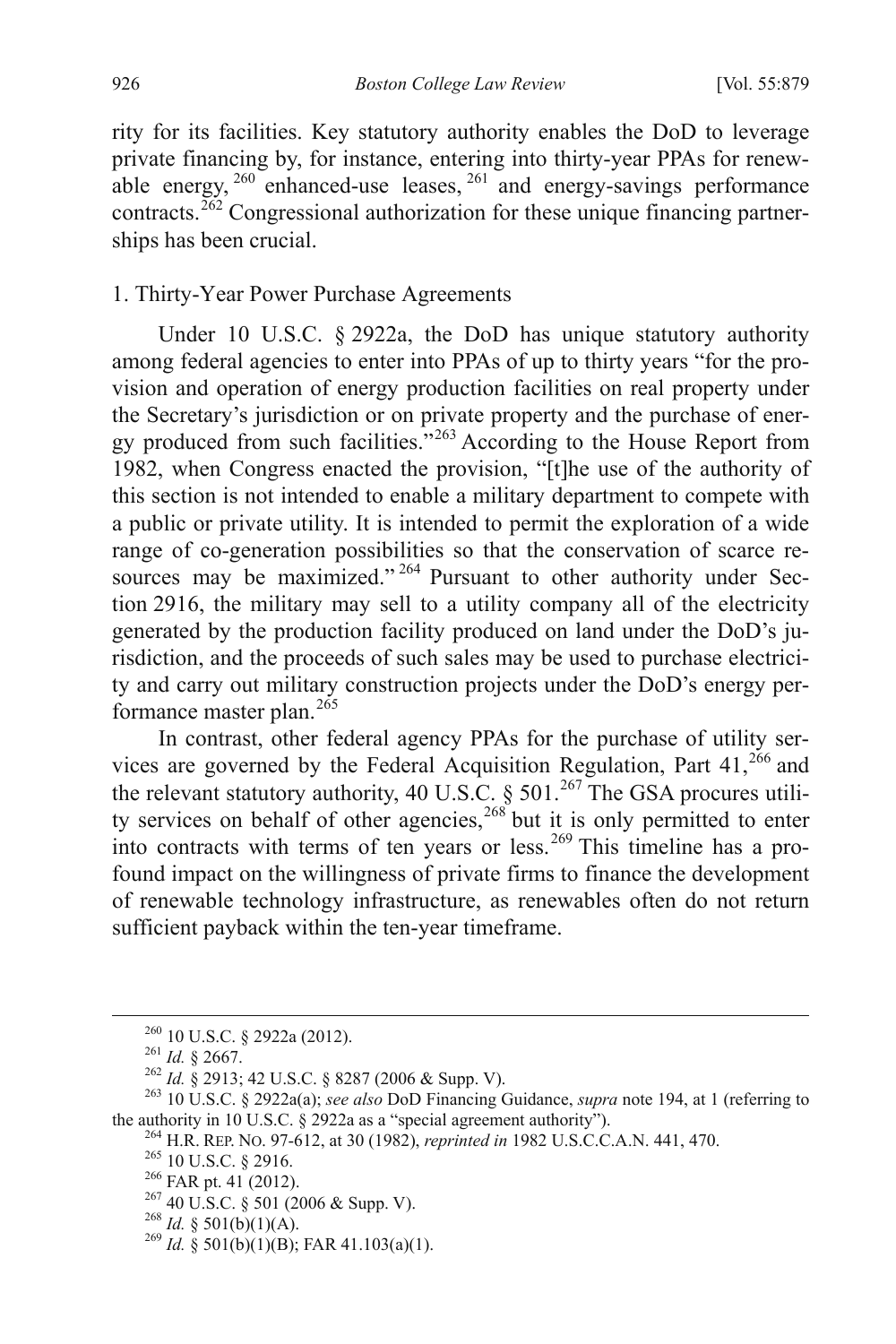rity for its facilities. Key statutory authority enables the DoD to leverage private financing by, for instance, entering into thirty-year PPAs for renewable energy,[260] enhanced-use leases,[261] and energy-savings performance contracts.[262] Congressional authorization for these unique financing partnerships has been crucial.

### 1. Thirty-Year Power Purchase Agreements

Under 10 U.S.C. § 2922a, the DoD has unique statutory authority among federal agencies to enter into PPAs of up to thirty years "for the provision and operation of energy production facilities on real property under the Secretary's jurisdiction or on private property and the purchase of energy produced from such facilities."[263] According to the House Report from 1982, when Congress enacted the provision, "[t]he use of the authority of this section is not intended to enable a military department to compete with a public or private utility. It is intended to permit the exploration of a wide range of co-generation possibilities so that the conservation of scarce resources may be maximized."[264] Pursuant to other authority under Section 2916, the military may sell to a utility company all of the electricity generated by the production facility produced on land under the DoD's jurisdiction, and the proceeds of such sales may be used to purchase electricity and carry out military construction projects under the DoD's energy performance master plan.[265]

In contrast, other federal agency PPAs for the purchase of utility services are governed by the Federal Acquisition Regulation, Part 41,[266] and the relevant statutory authority, 40 U.S.C. § 501.[267] The GSA procures utility services on behalf of other agencies,[268] but it is only permitted to enter into contracts with terms of ten years or less.[269] This timeline has a profound impact on the willingness of private firms to finance the development of renewable technology infrastructure, as renewables often do not return sufficient payback within the ten-year timeframe.

---

[260] 10 U.S.C. § 2922a (2012).

[261] *Id.* § 2667.

[262] *Id.* § 2913; 42 U.S.C. § 8287 (2006 & Supp. V).

[263] 10 U.S.C. § 2922a(a); *see also* DoD Financing Guidance, *supra* note 194, at 1 (referring to the authority in 10 U.S.C. § 2922a as a "special agreement authority").

[264] H.R. REP. NO. 97-612, at 30 (1982), *reprinted in* 1982 U.S.C.C.A.N. 441, 470.

[265] 10 U.S.C. § 2916.

[266] FAR pt. 41 (2012).

[267] 40 U.S.C. § 501 (2006 & Supp. V).

[268] *Id.* § 501(b)(1)(A).

[269] *Id.* § 501(b)(1)(B); FAR 41.103(a)(1).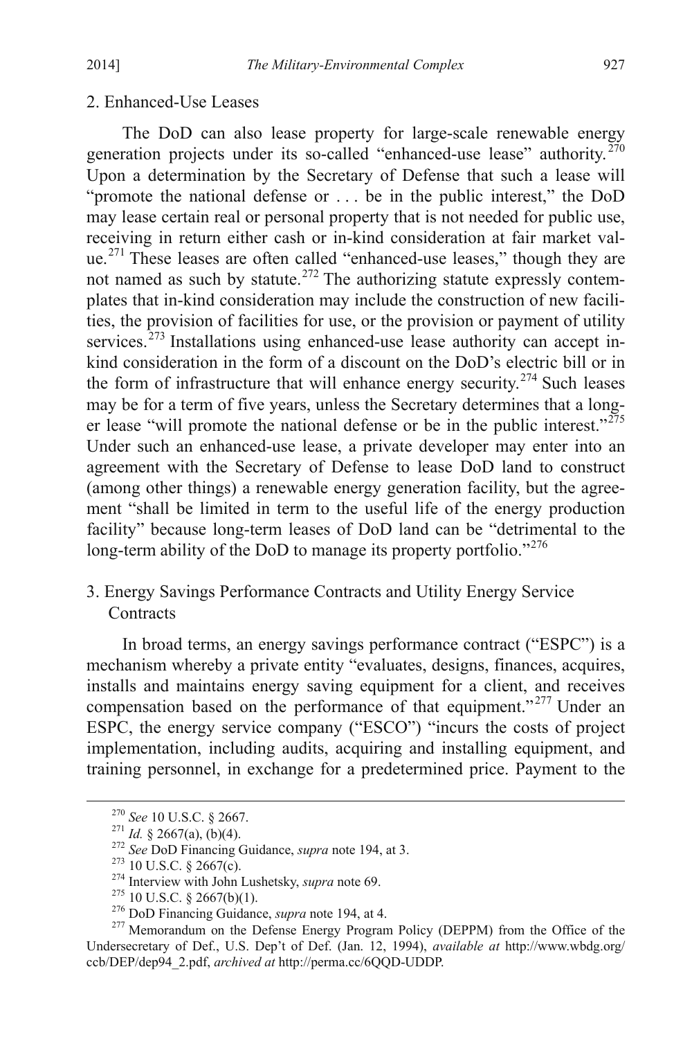## 2. Enhanced-Use Leases

The DoD can also lease property for large-scale renewable energy generation projects under its so-called "enhanced-use lease" authority.[270] Upon a determination by the Secretary of Defense that such a lease will "promote the national defense or . . . be in the public interest," the DoD may lease certain real or personal property that is not needed for public use, receiving in return either cash or in-kind consideration at fair market value.[271] These leases are often called "enhanced-use leases," though they are not named as such by statute.[272] The authorizing statute expressly contemplates that in-kind consideration may include the construction of new facilities, the provision of facilities for use, or the provision or payment of utility services.[273] Installations using enhanced-use lease authority can accept in-kind consideration in the form of a discount on the DoD's electric bill or in the form of infrastructure that will enhance energy security.[274] Such leases may be for a term of five years, unless the Secretary determines that a longer lease "will promote the national defense or be in the public interest."[275] Under such an enhanced-use lease, a private developer may enter into an agreement with the Secretary of Defense to lease DoD land to construct (among other things) a renewable energy generation facility, but the agreement "shall be limited in term to the useful life of the energy production facility" because long-term leases of DoD land can be "detrimental to the long-term ability of the DoD to manage its property portfolio."[276]

## 3. Energy Savings Performance Contracts and Utility Energy Service Contracts

In broad terms, an energy savings performance contract ("ESPC") is a mechanism whereby a private entity "evaluates, designs, finances, acquires, installs and maintains energy saving equipment for a client, and receives compensation based on the performance of that equipment."[277] Under an ESPC, the energy service company ("ESCO") "incurs the costs of project implementation, including audits, acquiring and installing equipment, and training personnel, in exchange for a predetermined price. Payment to the

---

[270] *See* 10 U.S.C. § 2667.

[271] *Id.* § 2667(a), (b)(4).

[272] *See* DoD Financing Guidance, *supra* note 194, at 3.

[273] 10 U.S.C. § 2667(c).

[274] Interview with John Lushetsky, *supra* note 69.

[275] 10 U.S.C. § 2667(b)(1).

[276] DoD Financing Guidance, *supra* note 194, at 4.

[277] Memorandum on the Defense Energy Program Policy (DEPPM) from the Office of the Undersecretary of Def., U.S. Dep't of Def. (Jan. 12, 1994), *available at* http://www.wbdg.org/ccb/DEP/dep94_2.pdf, *archived at* http://perma.cc/6QQD-UDDP.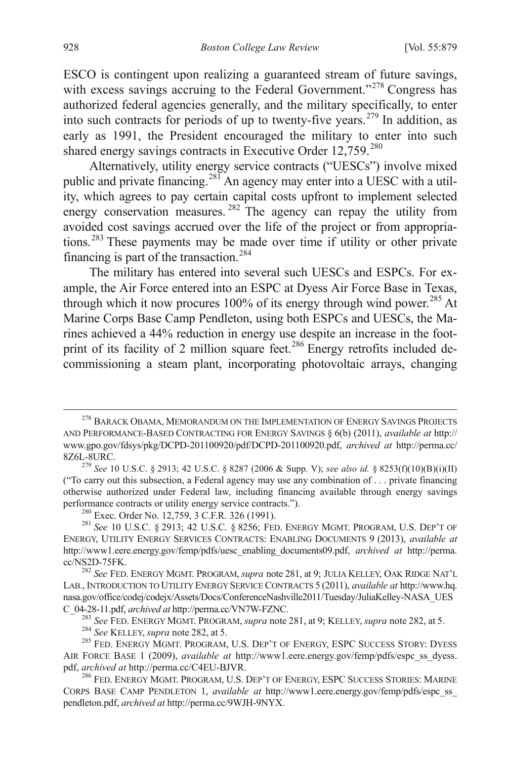ESCO is contingent upon realizing a guaranteed stream of future savings, with excess savings accruing to the Federal Government."[278] Congress has authorized federal agencies generally, and the military specifically, to enter into such contracts for periods of up to twenty-five years.[279] In addition, as early as 1991, the President encouraged the military to enter into such shared energy savings contracts in Executive Order 12,759.[280]

Alternatively, utility energy service contracts ("UESCs") involve mixed public and private financing.[281] An agency may enter into a UESC with a utility, which agrees to pay certain capital costs upfront to implement selected energy conservation measures.[282] The agency can repay the utility from avoided cost savings accrued over the life of the project or from appropriations.[283] These payments may be made over time if utility or other private financing is part of the transaction.[284]

The military has entered into several such UESCs and ESPCs. For example, the Air Force entered into an ESPC at Dyess Air Force Base in Texas, through which it now procures 100% of its energy through wind power.[285] At Marine Corps Base Camp Pendleton, using both ESPCs and UESCs, the Marines achieved a 44% reduction in energy use despite an increase in the footprint of its facility of 2 million square feet.[286] Energy retrofits included decommissioning a steam plant, incorporating photovoltaic arrays, changing

---

[278] BARACK OBAMA, MEMORANDUM ON THE IMPLEMENTATION OF ENERGY SAVINGS PROJECTS AND PERFORMANCE-BASED CONTRACTING FOR ENERGY SAVINGS § 6(b) (2011), *available at* http://www.gpo.gov/fdsys/pkg/DCPD-201100920/pdf/DCPD-201100920.pdf, *archived at* http://perma.cc/8Z6L-8URC.

[279] *See* 10 U.S.C. § 2913; 42 U.S.C. § 8287 (2006 & Supp. V); *see also id.* § 8253(f)(10)(B)(i)(II) ("To carry out this subsection, a Federal agency may use any combination of . . . private financing otherwise authorized under Federal law, including financing available through energy savings performance contracts or utility energy service contracts.").

[280] Exec. Order No. 12,759, 3 C.F.R. 326 (1991).

[281] *See* 10 U.S.C. § 2913; 42 U.S.C. § 8256; FED. ENERGY MGMT. PROGRAM, U.S. DEP'T OF ENERGY, UTILITY ENERGY SERVICES CONTRACTS: ENABLING DOCUMENTS 9 (2013), *available at* http://www1.eere.energy.gov/femp/pdfs/uesc_enabling_documents09.pdf, *archived at* http://perma.cc/NS2D-75FK.

[282] *See* FED. ENERGY MGMT. PROGRAM, *supra* note 281, at 9; JULIA KELLEY, OAK RIDGE NAT'L LAB., INTRODUCTION TO UTILITY ENERGY SERVICE CONTRACTS 5 (2011), *available at* http://www.hq.nasa.gov/office/codej/codejx/Assets/Docs/ConferenceNashville2011/Tuesday/JuliaKelley-NASA_UESC_04-28-11.pdf, *archived at* http://perma.cc/VN7W-FZNC.

[283] *See* FED. ENERGY MGMT. PROGRAM, *supra* note 281, at 9; KELLEY, *supra* note 282, at 5.

[284] *See* KELLEY, *supra* note 282, at 5.

[285] FED. ENERGY MGMT. PROGRAM, U.S. DEP'T OF ENERGY, ESPC SUCCESS STORY: DYESS AIR FORCE BASE 1 (2009), *available at* http://www1.eere.energy.gov/femp/pdfs/espc_ss_dyess.pdf, *archived at* http://perma.cc/C4EU-BJVR.

[286] FED. ENERGY MGMT. PROGRAM, U.S. DEP'T OF ENERGY, ESPC SUCCESS STORIES: MARINE CORPS BASE CAMP PENDLETON 1, *available at* http://www1.eere.energy.gov/femp/pdfs/espc_ss_pendleton.pdf, *archived at* http://perma.cc/9WJH-9NYX.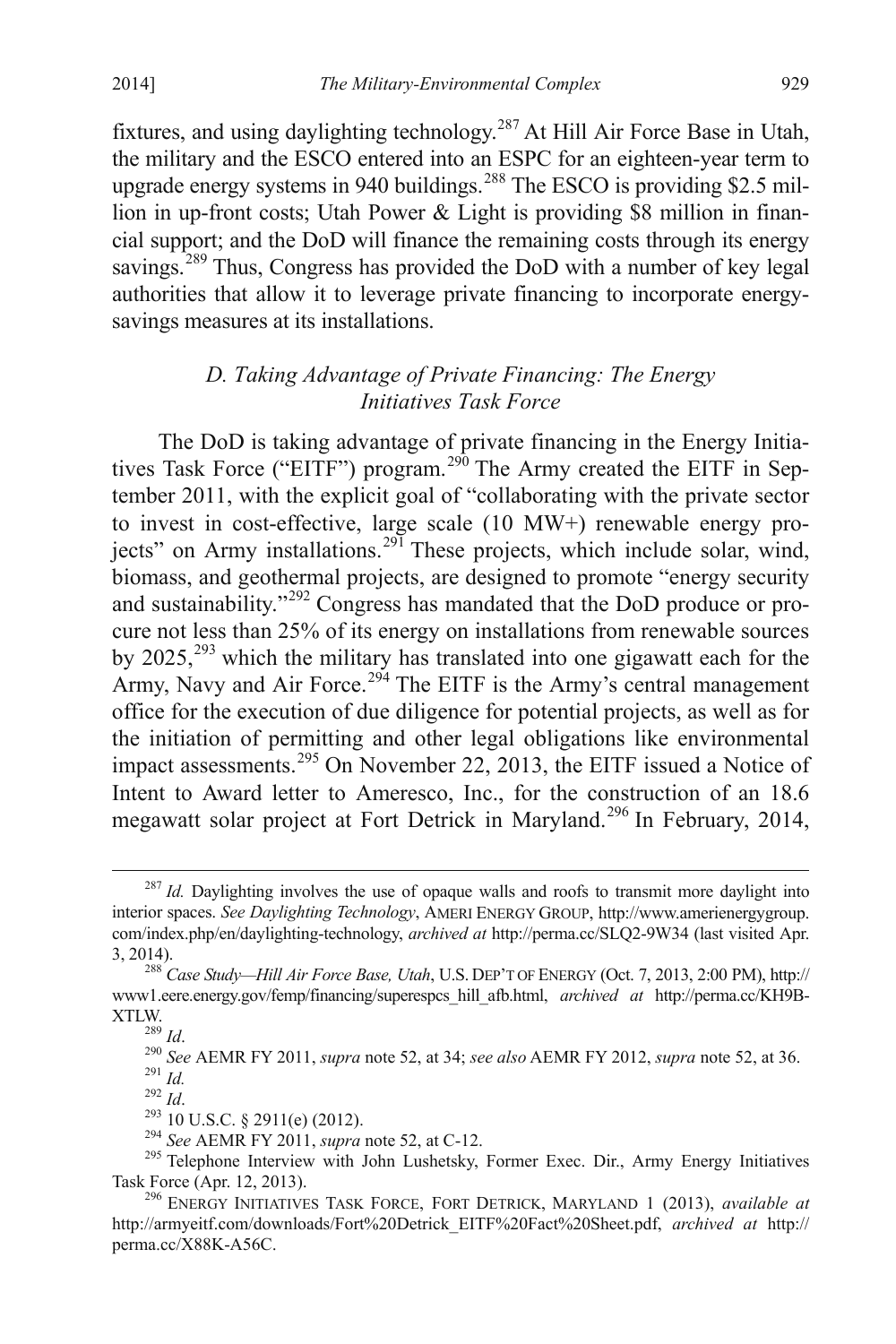fixtures, and using daylighting technology.[287] At Hill Air Force Base in Utah, the military and the ESCO entered into an ESPC for an eighteen-year term to upgrade energy systems in 940 buildings.[288] The ESCO is providing $2.5 million in up-front costs; Utah Power & Light is providing $8 million in financial support; and the DoD will finance the remaining costs through its energy savings.[289] Thus, Congress has provided the DoD with a number of key legal authorities that allow it to leverage private financing to incorporate energy-savings measures at its installations.

### *D. Taking Advantage of Private Financing: The Energy Initiatives Task Force*

The DoD is taking advantage of private financing in the Energy Initiatives Task Force ("EITF") program.[290] The Army created the EITF in September 2011, with the explicit goal of "collaborating with the private sector to invest in cost-effective, large scale (10 MW+) renewable energy projects" on Army installations.[291] These projects, which include solar, wind, biomass, and geothermal projects, are designed to promote "energy security and sustainability."[292] Congress has mandated that the DoD produce or procure not less than 25% of its energy on installations from renewable sources by 2025,[293] which the military has translated into one gigawatt each for the Army, Navy and Air Force.[294] The EITF is the Army's central management office for the execution of due diligence for potential projects, as well as for the initiation of permitting and other legal obligations like environmental impact assessments.[295] On November 22, 2013, the EITF issued a Notice of Intent to Award letter to Ameresco, Inc., for the construction of an 18.6 megawatt solar project at Fort Detrick in Maryland.[296] In February, 2014,

---

[287] *Id.* Daylighting involves the use of opaque walls and roofs to transmit more daylight into interior spaces. *See Daylighting Technology*, AMERI ENERGY GROUP, http://www.amerienergygroup.com/index.php/en/daylighting-technology, *archived at* http://perma.cc/SLQ2-9W34 (last visited Apr. 3, 2014).

[288] *Case Study—Hill Air Force Base, Utah*, U.S. DEP'T OF ENERGY (Oct. 7, 2013, 2:00 PM), http://www1.eere.energy.gov/femp/financing/superespcs_hill_afb.html, *archived at* http://perma.cc/KH9B-XTLW.

[289] *Id*.

[290] *See* AEMR FY 2011, *supra* note 52, at 34; *see also* AEMR FY 2012, *supra* note 52, at 36.

[291] *Id.*

[292] *Id*.

[293] 10 U.S.C. § 2911(e) (2012).

[294] *See* AEMR FY 2011, *supra* note 52, at C-12.

[295] Telephone Interview with John Lushetsky, Former Exec. Dir., Army Energy Initiatives Task Force (Apr. 12, 2013).

[296] ENERGY INITIATIVES TASK FORCE, FORT DETRICK, MARYLAND 1 (2013), *available at* http://armyeitf.com/downloads/Fort%20Detrick_EITF%20Fact%20Sheet.pdf, *archived at* http://perma.cc/X88K-A56C.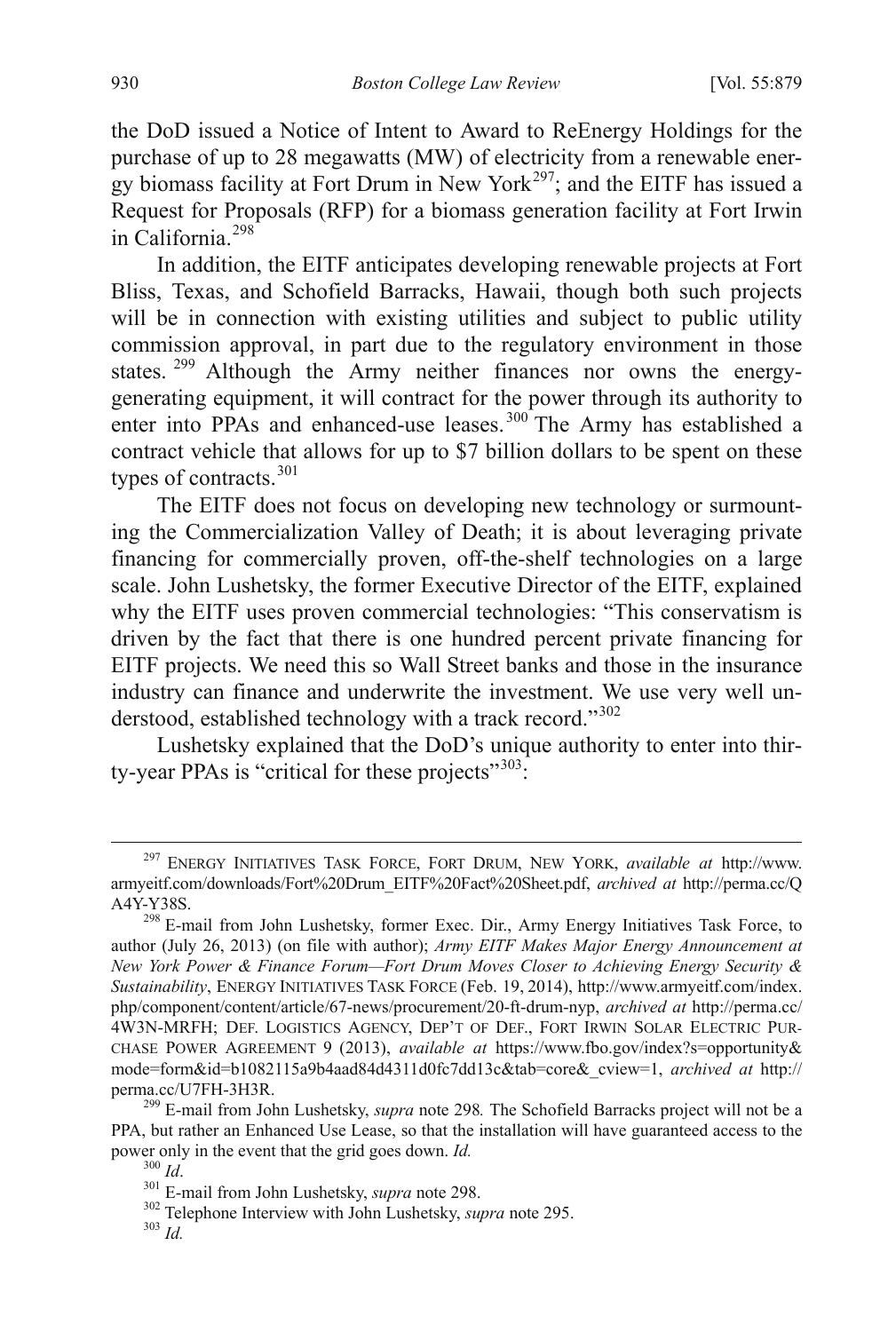the DoD issued a Notice of Intent to Award to ReEnergy Holdings for the purchase of up to 28 megawatts (MW) of electricity from a renewable energy biomass facility at Fort Drum in New York[297]; and the EITF has issued a Request for Proposals (RFP) for a biomass generation facility at Fort Irwin in California.[298]

In addition, the EITF anticipates developing renewable projects at Fort Bliss, Texas, and Schofield Barracks, Hawaii, though both such projects will be in connection with existing utilities and subject to public utility commission approval, in part due to the regulatory environment in those states.[299] Although the Army neither finances nor owns the energy-generating equipment, it will contract for the power through its authority to enter into PPAs and enhanced-use leases.[300] The Army has established a contract vehicle that allows for up to $7 billion dollars to be spent on these types of contracts.[301]

The EITF does not focus on developing new technology or surmounting the Commercialization Valley of Death; it is about leveraging private financing for commercially proven, off-the-shelf technologies on a large scale. John Lushetsky, the former Executive Director of the EITF, explained why the EITF uses proven commercial technologies: "This conservatism is driven by the fact that there is one hundred percent private financing for EITF projects. We need this so Wall Street banks and those in the insurance industry can finance and underwrite the investment. We use very well understood, established technology with a track record."[302]

Lushetsky explained that the DoD's unique authority to enter into thirty-year PPAs is "critical for these projects"[303]:

---

[297] ENERGY INITIATIVES TASK FORCE, FORT DRUM, NEW YORK, *available at* http://www.armyeitf.com/downloads/Fort%20Drum_EITF%20Fact%20Sheet.pdf, *archived at* http://perma.cc/QA4Y-Y38S.

[298] E-mail from John Lushetsky, former Exec. Dir., Army Energy Initiatives Task Force, to author (July 26, 2013) (on file with author); *Army EITF Makes Major Energy Announcement at New York Power & Finance Forum—Fort Drum Moves Closer to Achieving Energy Security & Sustainability*, ENERGY INITIATIVES TASK FORCE (Feb. 19, 2014), http://www.armyeitf.com/index.php/component/content/article/67-news/procurement/20-ft-drum-nyp, *archived at* http://perma.cc/4W3N-MRFH; DEF. LOGISTICS AGENCY, DEP'T OF DEF., FORT IRWIN SOLAR ELECTRIC PURCHASE POWER AGREEMENT 9 (2013), *available at* https://www.fbo.gov/index?s=opportunity&mode=form&id=b1082115a9b4aad84d4311d0fc7dd13c&tab=core&_cview=1, *archived at* http://perma.cc/U7FH-3H3R.

[299] E-mail from John Lushetsky, *supra* note 298*.* The Schofield Barracks project will not be a PPA, but rather an Enhanced Use Lease, so that the installation will have guaranteed access to the power only in the event that the grid goes down. *Id.*

[300] *Id*.

[301] E-mail from John Lushetsky, *supra* note 298.

[302] Telephone Interview with John Lushetsky, *supra* note 295.

[303] *Id.*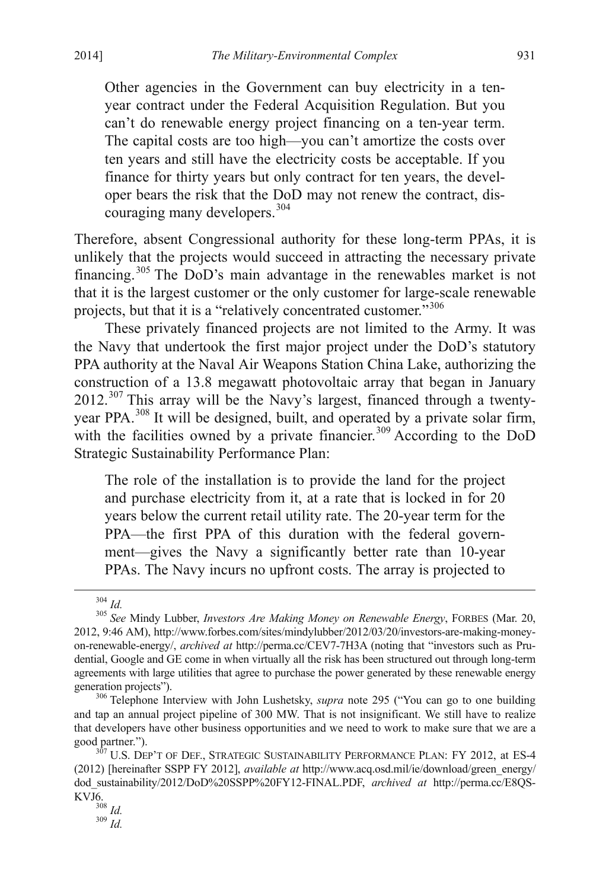> Other agencies in the Government can buy electricity in a ten-year contract under the Federal Acquisition Regulation. But you can't do renewable energy project financing on a ten-year term. The capital costs are too high—you can't amortize the costs over ten years and still have the electricity costs be acceptable. If you finance for thirty years but only contract for ten years, the developer bears the risk that the DoD may not renew the contract, discouraging many developers.[304]

Therefore, absent Congressional authority for these long-term PPAs, it is unlikely that the projects would succeed in attracting the necessary private financing.[305] The DoD's main advantage in the renewables market is not that it is the largest customer or the only customer for large-scale renewable projects, but that it is a "relatively concentrated customer."[306]

These privately financed projects are not limited to the Army. It was the Navy that undertook the first major project under the DoD's statutory PPA authority at the Naval Air Weapons Station China Lake, authorizing the construction of a 13.8 megawatt photovoltaic array that began in January 2012.[307] This array will be the Navy's largest, financed through a twenty-year PPA.[308] It will be designed, built, and operated by a private solar firm, with the facilities owned by a private financier.[309] According to the DoD Strategic Sustainability Performance Plan:

> The role of the installation is to provide the land for the project and purchase electricity from it, at a rate that is locked in for 20 years below the current retail utility rate. The 20-year term for the PPA—the first PPA of this duration with the federal government—gives the Navy a significantly better rate than 10-year PPAs. The Navy incurs no upfront costs. The array is projected to

---

[304] *Id.*

[305] *See* Mindy Lubber, *Investors Are Making Money on Renewable Energy*, FORBES (Mar. 20, 2012, 9:46 AM), http://www.forbes.com/sites/mindylubber/2012/03/20/investors-are-making-money-on-renewable-energy/, *archived at* http://perma.cc/CEV7-7H3A (noting that "investors such as Prudential, Google and GE come in when virtually all the risk has been structured out through long-term agreements with large utilities that agree to purchase the power generated by these renewable energy generation projects").

[306] Telephone Interview with John Lushetsky, *supra* note 295 ("You can go to one building and tap an annual project pipeline of 300 MW. That is not insignificant. We still have to realize that developers have other business opportunities and we need to work to make sure that we are a good partner.").

[307] U.S. DEP'T OF DEF., STRATEGIC SUSTAINABILITY PERFORMANCE PLAN: FY 2012, at ES-4 (2012) [hereinafter SSPP FY 2012], *available at* http://www.acq.osd.mil/ie/download/green_energy/dod_sustainability/2012/DoD%20SSPP%20FY12-FINAL.PDF, *archived at* http://perma.cc/E8QS-KVJ6.

[308] *Id.*

[309] *Id.*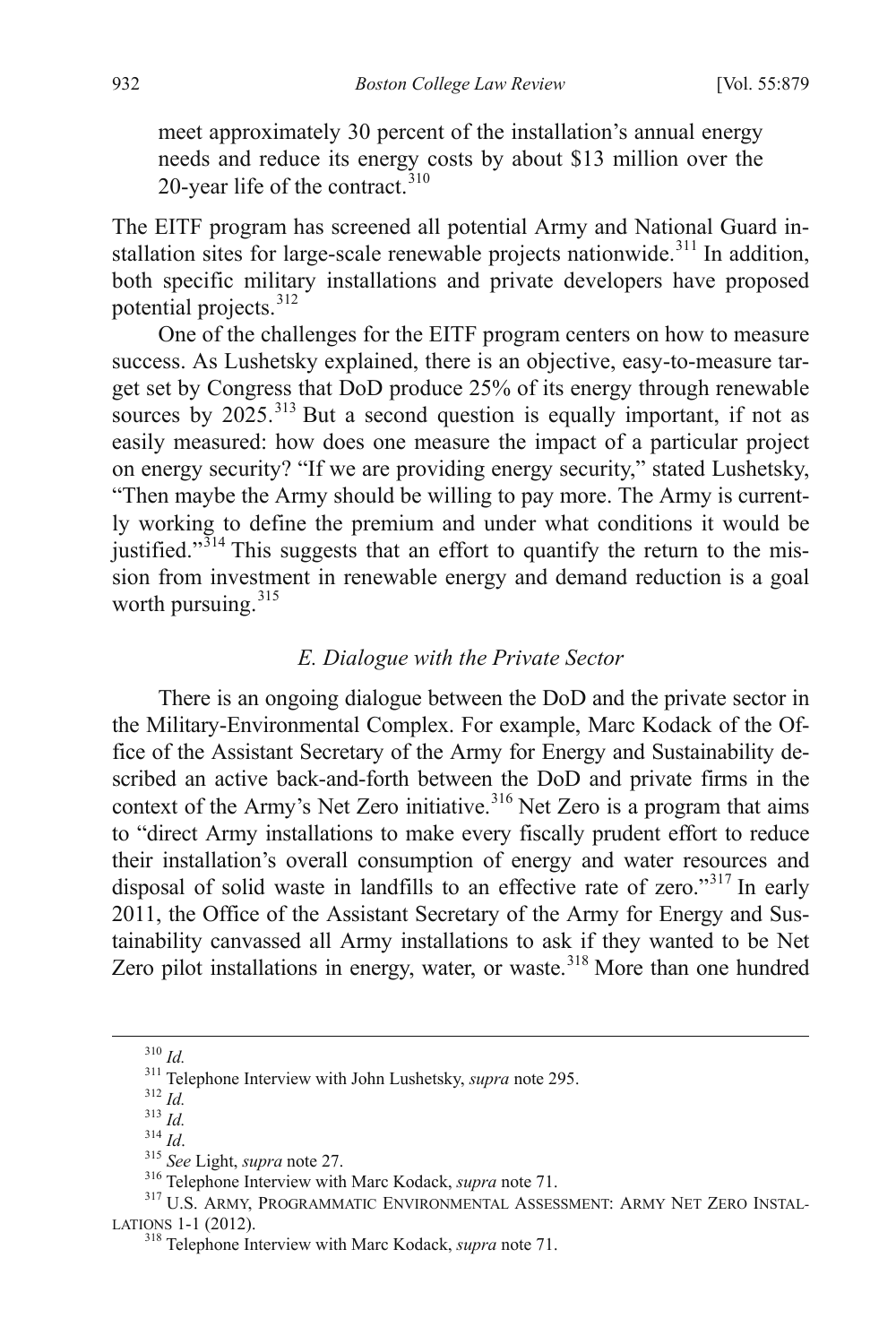meet approximately 30 percent of the installation's annual energy needs and reduce its energy costs by about $13 million over the 20-year life of the contract.[310]

The EITF program has screened all potential Army and National Guard installation sites for large-scale renewable projects nationwide.[311] In addition, both specific military installations and private developers have proposed potential projects.[312]

One of the challenges for the EITF program centers on how to measure success. As Lushetsky explained, there is an objective, easy-to-measure target set by Congress that DoD produce 25% of its energy through renewable sources by 2025.[313] But a second question is equally important, if not as easily measured: how does one measure the impact of a particular project on energy security? "If we are providing energy security," stated Lushetsky, "Then maybe the Army should be willing to pay more. The Army is currently working to define the premium and under what conditions it would be justified."[314] This suggests that an effort to quantify the return to the mission from investment in renewable energy and demand reduction is a goal worth pursuing.[315]

### *E. Dialogue with the Private Sector*

There is an ongoing dialogue between the DoD and the private sector in the Military-Environmental Complex. For example, Marc Kodack of the Office of the Assistant Secretary of the Army for Energy and Sustainability described an active back-and-forth between the DoD and private firms in the context of the Army's Net Zero initiative.[316] Net Zero is a program that aims to "direct Army installations to make every fiscally prudent effort to reduce their installation's overall consumption of energy and water resources and disposal of solid waste in landfills to an effective rate of zero."[317] In early 2011, the Office of the Assistant Secretary of the Army for Energy and Sustainability canvassed all Army installations to ask if they wanted to be Net Zero pilot installations in energy, water, or waste.[318] More than one hundred

---

[310] *Id.*

[311] Telephone Interview with John Lushetsky, *supra* note 295.

[312] *Id.*

[313] *Id.*

[314] *Id*.

[315] *See* Light, *supra* note 27.

[316] Telephone Interview with Marc Kodack, *supra* note 71.

[317] U.S. ARMY, PROGRAMMATIC ENVIRONMENTAL ASSESSMENT: ARMY NET ZERO INSTALLATIONS 1-1 (2012).

[318] Telephone Interview with Marc Kodack, *supra* note 71.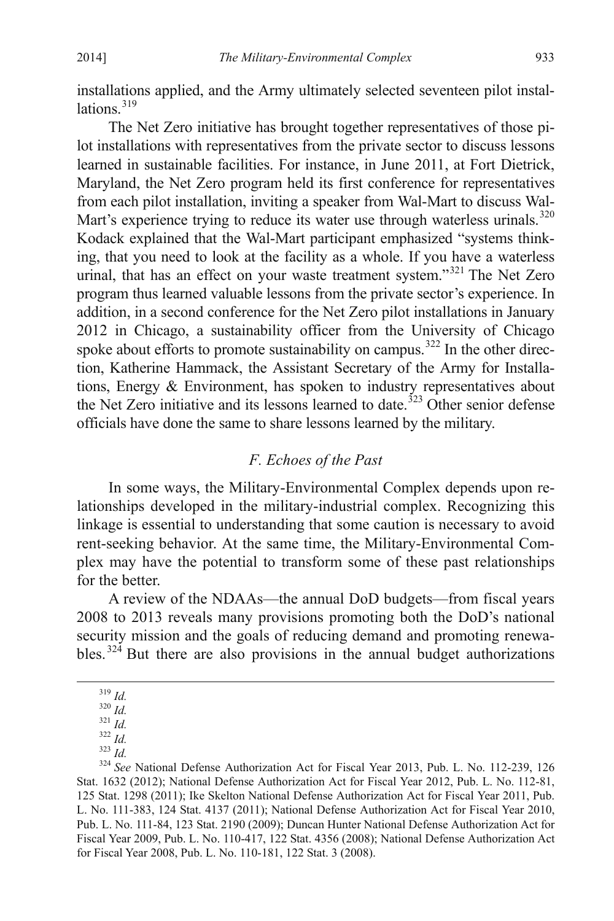installations applied, and the Army ultimately selected seventeen pilot installations.[319]

The Net Zero initiative has brought together representatives of those pilot installations with representatives from the private sector to discuss lessons learned in sustainable facilities. For instance, in June 2011, at Fort Dietrick, Maryland, the Net Zero program held its first conference for representatives from each pilot installation, inviting a speaker from Wal-Mart to discuss Wal-Mart's experience trying to reduce its water use through waterless urinals.[320] Kodack explained that the Wal-Mart participant emphasized "systems thinking, that you need to look at the facility as a whole. If you have a waterless urinal, that has an effect on your waste treatment system."[321] The Net Zero program thus learned valuable lessons from the private sector's experience. In addition, in a second conference for the Net Zero pilot installations in January 2012 in Chicago, a sustainability officer from the University of Chicago spoke about efforts to promote sustainability on campus.[322] In the other direction, Katherine Hammack, the Assistant Secretary of the Army for Installations, Energy & Environment, has spoken to industry representatives about the Net Zero initiative and its lessons learned to date.[323] Other senior defense officials have done the same to share lessons learned by the military.

### *F. Echoes of the Past*

In some ways, the Military-Environmental Complex depends upon relationships developed in the military-industrial complex. Recognizing this linkage is essential to understanding that some caution is necessary to avoid rent-seeking behavior. At the same time, the Military-Environmental Complex may have the potential to transform some of these past relationships for the better.

A review of the NDAAs—the annual DoD budgets—from fiscal years 2008 to 2013 reveals many provisions promoting both the DoD's national security mission and the goals of reducing demand and promoting renewables.[324] But there are also provisions in the annual budget authorizations

---

[319] *Id.*

[320] *Id.*

[321] *Id.*

[322] *Id.*

[323] *Id.*

[324] *See* National Defense Authorization Act for Fiscal Year 2013, Pub. L. No. 112-239, 126 Stat. 1632 (2012); National Defense Authorization Act for Fiscal Year 2012, Pub. L. No. 112-81, 125 Stat. 1298 (2011); Ike Skelton National Defense Authorization Act for Fiscal Year 2011, Pub. L. No. 111-383, 124 Stat. 4137 (2011); National Defense Authorization Act for Fiscal Year 2010, Pub. L. No. 111-84, 123 Stat. 2190 (2009); Duncan Hunter National Defense Authorization Act for Fiscal Year 2009, Pub. L. No. 110-417, 122 Stat. 4356 (2008); National Defense Authorization Act for Fiscal Year 2008, Pub. L. No. 110-181, 122 Stat. 3 (2008).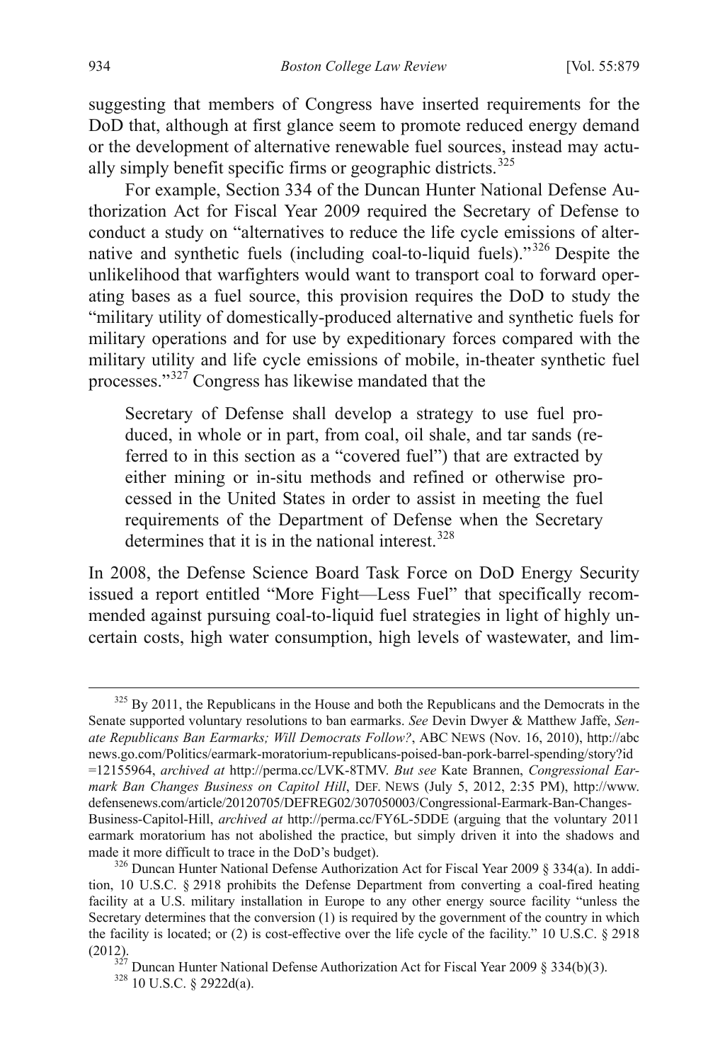suggesting that members of Congress have inserted requirements for the DoD that, although at first glance seem to promote reduced energy demand or the development of alternative renewable fuel sources, instead may actually simply benefit specific firms or geographic districts.[325]

For example, Section 334 of the Duncan Hunter National Defense Authorization Act for Fiscal Year 2009 required the Secretary of Defense to conduct a study on "alternatives to reduce the life cycle emissions of alternative and synthetic fuels (including coal-to-liquid fuels)."[326] Despite the unlikelihood that warfighters would want to transport coal to forward operating bases as a fuel source, this provision requires the DoD to study the "military utility of domestically-produced alternative and synthetic fuels for military operations and for use by expeditionary forces compared with the military utility and life cycle emissions of mobile, in-theater synthetic fuel processes."[327] Congress has likewise mandated that the

> Secretary of Defense shall develop a strategy to use fuel produced, in whole or in part, from coal, oil shale, and tar sands (referred to in this section as a "covered fuel") that are extracted by either mining or in-situ methods and refined or otherwise processed in the United States in order to assist in meeting the fuel requirements of the Department of Defense when the Secretary determines that it is in the national interest.[328]

In 2008, the Defense Science Board Task Force on DoD Energy Security issued a report entitled "More Fight—Less Fuel" that specifically recommended against pursuing coal-to-liquid fuel strategies in light of highly uncertain costs, high water consumption, high levels of wastewater, and lim-

---

[325] By 2011, the Republicans in the House and both the Republicans and the Democrats in the Senate supported voluntary resolutions to ban earmarks. *See* Devin Dwyer & Matthew Jaffe, *Senate Republicans Ban Earmarks; Will Democrats Follow?*, ABC NEWS (Nov. 16, 2010), http://abcnews.go.com/Politics/earmark-moratorium-republicans-poised-ban-pork-barrel-spending/story?id=12155964, *archived at* http://perma.cc/LVK-8TMV. *But see* Kate Brannen, *Congressional Earmark Ban Changes Business on Capitol Hill*, DEF. NEWS (July 5, 2012, 2:35 PM), http://www.defensenews.com/article/20120705/DEFREG02/307050003/Congressional-Earmark-Ban-Changes-Business-Capitol-Hill, *archived at* http://perma.cc/FY6L-5DDE (arguing that the voluntary 2011 earmark moratorium has not abolished the practice, but simply driven it into the shadows and made it more difficult to trace in the DoD's budget).

[326] Duncan Hunter National Defense Authorization Act for Fiscal Year 2009 § 334(a). In addition, 10 U.S.C. § 2918 prohibits the Defense Department from converting a coal-fired heating facility at a U.S. military installation in Europe to any other energy source facility "unless the Secretary determines that the conversion (1) is required by the government of the country in which the facility is located; or (2) is cost-effective over the life cycle of the facility." 10 U.S.C. § 2918 (2012).

[327] Duncan Hunter National Defense Authorization Act for Fiscal Year 2009 § 334(b)(3).

[328] 10 U.S.C. § 2922d(a).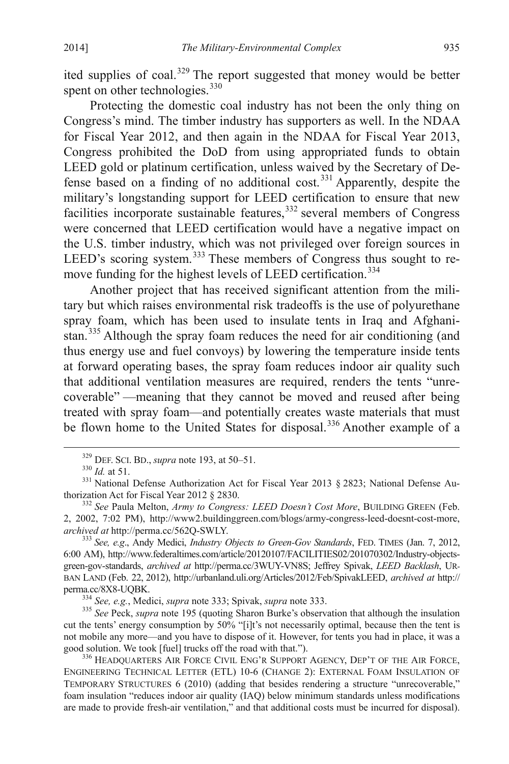ited supplies of coal.[329] The report suggested that money would be better spent on other technologies.[330]

Protecting the domestic coal industry has not been the only thing on Congress's mind. The timber industry has supporters as well. In the NDAA for Fiscal Year 2012, and then again in the NDAA for Fiscal Year 2013, Congress prohibited the DoD from using appropriated funds to obtain LEED gold or platinum certification, unless waived by the Secretary of Defense based on a finding of no additional cost.[331] Apparently, despite the military's longstanding support for LEED certification to ensure that new facilities incorporate sustainable features,[332] several members of Congress were concerned that LEED certification would have a negative impact on the U.S. timber industry, which was not privileged over foreign sources in LEED's scoring system.[333] These members of Congress thus sought to remove funding for the highest levels of LEED certification.[334]

Another project that has received significant attention from the military but which raises environmental risk tradeoffs is the use of polyurethane spray foam, which has been used to insulate tents in Iraq and Afghanistan.[335] Although the spray foam reduces the need for air conditioning (and thus energy use and fuel convoys) by lowering the temperature inside tents at forward operating bases, the spray foam reduces indoor air quality such that additional ventilation measures are required, renders the tents "unrecoverable" —meaning that they cannot be moved and reused after being treated with spray foam—and potentially creates waste materials that must be flown home to the United States for disposal.[336] Another example of a

---

[329] DEF. SCI. BD., *supra* note 193, at 50–51.

[330] *Id.* at 51.

[331] National Defense Authorization Act for Fiscal Year 2013 § 2823; National Defense Authorization Act for Fiscal Year 2012 § 2830.

[332] *See* Paula Melton, *Army to Congress: LEED Doesn't Cost More*, BUILDING GREEN (Feb. 2, 2002, 7:02 PM), http://www2.buildinggreen.com/blogs/army-congress-leed-doesnt-cost-more, *archived at* http://perma.cc/562Q-SWLY.

[333] *See, e.g*., Andy Medici, *Industry Objects to Green-Gov Standards*, FED. TIMES (Jan. 7, 2012, 6:00 AM), http://www.federaltimes.com/article/20120107/FACILITIES02/201070302/Industry-objects-green-gov-standards, *archived at* http://perma.cc/3WUY-VN8S; Jeffrey Spivak, *LEED Backlash*, URBAN LAND (Feb. 22, 2012), http://urbanland.uli.org/Articles/2012/Feb/SpivakLEED, *archived at* http://perma.cc/8X8-UQBK.

[334] *See, e.g.*, Medici, *supra* note 333; Spivak, *supra* note 333.

[335] *See* Peck, *supra* note 195 (quoting Sharon Burke's observation that although the insulation cut the tents' energy consumption by 50% "[i]t's not necessarily optimal, because then the tent is not mobile any more—and you have to dispose of it. However, for tents you had in place, it was a good solution. We took [fuel] trucks off the road with that.").

[336] HEADQUARTERS AIR FORCE CIVIL ENG'R SUPPORT AGENCY, DEP'T OF THE AIR FORCE, ENGINEERING TECHNICAL LETTER (ETL) 10-6 (CHANGE 2): EXTERNAL FOAM INSULATION OF TEMPORARY STRUCTURES 6 (2010) (adding that besides rendering a structure "unrecoverable," foam insulation "reduces indoor air quality (IAQ) below minimum standards unless modifications are made to provide fresh-air ventilation," and that additional costs must be incurred for disposal).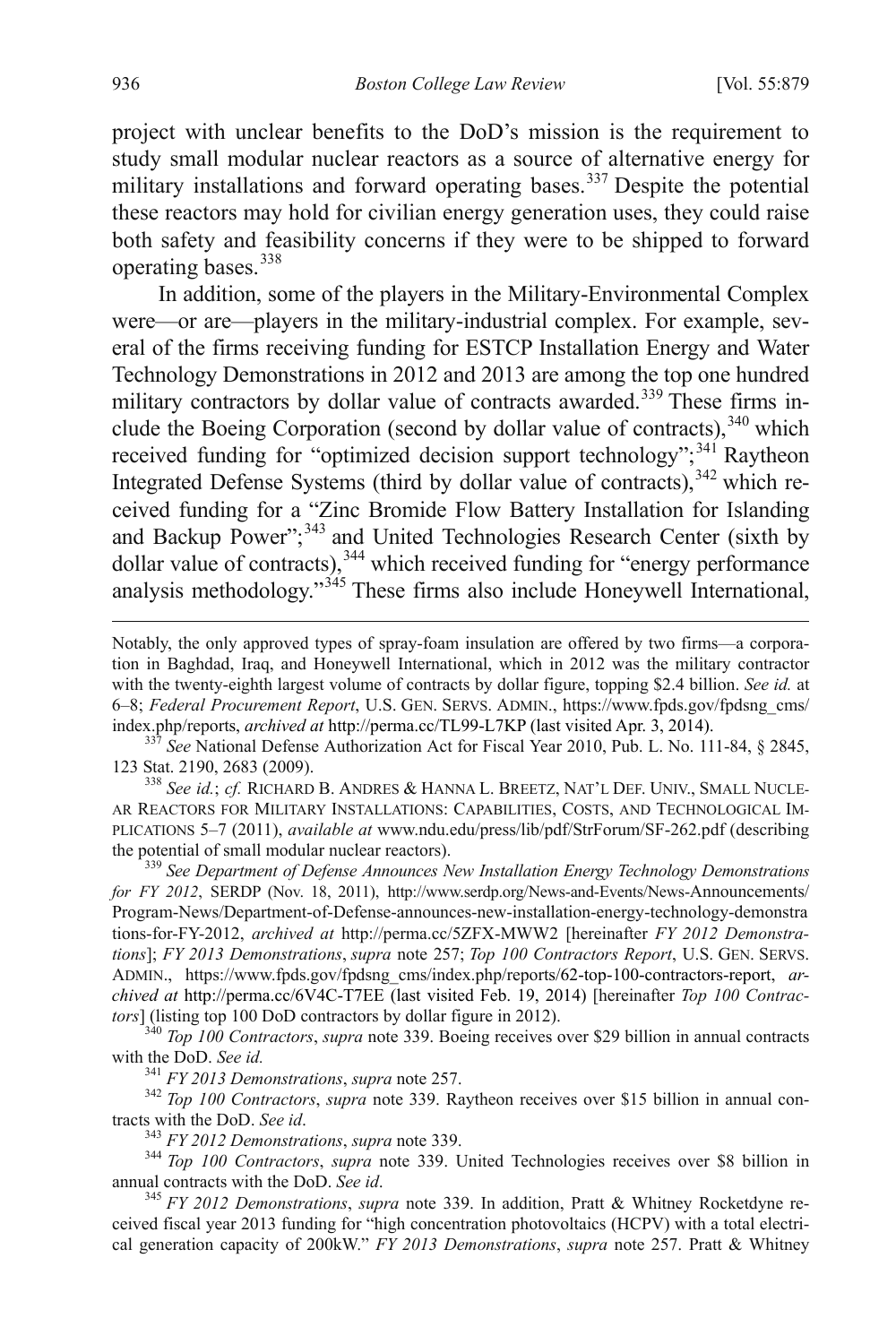project with unclear benefits to the DoD's mission is the requirement to study small modular nuclear reactors as a source of alternative energy for military installations and forward operating bases.[337] Despite the potential these reactors may hold for civilian energy generation uses, they could raise both safety and feasibility concerns if they were to be shipped to forward operating bases.[338]

In addition, some of the players in the Military-Environmental Complex were—or are—players in the military-industrial complex. For example, several of the firms receiving funding for ESTCP Installation Energy and Water Technology Demonstrations in 2012 and 2013 are among the top one hundred military contractors by dollar value of contracts awarded.[339] These firms include the Boeing Corporation (second by dollar value of contracts),[340] which received funding for "optimized decision support technology";[341] Raytheon Integrated Defense Systems (third by dollar value of contracts),[342] which received funding for a "Zinc Bromide Flow Battery Installation for Islanding and Backup Power";[343] and United Technologies Research Center (sixth by dollar value of contracts),[344] which received funding for "energy performance analysis methodology."[345] These firms also include Honeywell International,

---

Notably, the only approved types of spray-foam insulation are offered by two firms—a corporation in Baghdad, Iraq, and Honeywell International, which in 2012 was the military contractor with the twenty-eighth largest volume of contracts by dollar figure, topping $2.4 billion. *See id.* at 6–8; *Federal Procurement Report*, U.S. GEN. SERVS. ADMIN., https://www.fpds.gov/fpdsng_cms/index.php/reports, *archived at* http://perma.cc/TL99-L7KP (last visited Apr. 3, 2014).

[337] *See* National Defense Authorization Act for Fiscal Year 2010, Pub. L. No. 111-84, § 2845, 123 Stat. 2190, 2683 (2009).

[338] *See id.*; *cf.* RICHARD B. ANDRES & HANNA L. BREETZ, NAT'L DEF. UNIV., SMALL NUCLEAR REACTORS FOR MILITARY INSTALLATIONS: CAPABILITIES, COSTS, AND TECHNOLOGICAL IMPLICATIONS 5–7 (2011), *available at* www.ndu.edu/press/lib/pdf/StrForum/SF-262.pdf (describing the potential of small modular nuclear reactors).

[339] *See Department of Defense Announces New Installation Energy Technology Demonstrations for FY 2012*, SERDP (Nov. 18, 2011), http://www.serdp.org/News-and-Events/News-Announcements/Program-News/Department-of-Defense-announces-new-installation-energy-technology-demonstrations-for-FY-2012, *archived at* http://perma.cc/5ZFX-MWW2 [hereinafter *FY 2012 Demonstrations*]; *FY 2013 Demonstrations*, *supra* note 257; *Top 100 Contractors Report*, U.S. GEN. SERVS. ADMIN., https://www.fpds.gov/fpdsng_cms/index.php/reports/62-top-100-contractors-report, *archived at* http://perma.cc/6V4C-T7EE (last visited Feb. 19, 2014) [hereinafter *Top 100 Contractors*] (listing top 100 DoD contractors by dollar figure in 2012).

[340] *Top 100 Contractors*, *supra* note 339. Boeing receives over $29 billion in annual contracts with the DoD. *See id.*

[341] *FY 2013 Demonstrations*, *supra* note 257.

[342] *Top 100 Contractors*, *supra* note 339. Raytheon receives over $15 billion in annual contracts with the DoD. *See id*.

[343] *FY 2012 Demonstrations*, *supra* note 339.

[344] *Top 100 Contractors*, *supra* note 339. United Technologies receives over $8 billion in annual contracts with the DoD. *See id*.

[345] *FY 2012 Demonstrations*, *supra* note 339. In addition, Pratt & Whitney Rocketdyne received fiscal year 2013 funding for "high concentration photovoltaics (HCPV) with a total electrical generation capacity of 200kW." *FY 2013 Demonstrations*, *supra* note 257. Pratt & Whitney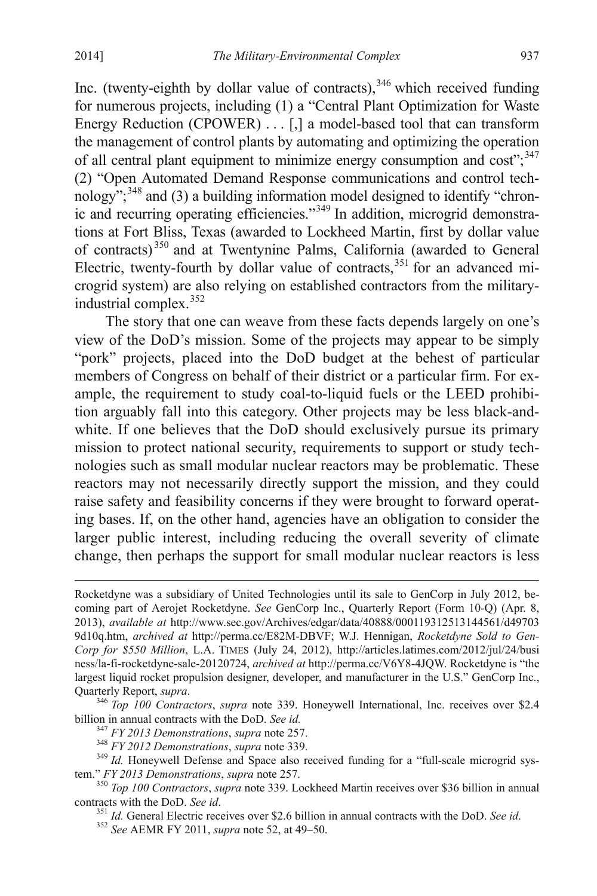Inc. (twenty-eighth by dollar value of contracts),[346] which received funding for numerous projects, including (1) a "Central Plant Optimization for Waste Energy Reduction (CPOWER) . . . [,] a model-based tool that can transform the management of control plants by automating and optimizing the operation of all central plant equipment to minimize energy consumption and cost";[347] (2) "Open Automated Demand Response communications and control technology";[348] and (3) a building information model designed to identify "chronic and recurring operating efficiencies."[349] In addition, microgrid demonstrations at Fort Bliss, Texas (awarded to Lockheed Martin, first by dollar value of contracts)[350] and at Twentynine Palms, California (awarded to General Electric, twenty-fourth by dollar value of contracts,[351] for an advanced microgrid system) are also relying on established contractors from the military-industrial complex.[352]

The story that one can weave from these facts depends largely on one's view of the DoD's mission. Some of the projects may appear to be simply "pork" projects, placed into the DoD budget at the behest of particular members of Congress on behalf of their district or a particular firm. For example, the requirement to study coal-to-liquid fuels or the LEED prohibition arguably fall into this category. Other projects may be less black-and-white. If one believes that the DoD should exclusively pursue its primary mission to protect national security, requirements to support or study technologies such as small modular nuclear reactors may be problematic. These reactors may not necessarily directly support the mission, and they could raise safety and feasibility concerns if they were brought to forward operating bases. If, on the other hand, agencies have an obligation to consider the larger public interest, including reducing the overall severity of climate change, then perhaps the support for small modular nuclear reactors is less

---

Rocketdyne was a subsidiary of United Technologies until its sale to GenCorp in July 2012, becoming part of Aerojet Rocketdyne. *See* GenCorp Inc., Quarterly Report (Form 10-Q) (Apr. 8, 2013), *available at* http://www.sec.gov/Archives/edgar/data/40888/000119312513144561/d497039d10q.htm, *archived at* http://perma.cc/E82M-DBVF; W.J. Hennigan, *Rocketdyne Sold to GenCorp for $550 Million*, L.A. TIMES (July 24, 2012), http://articles.latimes.com/2012/jul/24/business/la-fi-rocketdyne-sale-20120724, *archived at* http://perma.cc/V6Y8-4JQW. Rocketdyne is "the largest liquid rocket propulsion designer, developer, and manufacturer in the U.S." GenCorp Inc., Quarterly Report, *supra*.

[346] *Top 100 Contractors*, *supra* note 339. Honeywell International, Inc. receives over $2.4 billion in annual contracts with the DoD. *See id.*

[347] *FY 2013 Demonstrations*, *supra* note 257.

[348] *FY 2012 Demonstrations*, *supra* note 339.

[349] *Id.* Honeywell Defense and Space also received funding for a "full-scale microgrid system." *FY 2013 Demonstrations*, *supra* note 257.

[350] *Top 100 Contractors*, *supra* note 339. Lockheed Martin receives over $36 billion in annual contracts with the DoD. *See id*.

[351] *Id.* General Electric receives over $2.6 billion in annual contracts with the DoD. *See id*.

[352] *See* AEMR FY 2011, *supra* note 52, at 49–50.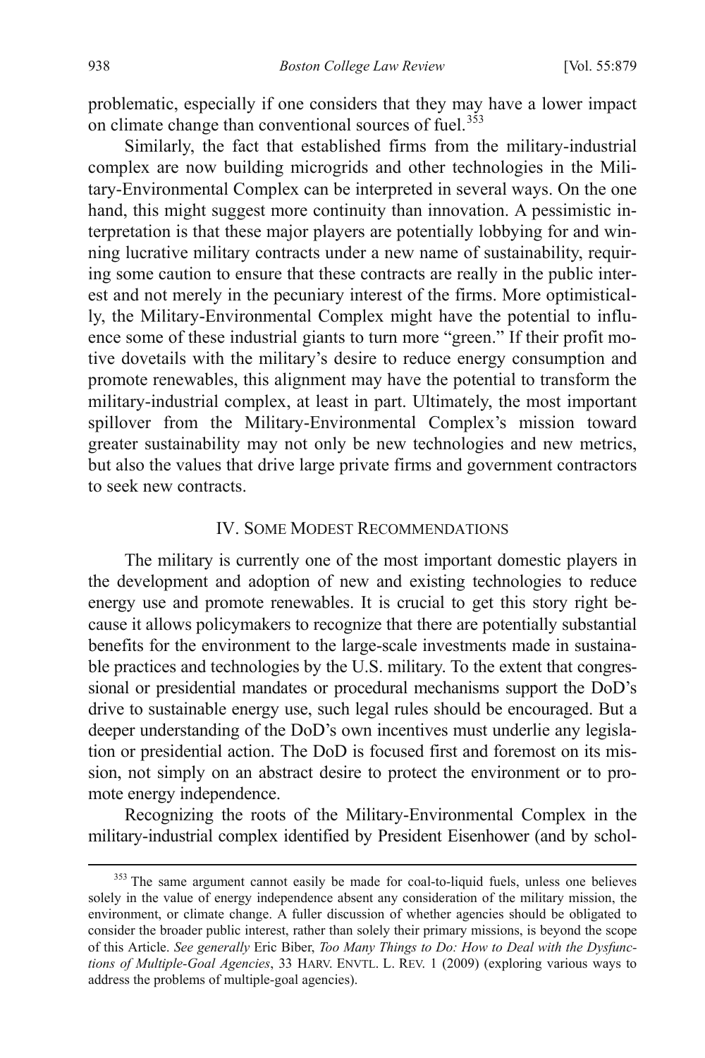problematic, especially if one considers that they may have a lower impact on climate change than conventional sources of fuel.[353]

Similarly, the fact that established firms from the military-industrial complex are now building microgrids and other technologies in the Military-Environmental Complex can be interpreted in several ways. On the one hand, this might suggest more continuity than innovation. A pessimistic interpretation is that these major players are potentially lobbying for and winning lucrative military contracts under a new name of sustainability, requiring some caution to ensure that these contracts are really in the public interest and not merely in the pecuniary interest of the firms. More optimistically, the Military-Environmental Complex might have the potential to influence some of these industrial giants to turn more "green." If their profit motive dovetails with the military's desire to reduce energy consumption and promote renewables, this alignment may have the potential to transform the military-industrial complex, at least in part. Ultimately, the most important spillover from the Military-Environmental Complex's mission toward greater sustainability may not only be new technologies and new metrics, but also the values that drive large private firms and government contractors to seek new contracts.

## IV. Some Modest Recommendations

The military is currently one of the most important domestic players in the development and adoption of new and existing technologies to reduce energy use and promote renewables. It is crucial to get this story right because it allows policymakers to recognize that there are potentially substantial benefits for the environment to the large-scale investments made in sustainable practices and technologies by the U.S. military. To the extent that congressional or presidential mandates or procedural mechanisms support the DoD's drive to sustainable energy use, such legal rules should be encouraged. But a deeper understanding of the DoD's own incentives must underlie any legislation or presidential action. The DoD is focused first and foremost on its mission, not simply on an abstract desire to protect the environment or to promote energy independence.

Recognizing the roots of the Military-Environmental Complex in the military-industrial complex identified by President Eisenhower (and by schol-

---

[353] The same argument cannot easily be made for coal-to-liquid fuels, unless one believes solely in the value of energy independence absent any consideration of the military mission, the environment, or climate change. A fuller discussion of whether agencies should be obligated to consider the broader public interest, rather than solely their primary missions, is beyond the scope of this Article. *See generally* Eric Biber, *Too Many Things to Do: How to Deal with the Dysfunctions of Multiple-Goal Agencies*, 33 HARV. ENVTL. L. REV. 1 (2009) (exploring various ways to address the problems of multiple-goal agencies).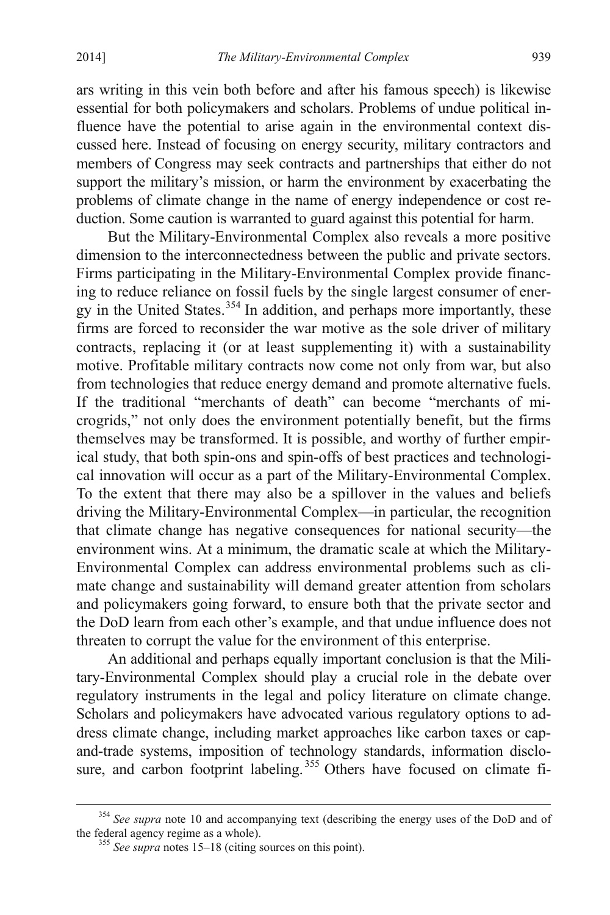ars writing in this vein both before and after his famous speech) is likewise essential for both policymakers and scholars. Problems of undue political influence have the potential to arise again in the environmental context discussed here. Instead of focusing on energy security, military contractors and members of Congress may seek contracts and partnerships that either do not support the military's mission, or harm the environment by exacerbating the problems of climate change in the name of energy independence or cost reduction. Some caution is warranted to guard against this potential for harm.

But the Military-Environmental Complex also reveals a more positive dimension to the interconnectedness between the public and private sectors. Firms participating in the Military-Environmental Complex provide financing to reduce reliance on fossil fuels by the single largest consumer of energy in the United States.[354] In addition, and perhaps more importantly, these firms are forced to reconsider the war motive as the sole driver of military contracts, replacing it (or at least supplementing it) with a sustainability motive. Profitable military contracts now come not only from war, but also from technologies that reduce energy demand and promote alternative fuels. If the traditional "merchants of death" can become "merchants of microgrids," not only does the environment potentially benefit, but the firms themselves may be transformed. It is possible, and worthy of further empirical study, that both spin-ons and spin-offs of best practices and technological innovation will occur as a part of the Military-Environmental Complex. To the extent that there may also be a spillover in the values and beliefs driving the Military-Environmental Complex—in particular, the recognition that climate change has negative consequences for national security—the environment wins. At a minimum, the dramatic scale at which the Military-Environmental Complex can address environmental problems such as climate change and sustainability will demand greater attention from scholars and policymakers going forward, to ensure both that the private sector and the DoD learn from each other's example, and that undue influence does not threaten to corrupt the value for the environment of this enterprise.

An additional and perhaps equally important conclusion is that the Military-Environmental Complex should play a crucial role in the debate over regulatory instruments in the legal and policy literature on climate change. Scholars and policymakers have advocated various regulatory options to address climate change, including market approaches like carbon taxes or cap-and-trade systems, imposition of technology standards, information disclosure, and carbon footprint labeling.[355] Others have focused on climate fi-

---

[354] *See supra* note 10 and accompanying text (describing the energy uses of the DoD and of the federal agency regime as a whole).

[355] *See supra* notes 15–18 (citing sources on this point).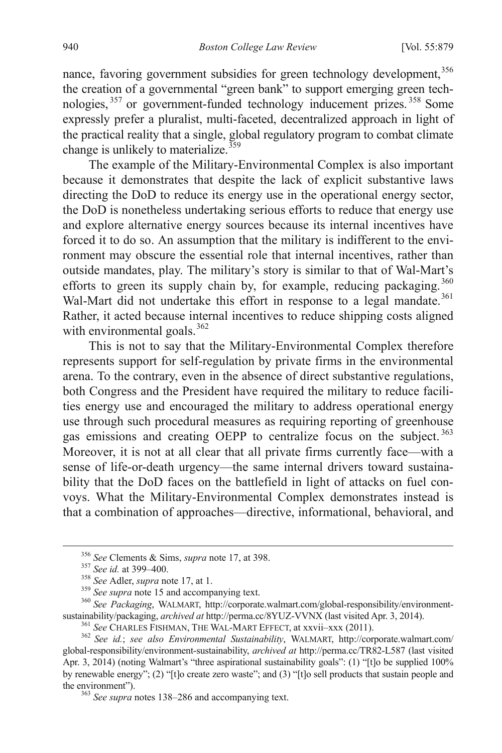nance, favoring government subsidies for green technology development,[356] the creation of a governmental "green bank" to support emerging green technologies,[357] or government-funded technology inducement prizes.[358] Some expressly prefer a pluralist, multi-faceted, decentralized approach in light of the practical reality that a single, global regulatory program to combat climate change is unlikely to materialize.[359]

The example of the Military-Environmental Complex is also important because it demonstrates that despite the lack of explicit substantive laws directing the DoD to reduce its energy use in the operational energy sector, the DoD is nonetheless undertaking serious efforts to reduce that energy use and explore alternative energy sources because its internal incentives have forced it to do so. An assumption that the military is indifferent to the environment may obscure the essential role that internal incentives, rather than outside mandates, play. The military's story is similar to that of Wal-Mart's efforts to green its supply chain by, for example, reducing packaging.[360] Wal-Mart did not undertake this effort in response to a legal mandate.[361] Rather, it acted because internal incentives to reduce shipping costs aligned with environmental goals.[362]

This is not to say that the Military-Environmental Complex therefore represents support for self-regulation by private firms in the environmental arena. To the contrary, even in the absence of direct substantive regulations, both Congress and the President have required the military to reduce facilities energy use and encouraged the military to address operational energy use through such procedural measures as requiring reporting of greenhouse gas emissions and creating OEPP to centralize focus on the subject.[363] Moreover, it is not at all clear that all private firms currently face—with a sense of life-or-death urgency—the same internal drivers toward sustainability that the DoD faces on the battlefield in light of attacks on fuel convoys. What the Military-Environmental Complex demonstrates instead is that a combination of approaches—directive, informational, behavioral, and

---

[356] *See* Clements & Sims, *supra* note 17, at 398.

[357] *See id.* at 399–400.

[358] *See* Adler, *supra* note 17, at 1.

[359] *See supra* note 15 and accompanying text.

[360] *See Packaging*, WALMART, http://corporate.walmart.com/global-responsibility/environment-sustainability/packaging, *archived at* http://perma.cc/8YUZ-VVNX (last visited Apr. 3, 2014).

[361] *See* CHARLES FISHMAN, THE WAL-MART EFFECT, at xxvii–xxx (2011).

[362] *See id.*; *see also Environmental Sustainability*, WALMART, http://corporate.walmart.com/global-responsibility/environment-sustainability, *archived at* http://perma.cc/TR82-L587 (last visited Apr. 3, 2014) (noting Walmart's "three aspirational sustainability goals": (1) "[t]o be supplied 100% by renewable energy"; (2) "[t]o create zero waste"; and (3) "[t]o sell products that sustain people and the environment").

[363] *See supra* notes 138–286 and accompanying text.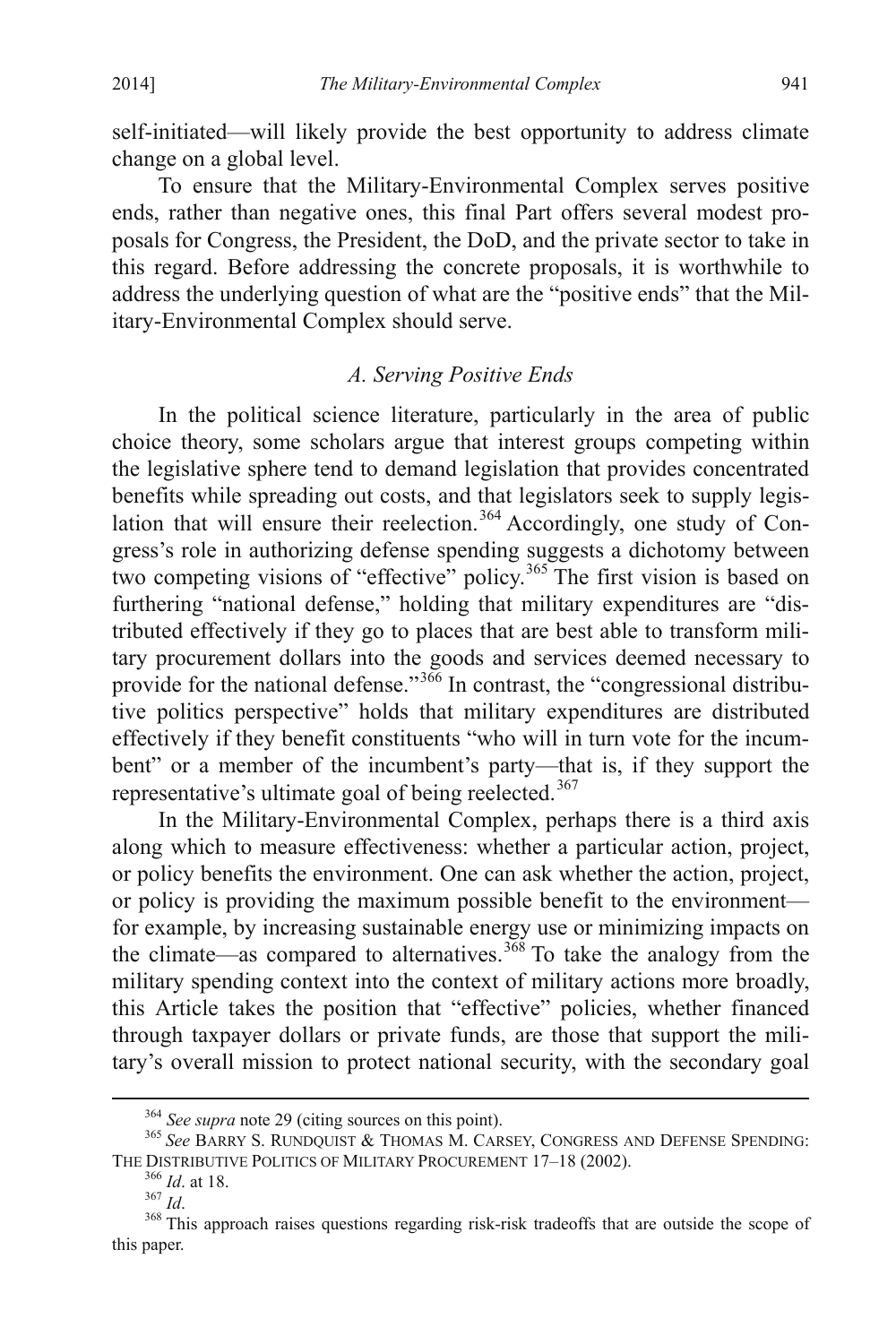self-initiated—will likely provide the best opportunity to address climate change on a global level.

To ensure that the Military-Environmental Complex serves positive ends, rather than negative ones, this final Part offers several modest proposals for Congress, the President, the DoD, and the private sector to take in this regard. Before addressing the concrete proposals, it is worthwhile to address the underlying question of what are the "positive ends" that the Military-Environmental Complex should serve.

### *A. Serving Positive Ends*

In the political science literature, particularly in the area of public choice theory, some scholars argue that interest groups competing within the legislative sphere tend to demand legislation that provides concentrated benefits while spreading out costs, and that legislators seek to supply legislation that will ensure their reelection.[364] Accordingly, one study of Congress's role in authorizing defense spending suggests a dichotomy between two competing visions of "effective" policy.[365] The first vision is based on furthering "national defense," holding that military expenditures are "distributed effectively if they go to places that are best able to transform military procurement dollars into the goods and services deemed necessary to provide for the national defense."[366] In contrast, the "congressional distributive politics perspective" holds that military expenditures are distributed effectively if they benefit constituents "who will in turn vote for the incumbent" or a member of the incumbent's party—that is, if they support the representative's ultimate goal of being reelected.[367]

In the Military-Environmental Complex, perhaps there is a third axis along which to measure effectiveness: whether a particular action, project, or policy benefits the environment. One can ask whether the action, project, or policy is providing the maximum possible benefit to the environment—for example, by increasing sustainable energy use or minimizing impacts on the climate—as compared to alternatives.[368] To take the analogy from the military spending context into the context of military actions more broadly, this Article takes the position that "effective" policies, whether financed through taxpayer dollars or private funds, are those that support the military's overall mission to protect national security, with the secondary goal

---

[364] *See supra* note 29 (citing sources on this point).

[365] *See* BARRY S. RUNDQUIST & THOMAS M. CARSEY, CONGRESS AND DEFENSE SPENDING: THE DISTRIBUTIVE POLITICS OF MILITARY PROCUREMENT 17–18 (2002).

[366] *Id*. at 18.

[367] *Id*.

[368] This approach raises questions regarding risk-risk tradeoffs that are outside the scope of this paper.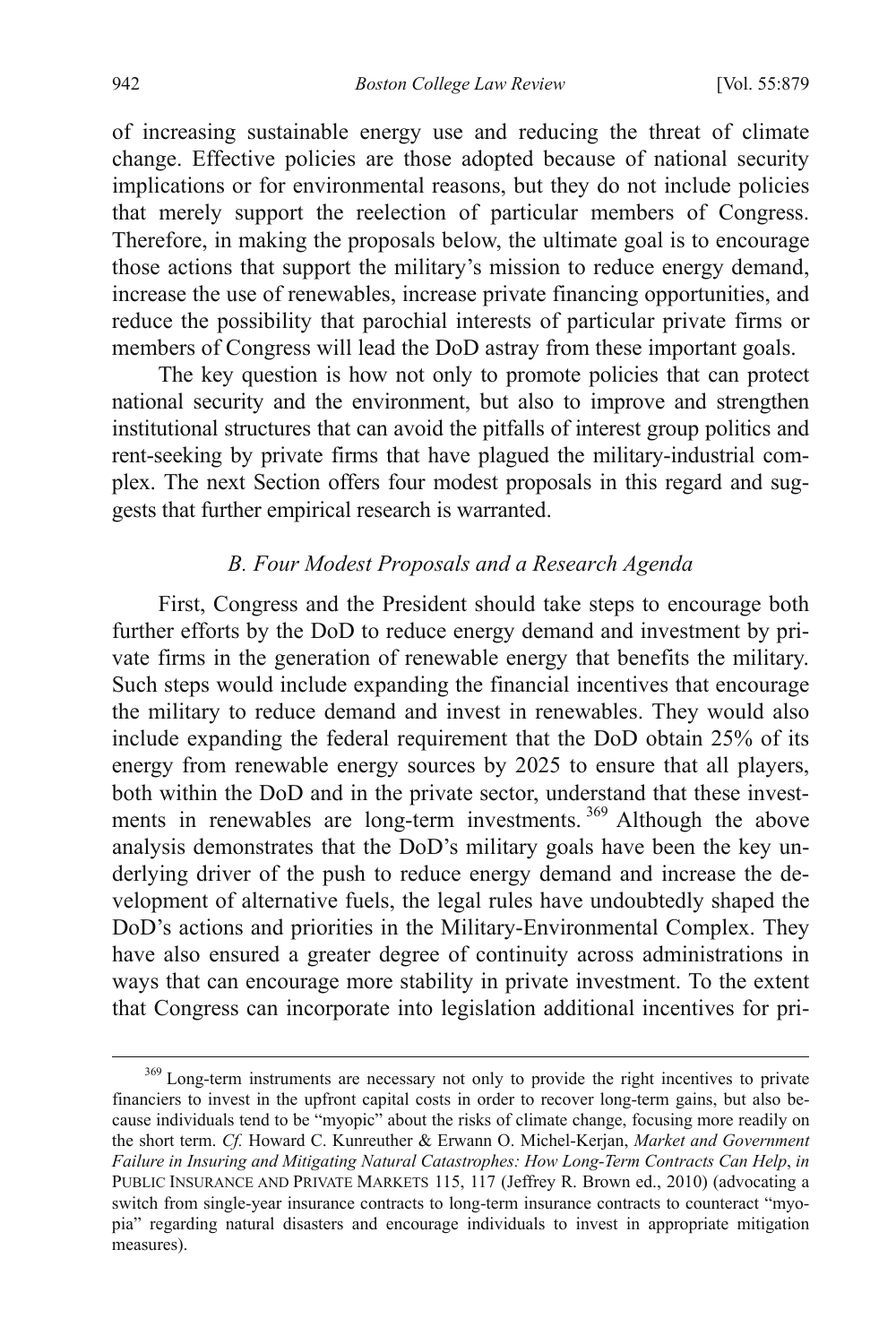of increasing sustainable energy use and reducing the threat of climate change. Effective policies are those adopted because of national security implications or for environmental reasons, but they do not include policies that merely support the reelection of particular members of Congress. Therefore, in making the proposals below, the ultimate goal is to encourage those actions that support the military's mission to reduce energy demand, increase the use of renewables, increase private financing opportunities, and reduce the possibility that parochial interests of particular private firms or members of Congress will lead the DoD astray from these important goals.

The key question is how not only to promote policies that can protect national security and the environment, but also to improve and strengthen institutional structures that can avoid the pitfalls of interest group politics and rent-seeking by private firms that have plagued the military-industrial complex. The next Section offers four modest proposals in this regard and suggests that further empirical research is warranted.

### *B. Four Modest Proposals and a Research Agenda*

First, Congress and the President should take steps to encourage both further efforts by the DoD to reduce energy demand and investment by private firms in the generation of renewable energy that benefits the military. Such steps would include expanding the financial incentives that encourage the military to reduce demand and invest in renewables. They would also include expanding the federal requirement that the DoD obtain 25% of its energy from renewable energy sources by 2025 to ensure that all players, both within the DoD and in the private sector, understand that these investments in renewables are long-term investments.[369] Although the above analysis demonstrates that the DoD's military goals have been the key underlying driver of the push to reduce energy demand and increase the development of alternative fuels, the legal rules have undoubtedly shaped the DoD's actions and priorities in the Military-Environmental Complex. They have also ensured a greater degree of continuity across administrations in ways that can encourage more stability in private investment. To the extent that Congress can incorporate into legislation additional incentives for pri-

[369] Long-term instruments are necessary not only to provide the right incentives to private financiers to invest in the upfront capital costs in order to recover long-term gains, but also because individuals tend to be "myopic" about the risks of climate change, focusing more readily on the short term. *Cf.* Howard C. Kunreuther & Erwann O. Michel-Kerjan, *Market and Government Failure in Insuring and Mitigating Natural Catastrophes: How Long-Term Contracts Can Help*, *in* PUBLIC INSURANCE AND PRIVATE MARKETS 115, 117 (Jeffrey R. Brown ed., 2010) (advocating a switch from single-year insurance contracts to long-term insurance contracts to counteract "myopia" regarding natural disasters and encourage individuals to invest in appropriate mitigation measures).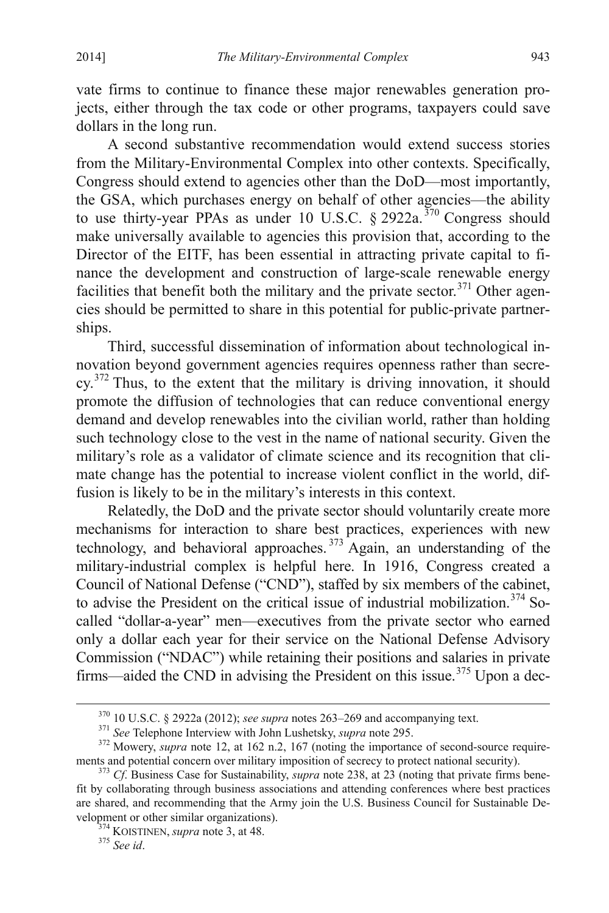vate firms to continue to finance these major renewables generation projects, either through the tax code or other programs, taxpayers could save dollars in the long run.

A second substantive recommendation would extend success stories from the Military-Environmental Complex into other contexts. Specifically, Congress should extend to agencies other than the DoD—most importantly, the GSA, which purchases energy on behalf of other agencies—the ability to use thirty-year PPAs as under 10 U.S.C. § 2922a.[370] Congress should make universally available to agencies this provision that, according to the Director of the EITF, has been essential in attracting private capital to finance the development and construction of large-scale renewable energy facilities that benefit both the military and the private sector.[371] Other agencies should be permitted to share in this potential for public-private partnerships.

Third, successful dissemination of information about technological innovation beyond government agencies requires openness rather than secrecy.[372] Thus, to the extent that the military is driving innovation, it should promote the diffusion of technologies that can reduce conventional energy demand and develop renewables into the civilian world, rather than holding such technology close to the vest in the name of national security. Given the military's role as a validator of climate science and its recognition that climate change has the potential to increase violent conflict in the world, diffusion is likely to be in the military's interests in this context.

Relatedly, the DoD and the private sector should voluntarily create more mechanisms for interaction to share best practices, experiences with new technology, and behavioral approaches.[373] Again, an understanding of the military-industrial complex is helpful here. In 1916, Congress created a Council of National Defense ("CND"), staffed by six members of the cabinet, to advise the President on the critical issue of industrial mobilization.[374] So-called "dollar-a-year" men—executives from the private sector who earned only a dollar each year for their service on the National Defense Advisory Commission ("NDAC") while retaining their positions and salaries in private firms—aided the CND in advising the President on this issue.[375] Upon a dec-

---

[370] 10 U.S.C. § 2922a (2012); *see supra* notes 263–269 and accompanying text.

[371] *See* Telephone Interview with John Lushetsky, *supra* note 295.

[372] Mowery, *supra* note 12, at 162 n.2, 167 (noting the importance of second-source requirements and potential concern over military imposition of secrecy to protect national security).

[373] *Cf*. Business Case for Sustainability, *supra* note 238, at 23 (noting that private firms benefit by collaborating through business associations and attending conferences where best practices are shared, and recommending that the Army join the U.S. Business Council for Sustainable Development or other similar organizations).

[374] KOISTINEN, *supra* note 3, at 48.

[375] *See id*.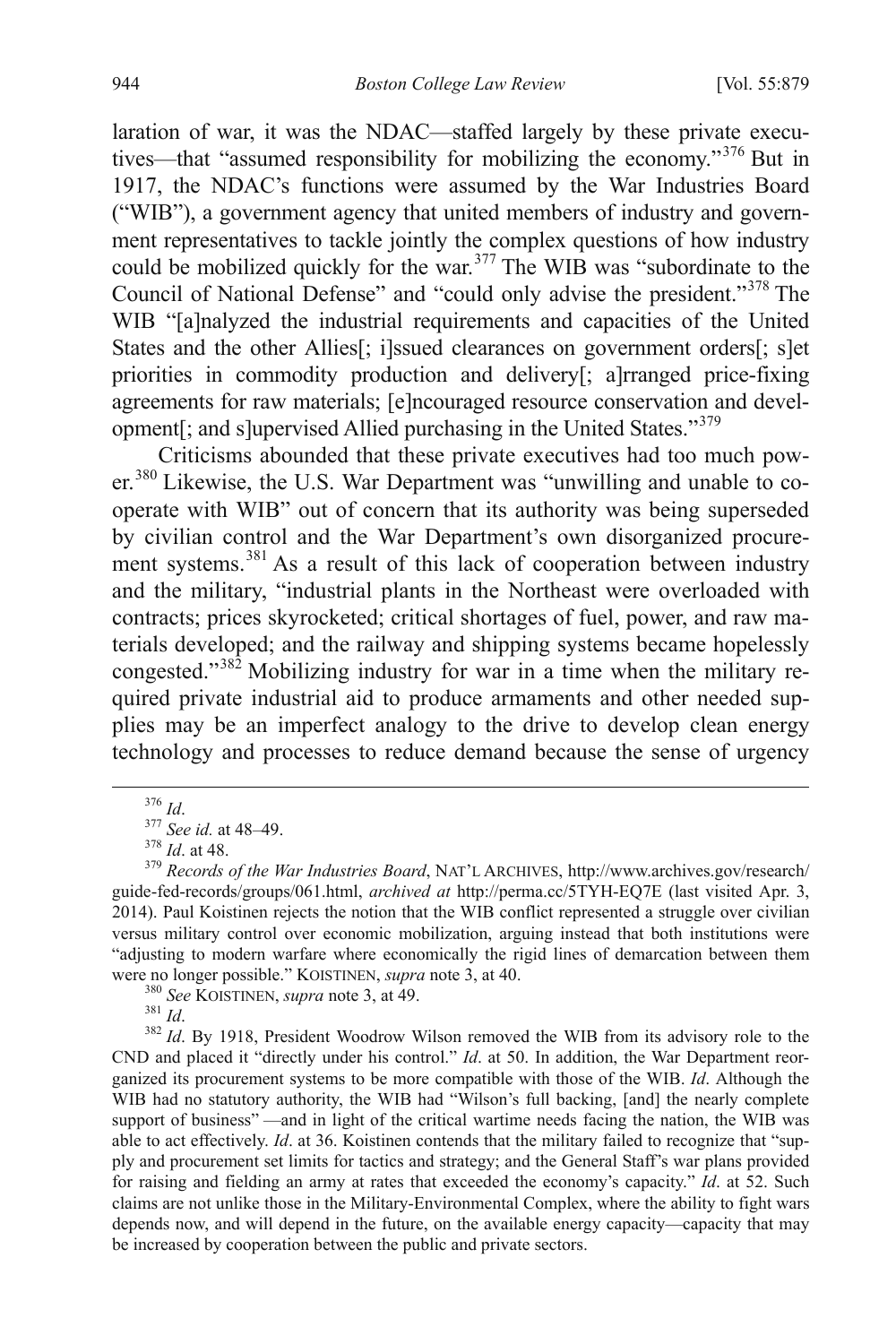laration of war, it was the NDAC—staffed largely by these private executives—that "assumed responsibility for mobilizing the economy."[376] But in 1917, the NDAC's functions were assumed by the War Industries Board ("WIB"), a government agency that united members of industry and government representatives to tackle jointly the complex questions of how industry could be mobilized quickly for the war.[377] The WIB was "subordinate to the Council of National Defense" and "could only advise the president."[378] The WIB "[a]nalyzed the industrial requirements and capacities of the United States and the other Allies[; i]ssued clearances on government orders[; s]et priorities in commodity production and delivery[; a]rranged price-fixing agreements for raw materials; [e]ncouraged resource conservation and development[; and s]upervised Allied purchasing in the United States."[379]

Criticisms abounded that these private executives had too much power.[380] Likewise, the U.S. War Department was "unwilling and unable to cooperate with WIB" out of concern that its authority was being superseded by civilian control and the War Department's own disorganized procurement systems.[381] As a result of this lack of cooperation between industry and the military, "industrial plants in the Northeast were overloaded with contracts; prices skyrocketed; critical shortages of fuel, power, and raw materials developed; and the railway and shipping systems became hopelessly congested."[382] Mobilizing industry for war in a time when the military required private industrial aid to produce armaments and other needed supplies may be an imperfect analogy to the drive to develop clean energy technology and processes to reduce demand because the sense of urgency

---

[376] *Id*.

[377] *See id.* at 48–49.

[378] *Id*. at 48.

[379] *Records of the War Industries Board*, NAT'L ARCHIVES, http://www.archives.gov/research/guide-fed-records/groups/061.html, *archived at* http://perma.cc/5TYH-EQ7E (last visited Apr. 3, 2014). Paul Koistinen rejects the notion that the WIB conflict represented a struggle over civilian versus military control over economic mobilization, arguing instead that both institutions were "adjusting to modern warfare where economically the rigid lines of demarcation between them were no longer possible." KOISTINEN, *supra* note 3, at 40.

[380] *See* KOISTINEN, *supra* note 3, at 49.

[381] *Id*.

[382] *Id*. By 1918, President Woodrow Wilson removed the WIB from its advisory role to the CND and placed it "directly under his control." *Id*. at 50. In addition, the War Department reorganized its procurement systems to be more compatible with those of the WIB. *Id*. Although the WIB had no statutory authority, the WIB had "Wilson's full backing, [and] the nearly complete support of business" —and in light of the critical wartime needs facing the nation, the WIB was able to act effectively. *Id*. at 36. Koistinen contends that the military failed to recognize that "supply and procurement set limits for tactics and strategy; and the General Staff's war plans provided for raising and fielding an army at rates that exceeded the economy's capacity." *Id*. at 52. Such claims are not unlike those in the Military-Environmental Complex, where the ability to fight wars depends now, and will depend in the future, on the available energy capacity—capacity that may be increased by cooperation between the public and private sectors.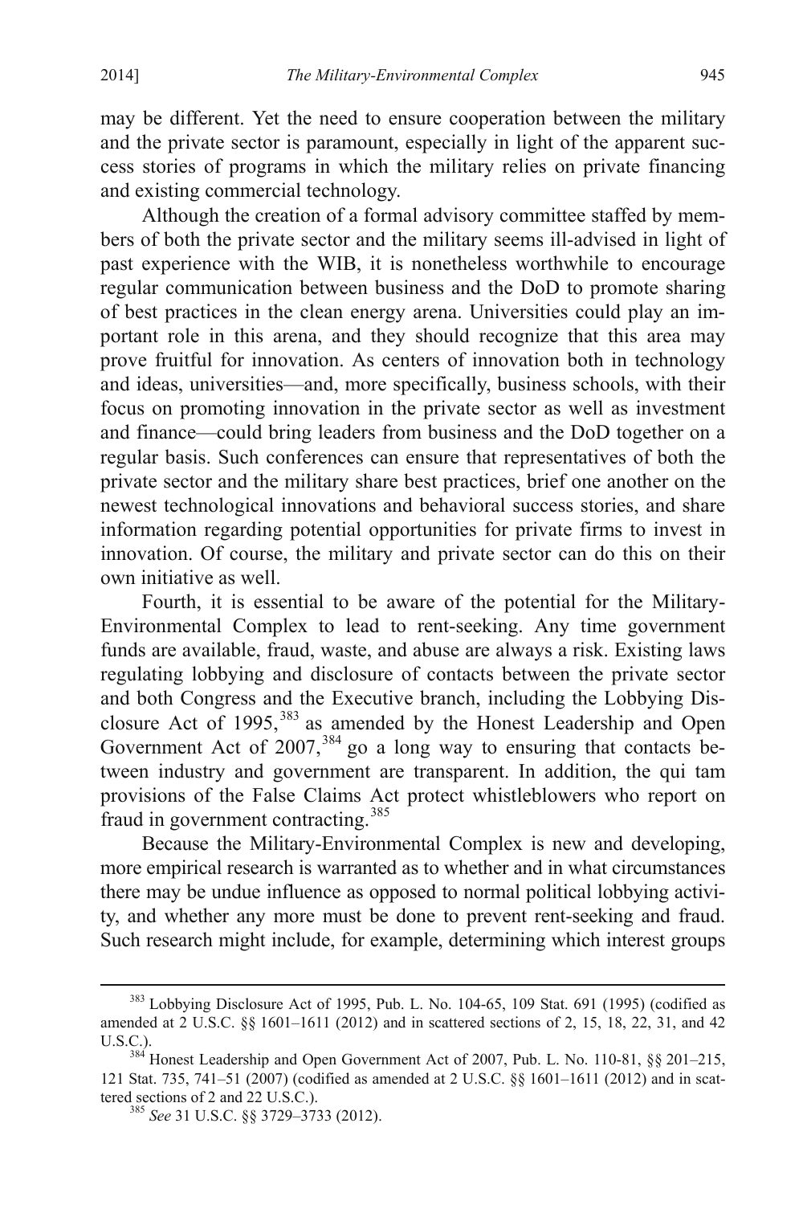may be different. Yet the need to ensure cooperation between the military and the private sector is paramount, especially in light of the apparent success stories of programs in which the military relies on private financing and existing commercial technology.

Although the creation of a formal advisory committee staffed by members of both the private sector and the military seems ill-advised in light of past experience with the WIB, it is nonetheless worthwhile to encourage regular communication between business and the DoD to promote sharing of best practices in the clean energy arena. Universities could play an important role in this arena, and they should recognize that this area may prove fruitful for innovation. As centers of innovation both in technology and ideas, universities—and, more specifically, business schools, with their focus on promoting innovation in the private sector as well as investment and finance—could bring leaders from business and the DoD together on a regular basis. Such conferences can ensure that representatives of both the private sector and the military share best practices, brief one another on the newest technological innovations and behavioral success stories, and share information regarding potential opportunities for private firms to invest in innovation. Of course, the military and private sector can do this on their own initiative as well.

Fourth, it is essential to be aware of the potential for the Military-Environmental Complex to lead to rent-seeking. Any time government funds are available, fraud, waste, and abuse are always a risk. Existing laws regulating lobbying and disclosure of contacts between the private sector and both Congress and the Executive branch, including the Lobbying Disclosure Act of 1995,[383] as amended by the Honest Leadership and Open Government Act of 2007,[384] go a long way to ensuring that contacts between industry and government are transparent. In addition, the qui tam provisions of the False Claims Act protect whistleblowers who report on fraud in government contracting.[385]

Because the Military-Environmental Complex is new and developing, more empirical research is warranted as to whether and in what circumstances there may be undue influence as opposed to normal political lobbying activity, and whether any more must be done to prevent rent-seeking and fraud. Such research might include, for example, determining which interest groups

---

[383] Lobbying Disclosure Act of 1995, Pub. L. No. 104-65, 109 Stat. 691 (1995) (codified as amended at 2 U.S.C. §§ 1601–1611 (2012) and in scattered sections of 2, 15, 18, 22, 31, and 42 U.S.C.).

[384] Honest Leadership and Open Government Act of 2007, Pub. L. No. 110-81, §§ 201–215, 121 Stat. 735, 741–51 (2007) (codified as amended at 2 U.S.C. §§ 1601–1611 (2012) and in scattered sections of 2 and 22 U.S.C.).

[385] *See* 31 U.S.C. §§ 3729–3733 (2012).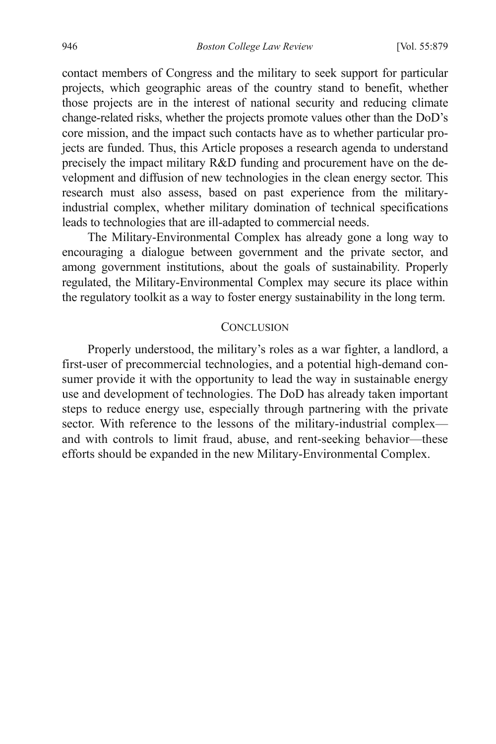contact members of Congress and the military to seek support for particular projects, which geographic areas of the country stand to benefit, whether those projects are in the interest of national security and reducing climate change-related risks, whether the projects promote values other than the DoD's core mission, and the impact such contacts have as to whether particular projects are funded. Thus, this Article proposes a research agenda to understand precisely the impact military R&D funding and procurement have on the development and diffusion of new technologies in the clean energy sector. This research must also assess, based on past experience from the military-industrial complex, whether military domination of technical specifications leads to technologies that are ill-adapted to commercial needs.

The Military-Environmental Complex has already gone a long way to encouraging a dialogue between government and the private sector, and among government institutions, about the goals of sustainability. Properly regulated, the Military-Environmental Complex may secure its place within the regulatory toolkit as a way to foster energy sustainability in the long term.

## CONCLUSION

Properly understood, the military's roles as a war fighter, a landlord, a first-user of precommercial technologies, and a potential high-demand consumer provide it with the opportunity to lead the way in sustainable energy use and development of technologies. The DoD has already taken important steps to reduce energy use, especially through partnering with the private sector. With reference to the lessons of the military-industrial complex—and with controls to limit fraud, abuse, and rent-seeking behavior—these efforts should be expanded in the new Military-Environmental Complex.